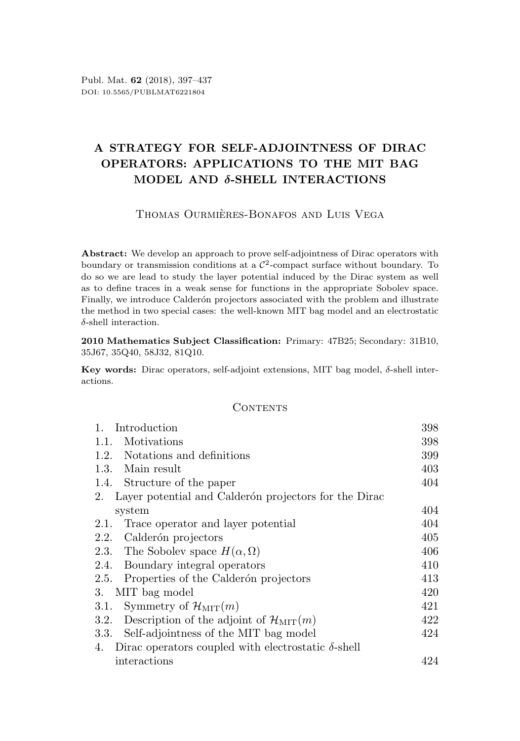# A STRATEGY FOR SELF-ADJOINTNESS OF DIRAC OPERATORS: APPLICATIONS TO THE MIT BAG MODEL AND $\delta$-SHELL INTERACTIONS

Thomas Ourmières-Bonafos and Luis Vega

**Abstract:** We develop an approach to prove self-adjointness of Dirac operators with boundary or transmission conditions at a $\mathcal{C}^2$-compact surface without boundary. To do so we are lead to study the layer potential induced by the Dirac system as well as to define traces in a weak sense for functions in the appropriate Sobolev space. Finally, we introduce Calderón projectors associated with the problem and illustrate the method in two special cases: the well-known MIT bag model and an electrostatic $\delta$-shell interaction.

**2010 Mathematics Subject Classification:** Primary: 47B25; Secondary: 31B10, 35J67, 35Q40, 58J32, 81Q10.

**Key words:** Dirac operators, self-adjoint extensions, MIT bag model, $\delta$-shell interactions.

## Contents

| | |
|---|---|
| 1. Introduction | 398 |
| 1.1. Motivations | 398 |
| 1.2. Notations and definitions | 399 |
| 1.3. Main result | 403 |
| 1.4. Structure of the paper | 404 |
| 2. Layer potential and Calderón projectors for the Dirac system | 404 |
| 2.1. Trace operator and layer potential | 404 |
| 2.2. Calderón projectors | 405 |
| 2.3. The Sobolev space $H(\alpha, \Omega)$ | 406 |
| 2.4. Boundary integral operators | 410 |
| 2.5. Properties of the Calderón projectors | 413 |
| 3. MIT bag model | 420 |
| 3.1. Symmetry of $\mathcal{H}_{\mathrm{MIT}}(m)$ | 421 |
| 3.2. Description of the adjoint of $\mathcal{H}_{\mathrm{MIT}}(m)$ | 422 |
| 3.3. Self-adjointness of the MIT bag model | 424 |
| 4. Dirac operators coupled with electrostatic $\delta$-shell interactions | 424 |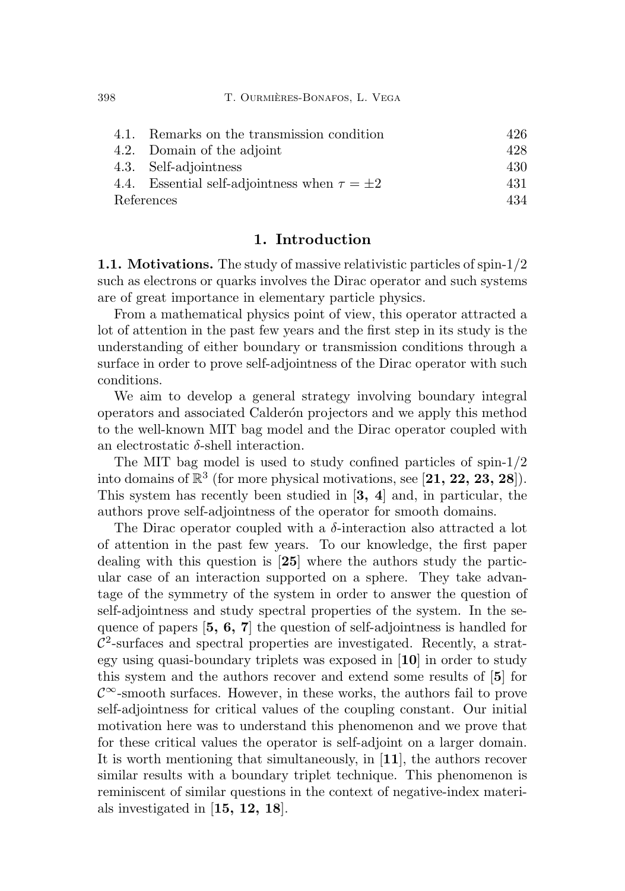| | | |
|---|---|---|
| 4.1. | Remarks on the transmission condition | 426 |
| 4.2. | Domain of the adjoint | 428 |
| 4.3. | Self-adjointness | 430 |
| 4.4. | Essential self-adjointness when $\tau = \pm 2$ | 431 |
| References | | 434 |

## 1. Introduction

**1.1. Motivations.** The study of massive relativistic particles of spin-$1/2$ such as electrons or quarks involves the Dirac operator and such systems are of great importance in elementary particle physics.

From a mathematical physics point of view, this operator attracted a lot of attention in the past few years and the first step in its study is the understanding of either boundary or transmission conditions through a surface in order to prove self-adjointness of the Dirac operator with such conditions.

We aim to develop a general strategy involving boundary integral operators and associated Calderón projectors and we apply this method to the well-known MIT bag model and the Dirac operator coupled with an electrostatic $\delta$-shell interaction.

The MIT bag model is used to study confined particles of spin-$1/2$ into domains of $\mathbb{R}^3$ (for more physical motivations, see [**21, 22, 23, 28**]). This system has recently been studied in [**3, 4**] and, in particular, the authors prove self-adjointness of the operator for smooth domains.

The Dirac operator coupled with a $\delta$-interaction also attracted a lot of attention in the past few years. To our knowledge, the first paper dealing with this question is [**25**] where the authors study the particular case of an interaction supported on a sphere. They take advantage of the symmetry of the system in order to answer the question of self-adjointness and study spectral properties of the system. In the sequence of papers [**5, 6, 7**] the question of self-adjointness is handled for $\mathcal{C}^2$-surfaces and spectral properties are investigated. Recently, a strategy using quasi-boundary triplets was exposed in [**10**] in order to study this system and the authors recover and extend some results of [**5**] for $\mathcal{C}^\infty$-smooth surfaces. However, in these works, the authors fail to prove self-adjointness for critical values of the coupling constant. Our initial motivation here was to understand this phenomenon and we prove that for these critical values the operator is self-adjoint on a larger domain. It is worth mentioning that simultaneously, in [**11**], the authors recover similar results with a boundary triplet technique. This phenomenon is reminiscent of similar questions in the context of negative-index materials investigated in [**15, 12, 18**].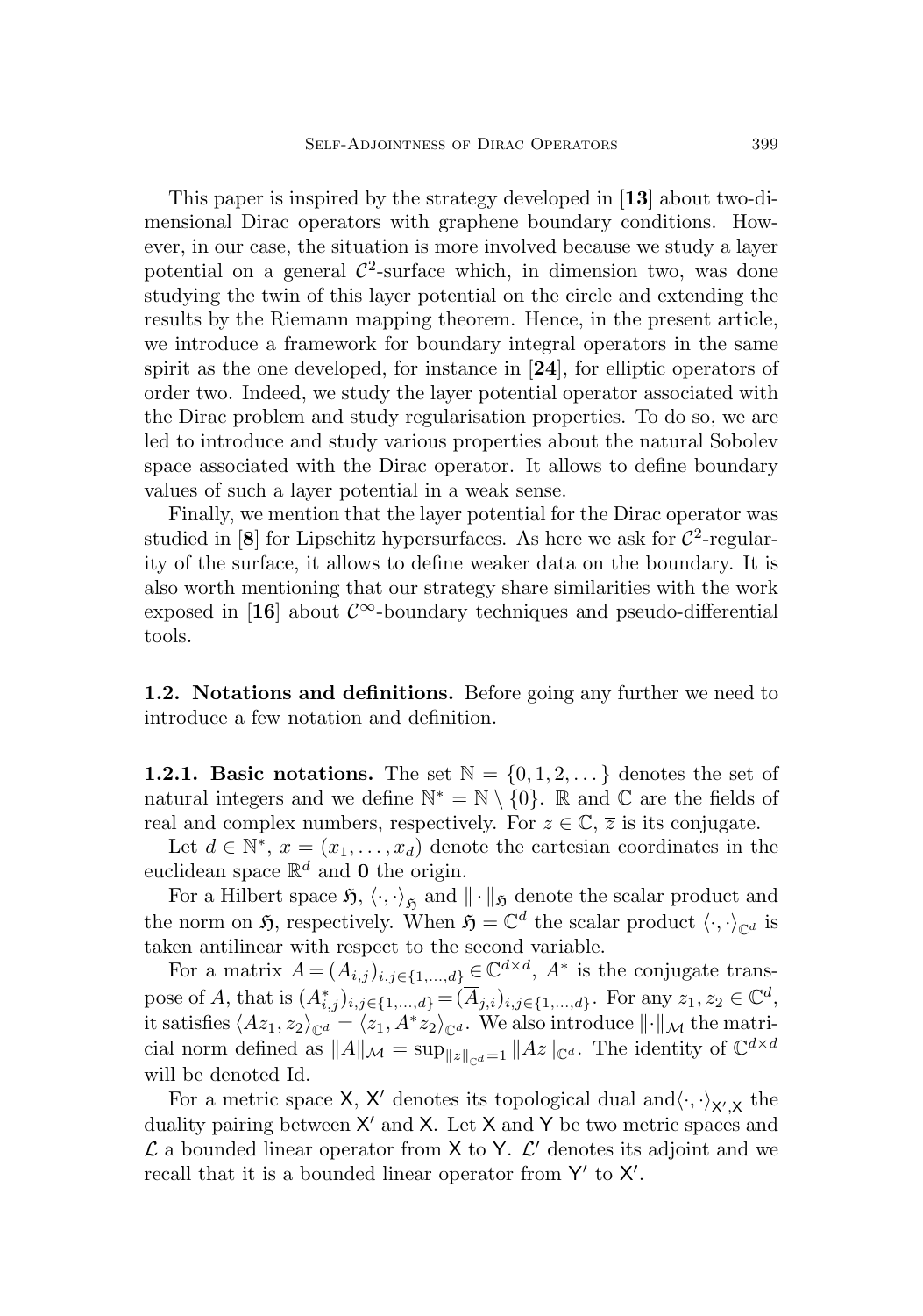This paper is inspired by the strategy developed in [**13**] about two-dimensional Dirac operators with graphene boundary conditions. However, in our case, the situation is more involved because we study a layer potential on a general $\mathcal{C}^2$-surface which, in dimension two, was done studying the twin of this layer potential on the circle and extending the results by the Riemann mapping theorem. Hence, in the present article, we introduce a framework for boundary integral operators in the same spirit as the one developed, for instance in [**24**], for elliptic operators of order two. Indeed, we study the layer potential operator associated with the Dirac problem and study regularisation properties. To do so, we are led to introduce and study various properties about the natural Sobolev space associated with the Dirac operator. It allows to define boundary values of such a layer potential in a weak sense.

Finally, we mention that the layer potential for the Dirac operator was studied in [**8**] for Lipschitz hypersurfaces. As here we ask for $\mathcal{C}^2$-regularity of the surface, it allows to define weaker data on the boundary. It is also worth mentioning that our strategy share similarities with the work exposed in [**16**] about $\mathcal{C}^\infty$-boundary techniques and pseudo-differential tools.

### 1.2. Notations and definitions.

Before going any further we need to introduce a few notation and definition.

#### 1.2.1. Basic notations.

The set $\mathbb{N} = \{0, 1, 2, \dots\}$ denotes the set of natural integers and we define $\mathbb{N}^* = \mathbb{N} \setminus \{0\}$. $\mathbb{R}$ and $\mathbb{C}$ are the fields of real and complex numbers, respectively. For $z \in \mathbb{C}$, $\overline{z}$ is its conjugate.

Let $d \in \mathbb{N}^*$, $x = (x_1, \dots, x_d)$ denote the cartesian coordinates in the euclidean space $\mathbb{R}^d$ and $\mathbf{0}$ the origin.

For a Hilbert space $\mathfrak{H}$, $\langle \cdot, \cdot \rangle_{\mathfrak{H}}$ and $\| \cdot \|_{\mathfrak{H}}$ denote the scalar product and the norm on $\mathfrak{H}$, respectively. When $\mathfrak{H} = \mathbb{C}^d$ the scalar product $\langle \cdot, \cdot \rangle_{\mathbb{C}^d}$ is taken antilinear with respect to the second variable.

For a matrix $A = (A_{i,j})_{i,j \in \{1,\dots,d\}} \in \mathbb{C}^{d \times d}$, $A^*$ is the conjugate transpose of $A$, that is $(A^*_{i,j})_{i,j \in \{1,\dots,d\}} = (\overline{A}_{j,i})_{i,j \in \{1,\dots,d\}}$. For any $z_1, z_2 \in \mathbb{C}^d$, it satisfies $\langle A z_1, z_2 \rangle_{\mathbb{C}^d} = \langle z_1, A^* z_2 \rangle_{\mathbb{C}^d}$. We also introduce $\|\cdot\|_{\mathcal{M}}$ the matricial norm defined as $\|A\|_{\mathcal{M}} = \sup_{\|z\|_{\mathbb{C}^d} = 1} \|Az\|_{\mathbb{C}^d}$. The identity of $\mathbb{C}^{d \times d}$ will be denoted Id.

For a metric space $\mathsf{X}$, $\mathsf{X}'$ denotes its topological dual and $\langle \cdot, \cdot \rangle_{\mathsf{X}', \mathsf{X}}$ the duality pairing between $\mathsf{X}'$ and $\mathsf{X}$. Let $\mathsf{X}$ and $\mathsf{Y}$ be two metric spaces and $\mathcal{L}$ a bounded linear operator from $\mathsf{X}$ to $\mathsf{Y}$. $\mathcal{L}'$ denotes its adjoint and we recall that it is a bounded linear operator from $\mathsf{Y}'$ to $\mathsf{X}'$.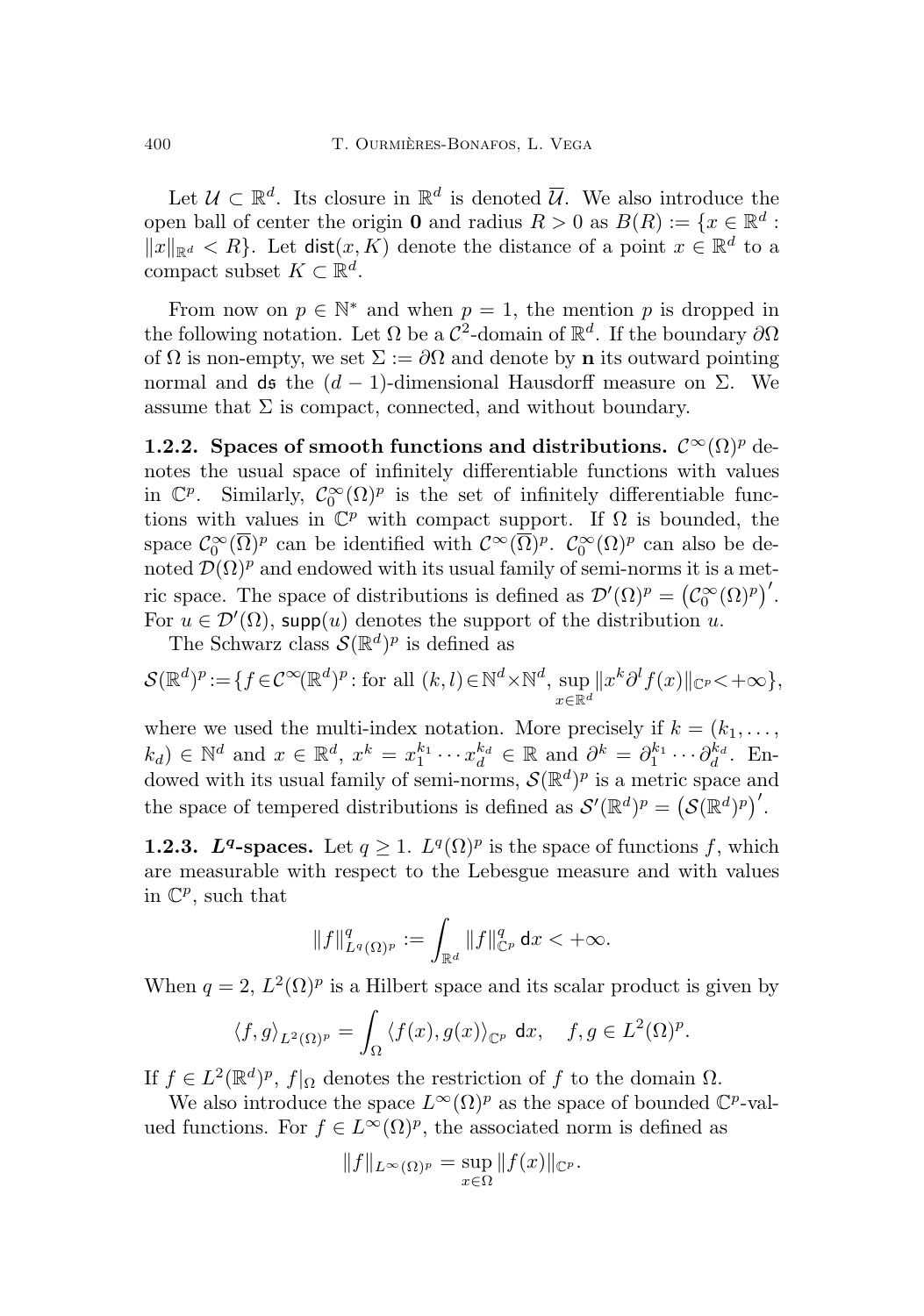Let $\mathcal{U} \subset \mathbb{R}^d$. Its closure in $\mathbb{R}^d$ is denoted $\overline{\mathcal{U}}$. We also introduce the open ball of center the origin $\mathbf{0}$ and radius $R > 0$ as $B(R) := \{x \in \mathbb{R}^d : \|x\|_{\mathbb{R}^d} < R\}$. Let $\mathsf{dist}(x, K)$ denote the distance of a point $x \in \mathbb{R}^d$ to a compact subset $K \subset \mathbb{R}^d$.

From now on $p \in \mathbb{N}^*$ and when $p = 1$, the mention $p$ is dropped in the following notation. Let $\Omega$ be a $\mathcal{C}^2$-domain of $\mathbb{R}^d$. If the boundary $\partial\Omega$ of $\Omega$ is non-empty, we set $\Sigma := \partial\Omega$ and denote by $\mathbf{n}$ its outward pointing normal and $\mathsf{d}\mathfrak{s}$ the $(d-1)$-dimensional Hausdorff measure on $\Sigma$. We assume that $\Sigma$ is compact, connected, and without boundary.

**1.2.2. Spaces of smooth functions and distributions.** $\mathcal{C}^\infty(\Omega)^p$ denotes the usual space of infinitely differentiable functions with values in $\mathbb{C}^p$. Similarly, $\mathcal{C}_0^\infty(\Omega)^p$ is the set of infinitely differentiable functions with values in $\mathbb{C}^p$ with compact support. If $\Omega$ is bounded, the space $\mathcal{C}_0^\infty(\overline{\Omega})^p$ can be identified with $\mathcal{C}^\infty(\overline{\Omega})^p$. $\mathcal{C}_0^\infty(\Omega)^p$ can also be denoted $\mathcal{D}(\Omega)^p$ and endowed with its usual family of semi-norms it is a metric space. The space of distributions is defined as $\mathcal{D}'(\Omega)^p = \big(\mathcal{C}_0^\infty(\Omega)^p\big)'$. For $u \in \mathcal{D}'(\Omega)$, $\mathsf{supp}(u)$ denotes the support of the distribution $u$.

The Schwarz class $\mathcal{S}(\mathbb{R}^d)^p$ is defined as

$$\mathcal{S}(\mathbb{R}^d)^p := \{f \in \mathcal{C}^\infty(\mathbb{R}^d)^p : \text{for all } (k,l) \in \mathbb{N}^d \times \mathbb{N}^d, \sup_{x\in\mathbb{R}^d} \|x^k \partial^l f(x)\|_{\mathbb{C}^p} < +\infty\},$$

where we used the multi-index notation. More precisely if $k = (k_1, \dots, k_d) \in \mathbb{N}^d$ and $x \in \mathbb{R}^d$, $x^k = x_1^{k_1} \cdots x_d^{k_d} \in \mathbb{R}$ and $\partial^k = \partial_1^{k_1} \cdots \partial_d^{k_d}$. Endowed with its usual family of semi-norms, $\mathcal{S}(\mathbb{R}^d)^p$ is a metric space and the space of tempered distributions is defined as $\mathcal{S}'(\mathbb{R}^d)^p = \big(\mathcal{S}(\mathbb{R}^d)^p\big)'$.

**1.2.3. $L^q$-spaces.** Let $q \geq 1$. $L^q(\Omega)^p$ is the space of functions $f$, which are measurable with respect to the Lebesgue measure and with values in $\mathbb{C}^p$, such that

$$\|f\|_{L^q(\Omega)^p}^q := \int_{\mathbb{R}^d} \|f\|_{\mathbb{C}^p}^q \, \mathsf{d}x < +\infty.$$

When $q = 2$, $L^2(\Omega)^p$ is a Hilbert space and its scalar product is given by

$$\langle f, g\rangle_{L^2(\Omega)^p} = \int_\Omega \langle f(x), g(x)\rangle_{\mathbb{C}^p} \, \mathsf{d}x, \quad f, g \in L^2(\Omega)^p.$$

If $f \in L^2(\mathbb{R}^d)^p$, $f|_\Omega$ denotes the restriction of $f$ to the domain $\Omega$.

We also introduce the space $L^\infty(\Omega)^p$ as the space of bounded $\mathbb{C}^p$-valued functions. For $f \in L^\infty(\Omega)^p$, the associated norm is defined as

$$\|f\|_{L^\infty(\Omega)^p} = \sup_{x\in\Omega} \|f(x)\|_{\mathbb{C}^p}.$$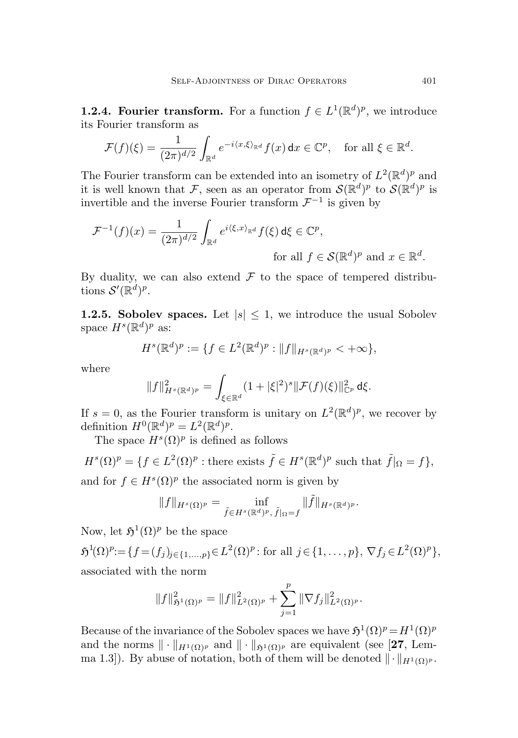**1.2.4. Fourier transform.** For a function $f \in L^1(\mathbb{R}^d)^p$, we introduce its Fourier transform as

$$\mathcal{F}(f)(\xi) = \frac{1}{(2\pi)^{d/2}} \int_{\mathbb{R}^d} e^{-i\langle x,\xi\rangle_{\mathbb{R}^d}} f(x)\,\mathsf{d}x \in \mathbb{C}^p, \quad \text{for all } \xi \in \mathbb{R}^d.$$

The Fourier transform can be extended into an isometry of $L^2(\mathbb{R}^d)^p$ and it is well known that $\mathcal{F}$, seen as an operator from $\mathcal{S}(\mathbb{R}^d)^p$ to $\mathcal{S}(\mathbb{R}^d)^p$ is invertible and the inverse Fourier transform $\mathcal{F}^{-1}$ is given by

$$\mathcal{F}^{-1}(f)(x) = \frac{1}{(2\pi)^{d/2}} \int_{\mathbb{R}^d} e^{i\langle \xi,x\rangle_{\mathbb{R}^d}} f(\xi)\,\mathsf{d}\xi \in \mathbb{C}^p, \quad \text{for all } f \in \mathcal{S}(\mathbb{R}^d)^p \text{ and } x \in \mathbb{R}^d.$$

By duality, we can also extend $\mathcal{F}$ to the space of tempered distributions $\mathcal{S}'(\mathbb{R}^d)^p$.

**1.2.5. Sobolev spaces.** Let $|s| \leq 1$, we introduce the usual Sobolev space $H^s(\mathbb{R}^d)^p$ as:

$$H^s(\mathbb{R}^d)^p := \{f \in L^2(\mathbb{R}^d)^p : \|f\|_{H^s(\mathbb{R}^d)^p} < +\infty\},$$

where

$$\|f\|^2_{H^s(\mathbb{R}^d)^p} = \int_{\xi\in\mathbb{R}^d} (1+|\xi|^2)^s \|\mathcal{F}(f)(\xi)\|^2_{\mathbb{C}^p}\,\mathsf{d}\xi.$$

If $s = 0$, as the Fourier transform is unitary on $L^2(\mathbb{R}^d)^p$, we recover by definition $H^0(\mathbb{R}^d)^p = L^2(\mathbb{R}^d)^p$.

The space $H^s(\Omega)^p$ is defined as follows

$$H^s(\Omega)^p = \{f \in L^2(\Omega)^p : \text{there exists } \tilde{f} \in H^s(\mathbb{R}^d)^p \text{ such that } \tilde{f}|_\Omega = f\},$$

and for $f \in H^s(\Omega)^p$ the associated norm is given by

$$\|f\|_{H^s(\Omega)^p} = \inf_{\tilde{f}\in H^s(\mathbb{R}^d)^p,\, \tilde{f}|_\Omega = f} \|\tilde{f}\|_{H^s(\mathbb{R}^d)^p}.$$

Now, let $\mathfrak{H}^1(\Omega)^p$ be the space

$$\mathfrak{H}^1(\Omega)^p := \{f = (f_j)_{j\in\{1,\dots,p\}} \in L^2(\Omega)^p : \text{for all } j \in \{1,\dots,p\},\ \nabla f_j \in L^2(\Omega)^p\},$$

associated with the norm

$$\|f\|^2_{\mathfrak{H}^1(\Omega)^p} = \|f\|^2_{L^2(\Omega)^p} + \sum_{j=1}^p \|\nabla f_j\|^2_{L^2(\Omega)^p}.$$

Because of the invariance of the Sobolev spaces we have $\mathfrak{H}^1(\Omega)^p = H^1(\Omega)^p$ and the norms $\|\cdot\|_{H^1(\Omega)^p}$ and $\|\cdot\|_{\mathfrak{H}^1(\Omega)^p}$ are equivalent (see [**27**, Lemma 1.3]). By abuse of notation, both of them will be denoted $\|\cdot\|_{H^1(\Omega)^p}$.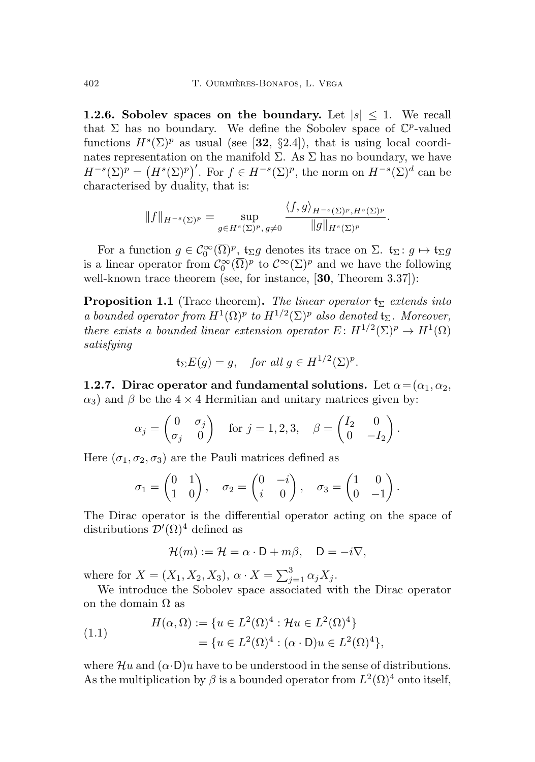**1.2.6. Sobolev spaces on the boundary.** Let $|s| \leq 1$. We recall that $\Sigma$ has no boundary. We define the Sobolev space of $\mathbb{C}^p$-valued functions $H^s(\Sigma)^p$ as usual (see [**32**, §2.4]), that is using local coordinates representation on the manifold $\Sigma$. As $\Sigma$ has no boundary, we have $H^{-s}(\Sigma)^p = \big(H^s(\Sigma)^p\big)'$. For $f \in H^{-s}(\Sigma)^p$, the norm on $H^{-s}(\Sigma)^d$ can be characterised by duality, that is:

$$\|f\|_{H^{-s}(\Sigma)^p} = \sup_{g \in H^s(\Sigma)^p,\, g \neq 0} \frac{\langle f, g\rangle_{H^{-s}(\Sigma)^p, H^s(\Sigma)^p}}{\|g\|_{H^s(\Sigma)^p}}.$$

For a function $g \in \mathcal{C}_0^\infty(\overline{\Omega})^p$, $\mathsf{t}_\Sigma g$ denotes its trace on $\Sigma$. $\mathsf{t}_\Sigma \colon g \mapsto \mathsf{t}_\Sigma g$ is a linear operator from $\mathcal{C}_0^\infty(\overline{\Omega})^p$ to $\mathcal{C}^\infty(\Sigma)^p$ and we have the following well-known trace theorem (see, for instance, [**30**, Theorem 3.37]):

**Proposition 1.1** (Trace theorem)**.** *The linear operator $\mathsf{t}_\Sigma$ extends into a bounded operator from $H^1(\Omega)^p$ to $H^{1/2}(\Sigma)^p$ also denoted $\mathsf{t}_\Sigma$. Moreover, there exists a bounded linear extension operator $E\colon H^{1/2}(\Sigma)^p \to H^1(\Omega)$ satisfying*

$$\mathsf{t}_\Sigma E(g) = g, \quad \textit{for all } g \in H^{1/2}(\Sigma)^p.$$

**1.2.7. Dirac operator and fundamental solutions.** Let $\alpha = (\alpha_1, \alpha_2, \alpha_3)$ and $\beta$ be the $4 \times 4$ Hermitian and unitary matrices given by:

$$\alpha_j = \begin{pmatrix} 0 & \sigma_j \\ \sigma_j & 0 \end{pmatrix} \quad \text{for } j = 1, 2, 3, \quad \beta = \begin{pmatrix} I_2 & 0 \\ 0 & -I_2 \end{pmatrix}.$$

Here $(\sigma_1, \sigma_2, \sigma_3)$ are the Pauli matrices defined as

$$\sigma_1 = \begin{pmatrix} 0 & 1 \\ 1 & 0 \end{pmatrix}, \quad \sigma_2 = \begin{pmatrix} 0 & -i \\ i & 0 \end{pmatrix}, \quad \sigma_3 = \begin{pmatrix} 1 & 0 \\ 0 & -1 \end{pmatrix}.$$

The Dirac operator is the differential operator acting on the space of distributions $\mathcal{D}'(\Omega)^4$ defined as

$$\mathcal{H}(m) := \mathcal{H} = \alpha \cdot \mathsf{D} + m\beta, \quad \mathsf{D} = -i\nabla,$$

where for $X = (X_1, X_2, X_3)$, $\alpha \cdot X = \sum_{j=1}^{3} \alpha_j X_j$.

We introduce the Sobolev space associated with the Dirac operator on the domain $\Omega$ as

$$\begin{aligned} H(\alpha, \Omega) &:= \{u \in L^2(\Omega)^4 : \mathcal{H}u \in L^2(\Omega)^4\} \\ &= \{u \in L^2(\Omega)^4 : (\alpha \cdot \mathsf{D})u \in L^2(\Omega)^4\}, \end{aligned} \tag{1.1}$$

where $\mathcal{H}u$ and $(\alpha \cdot \mathsf{D})u$ have to be understood in the sense of distributions. As the multiplication by $\beta$ is a bounded operator from $L^2(\Omega)^4$ onto itself,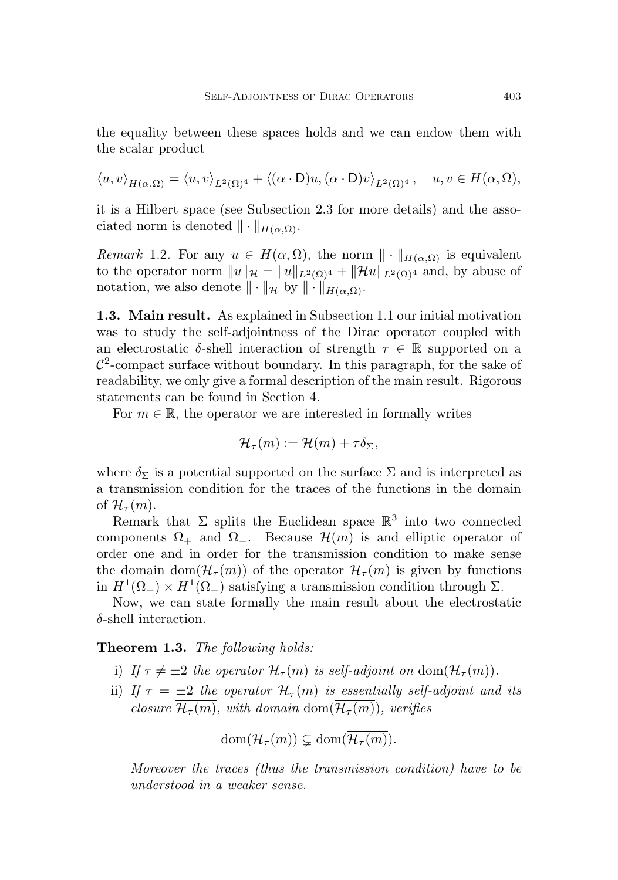the equality between these spaces holds and we can endow them with the scalar product

$$\langle u, v\rangle_{H(\alpha,\Omega)} = \langle u, v\rangle_{L^2(\Omega)^4} + \langle(\alpha \cdot \mathsf{D})u, (\alpha \cdot \mathsf{D})v\rangle_{L^2(\Omega)^4}, \quad u, v \in H(\alpha, \Omega),$$

it is a Hilbert space (see Subsection 2.3 for more details) and the associated norm is denoted $\|\cdot\|_{H(\alpha,\Omega)}$.

*Remark* 1.2. For any $u \in H(\alpha, \Omega)$, the norm $\|\cdot\|_{H(\alpha,\Omega)}$ is equivalent to the operator norm $\|u\|_{\mathcal{H}} = \|u\|_{L^2(\Omega)^4} + \|\mathcal{H}u\|_{L^2(\Omega)^4}$ and, by abuse of notation, we also denote $\|\cdot\|_{\mathcal{H}}$ by $\|\cdot\|_{H(\alpha,\Omega)}$.

**1.3. Main result.** As explained in Subsection 1.1 our initial motivation was to study the self-adjointness of the Dirac operator coupled with an electrostatic $\delta$-shell interaction of strength $\tau \in \mathbb{R}$ supported on a $\mathcal{C}^2$-compact surface without boundary. In this paragraph, for the sake of readability, we only give a formal description of the main result. Rigorous statements can be found in Section 4.

For $m \in \mathbb{R}$, the operator we are interested in formally writes

$$\mathcal{H}_\tau(m) := \mathcal{H}(m) + \tau\delta_\Sigma,$$

where $\delta_\Sigma$ is a potential supported on the surface $\Sigma$ and is interpreted as a transmission condition for the traces of the functions in the domain of $\mathcal{H}_\tau(m)$.

Remark that $\Sigma$ splits the Euclidean space $\mathbb{R}^3$ into two connected components $\Omega_+$ and $\Omega_-$. Because $\mathcal{H}(m)$ is and elliptic operator of order one and in order for the transmission condition to make sense the domain $\operatorname{dom}(\mathcal{H}_\tau(m))$ of the operator $\mathcal{H}_\tau(m)$ is given by functions in $H^1(\Omega_+) \times H^1(\Omega_-)$ satisfying a transmission condition through $\Sigma$.

Now, we can state formally the main result about the electrostatic $\delta$-shell interaction.

**Theorem 1.3.** *The following holds:*

i) *If $\tau \neq \pm 2$ the operator $\mathcal{H}_\tau(m)$ is self-adjoint on* $\operatorname{dom}(\mathcal{H}_\tau(m))$.

ii) *If $\tau = \pm 2$ the operator $\mathcal{H}_\tau(m)$ is essentially self-adjoint and its closure $\overline{\mathcal{H}_\tau(m)}$, with domain* $\operatorname{dom}(\overline{\mathcal{H}_\tau(m)})$, *verifies*

$$\operatorname{dom}(\mathcal{H}_\tau(m)) \subsetneq \operatorname{dom}(\overline{\mathcal{H}_\tau(m)}).$$

*Moreover the traces (thus the transmission condition) have to be understood in a weaker sense.*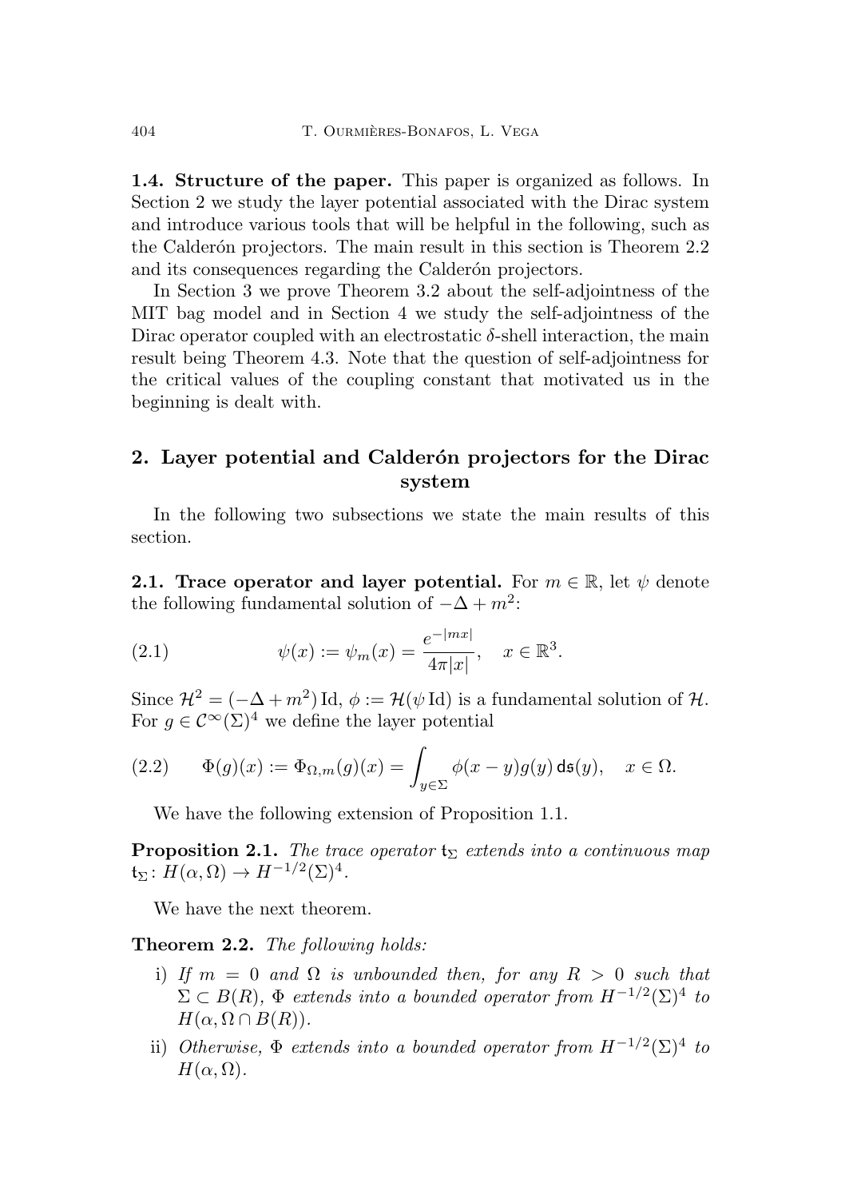**1.4. Structure of the paper.** This paper is organized as follows. In Section 2 we study the layer potential associated with the Dirac system and introduce various tools that will be helpful in the following, such as the Calderón projectors. The main result in this section is Theorem 2.2 and its consequences regarding the Calderón projectors.

In Section 3 we prove Theorem 3.2 about the self-adjointness of the MIT bag model and in Section 4 we study the self-adjointness of the Dirac operator coupled with an electrostatic $\delta$-shell interaction, the main result being Theorem 4.3. Note that the question of self-adjointness for the critical values of the coupling constant that motivated us in the beginning is dealt with.

## 2. Layer potential and Calderón projectors for the Dirac system

In the following two subsections we state the main results of this section.

**2.1. Trace operator and layer potential.** For $m \in \mathbb{R}$, let $\psi$ denote the following fundamental solution of $-\Delta + m^2$:

$$\psi(x) := \psi_m(x) = \frac{e^{-|mx|}}{4\pi|x|}, \quad x \in \mathbb{R}^3. \tag{2.1}$$

Since $\mathcal{H}^2 = (-\Delta + m^2)\,\mathrm{Id}$, $\phi := \mathcal{H}(\psi\,\mathrm{Id})$ is a fundamental solution of $\mathcal{H}$. For $g \in \mathcal{C}^\infty(\Sigma)^4$ we define the layer potential

$$\Phi(g)(x) := \Phi_{\Omega,m}(g)(x) = \int_{y\in\Sigma} \phi(x-y)g(y)\,\mathsf{ds}(y), \quad x \in \Omega. \tag{2.2}$$

We have the following extension of Proposition 1.1.

**Proposition 2.1.** *The trace operator $\mathsf{t}_\Sigma$ extends into a continuous map $\mathsf{t}_\Sigma \colon H(\alpha,\Omega) \to H^{-1/2}(\Sigma)^4$.*

We have the next theorem.

**Theorem 2.2.** *The following holds:*

i) *If $m = 0$ and $\Omega$ is unbounded then, for any $R > 0$ such that $\Sigma \subset B(R)$, $\Phi$ extends into a bounded operator from $H^{-1/2}(\Sigma)^4$ to $H(\alpha, \Omega \cap B(R))$.*

ii) *Otherwise, $\Phi$ extends into a bounded operator from $H^{-1/2}(\Sigma)^4$ to $H(\alpha,\Omega)$.*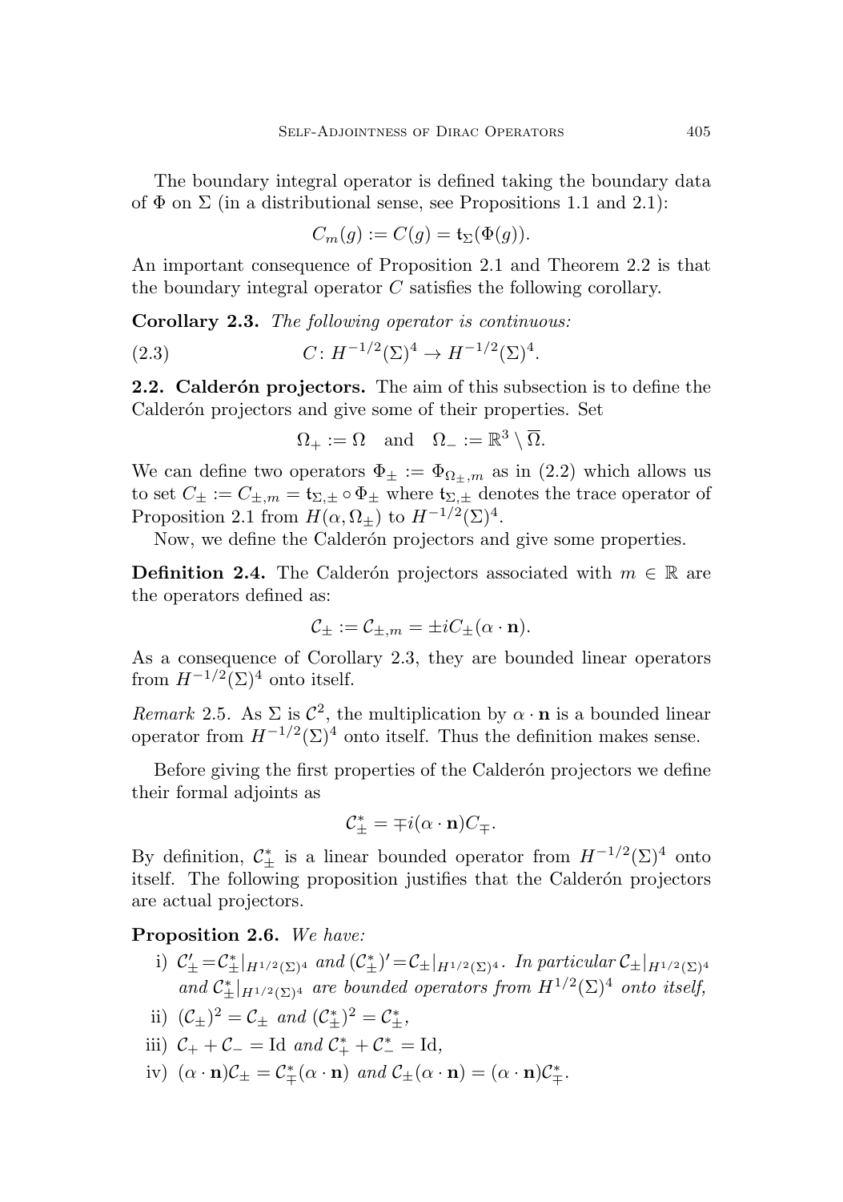The boundary integral operator is defined taking the boundary data of $\Phi$ on $\Sigma$ (in a distributional sense, see Propositions 1.1 and 2.1):

$$C_m(g) := C(g) = \mathfrak{t}_\Sigma(\Phi(g)).$$

An important consequence of Proposition 2.1 and Theorem 2.2 is that the boundary integral operator $C$ satisfies the following corollary.

**Corollary 2.3.** *The following operator is continuous:*

$$C\colon H^{-1/2}(\Sigma)^4 \to H^{-1/2}(\Sigma)^4. \tag{2.3}$$

**2.2. Calderón projectors.** The aim of this subsection is to define the Calderón projectors and give some of their properties. Set

$$\Omega_+ := \Omega \quad \text{and} \quad \Omega_- := \mathbb{R}^3 \setminus \overline{\Omega}.$$

We can define two operators $\Phi_\pm := \Phi_{\Omega_\pm, m}$ as in (2.2) which allows us to set $C_\pm := C_{\pm,m} = \mathfrak{t}_{\Sigma,\pm} \circ \Phi_\pm$ where $\mathfrak{t}_{\Sigma,\pm}$ denotes the trace operator of Proposition 2.1 from $H(\alpha, \Omega_\pm)$ to $H^{-1/2}(\Sigma)^4$.

Now, we define the Calderón projectors and give some properties.

**Definition 2.4.** The Calderón projectors associated with $m \in \mathbb{R}$ are the operators defined as:

$$\mathcal{C}_\pm := \mathcal{C}_{\pm,m} = \pm i C_\pm(\alpha \cdot \mathbf{n}).$$

As a consequence of Corollary 2.3, they are bounded linear operators from $H^{-1/2}(\Sigma)^4$ onto itself.

*Remark* 2.5. As $\Sigma$ is $\mathcal{C}^2$, the multiplication by $\alpha \cdot \mathbf{n}$ is a bounded linear operator from $H^{-1/2}(\Sigma)^4$ onto itself. Thus the definition makes sense.

Before giving the first properties of the Calderón projectors we define their formal adjoints as

$$\mathcal{C}_\pm^* = \mp i(\alpha \cdot \mathbf{n})C_\mp.$$

By definition, $\mathcal{C}_\pm^*$ is a linear bounded operator from $H^{-1/2}(\Sigma)^4$ onto itself. The following proposition justifies that the Calderón projectors are actual projectors.

**Proposition 2.6.** *We have:*

i) $\mathcal{C}_\pm' = \mathcal{C}_\pm^*|_{H^{1/2}(\Sigma)^4}$ *and* $(\mathcal{C}_\pm^*)' = \mathcal{C}_\pm|_{H^{1/2}(\Sigma)^4}$. *In particular* $\mathcal{C}_\pm|_{H^{1/2}(\Sigma)^4}$ *and* $\mathcal{C}_\pm^*|_{H^{1/2}(\Sigma)^4}$ *are bounded operators from* $H^{1/2}(\Sigma)^4$ *onto itself,*

ii) $(\mathcal{C}_\pm)^2 = \mathcal{C}_\pm$ *and* $(\mathcal{C}_\pm^*)^2 = \mathcal{C}_\pm^*$,

iii) $\mathcal{C}_+ + \mathcal{C}_- = \mathrm{Id}$ *and* $\mathcal{C}_+^* + \mathcal{C}_-^* = \mathrm{Id}$,

iv) $(\alpha \cdot \mathbf{n})\mathcal{C}_\pm = \mathcal{C}_\mp^*(\alpha \cdot \mathbf{n})$ *and* $\mathcal{C}_\pm(\alpha \cdot \mathbf{n}) = (\alpha \cdot \mathbf{n})\mathcal{C}_\mp^*$.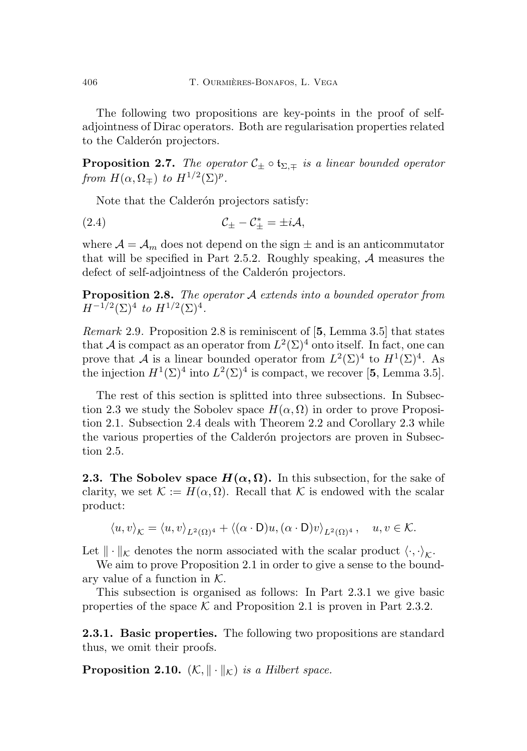The following two propositions are key-points in the proof of self-adjointness of Dirac operators. Both are regularisation properties related to the Calderón projectors.

**Proposition 2.7.** *The operator $\mathcal{C}_\pm \circ \mathsf{t}_{\Sigma,\mp}$ is a linear bounded operator from $H(\alpha,\Omega_\mp)$ to $H^{1/2}(\Sigma)^p$.*

Note that the Calderón projectors satisfy:

$$\mathcal{C}_\pm - \mathcal{C}_\pm^* = \pm i\mathcal{A}, \tag{2.4}$$

where $\mathcal{A} = \mathcal{A}_m$ does not depend on the sign $\pm$ and is an anticommutator that will be specified in Part 2.5.2. Roughly speaking, $\mathcal{A}$ measures the defect of self-adjointness of the Calderón projectors.

**Proposition 2.8.** *The operator $\mathcal{A}$ extends into a bounded operator from $H^{-1/2}(\Sigma)^4$ to $H^{1/2}(\Sigma)^4$.*

*Remark* 2.9. Proposition 2.8 is reminiscent of [**5**, Lemma 3.5] that states that $\mathcal{A}$ is compact as an operator from $L^2(\Sigma)^4$ onto itself. In fact, one can prove that $\mathcal{A}$ is a linear bounded operator from $L^2(\Sigma)^4$ to $H^1(\Sigma)^4$. As the injection $H^1(\Sigma)^4$ into $L^2(\Sigma)^4$ is compact, we recover [**5**, Lemma 3.5].

The rest of this section is splitted into three subsections. In Subsection 2.3 we study the Sobolev space $H(\alpha,\Omega)$ in order to prove Proposition 2.1. Subsection 2.4 deals with Theorem 2.2 and Corollary 2.3 while the various properties of the Calderón projectors are proven in Subsection 2.5.

## 2.3. The Sobolev space $H(\alpha,\Omega)$.

In this subsection, for the sake of clarity, we set $\mathcal{K} := H(\alpha,\Omega)$. Recall that $\mathcal{K}$ is endowed with the scalar product:

$$\langle u,v\rangle_{\mathcal{K}} = \langle u,v\rangle_{L^2(\Omega)^4} + \langle(\alpha\cdot \mathsf{D})u,(\alpha\cdot \mathsf{D})v\rangle_{L^2(\Omega)^4}, \quad u,v\in\mathcal{K}.$$

Let $\|\cdot\|_{\mathcal{K}}$ denotes the norm associated with the scalar product $\langle\cdot,\cdot\rangle_{\mathcal{K}}$.

We aim to prove Proposition 2.1 in order to give a sense to the boundary value of a function in $\mathcal{K}$.

This subsection is organised as follows: In Part 2.3.1 we give basic properties of the space $\mathcal{K}$ and Proposition 2.1 is proven in Part 2.3.2.

### 2.3.1. Basic properties.

The following two propositions are standard thus, we omit their proofs.

**Proposition 2.10.** *$(\mathcal{K},\|\cdot\|_{\mathcal{K}})$ is a Hilbert space.*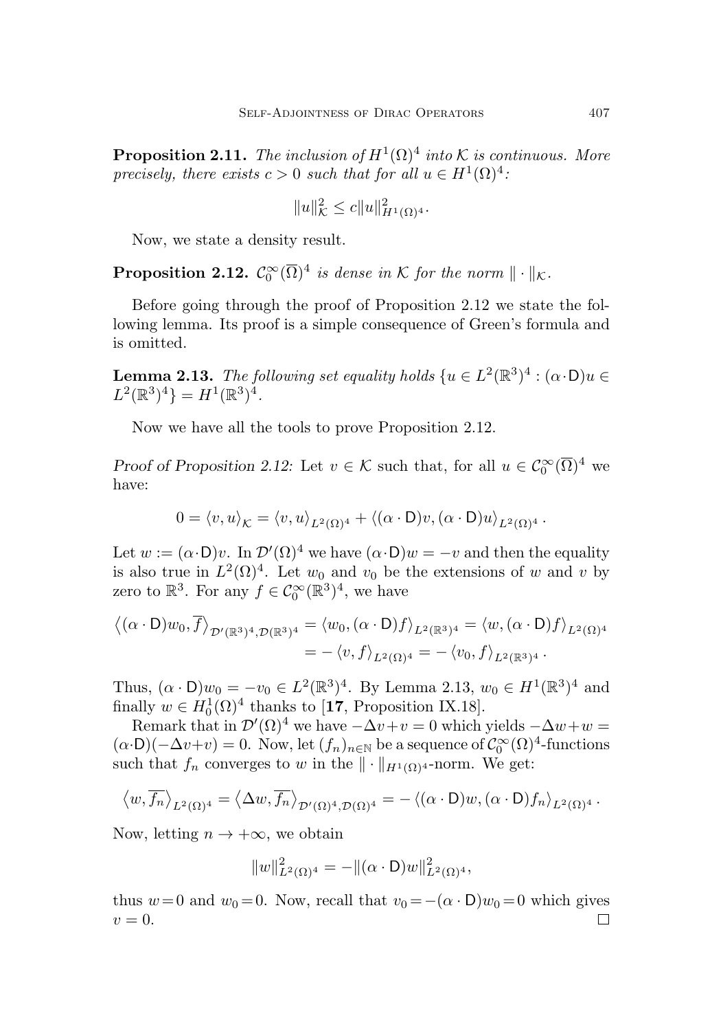**Proposition 2.11.** *The inclusion of $H^1(\Omega)^4$ into $\mathcal{K}$ is continuous. More precisely, there exists $c > 0$ such that for all $u \in H^1(\Omega)^4$:*

$$\|u\|_{\mathcal{K}}^2 \leq c\|u\|_{H^1(\Omega)^4}^2.$$

Now, we state a density result.

**Proposition 2.12.** *$\mathcal{C}_0^\infty(\overline{\Omega})^4$ is dense in $\mathcal{K}$ for the norm $\|\cdot\|_{\mathcal{K}}$.*

Before going through the proof of Proposition 2.12 we state the following lemma. Its proof is a simple consequence of Green's formula and is omitted.

**Lemma 2.13.** *The following set equality holds $\{u \in L^2(\mathbb{R}^3)^4 : (\alpha \cdot \mathsf{D})u \in L^2(\mathbb{R}^3)^4\} = H^1(\mathbb{R}^3)^4$.*

Now we have all the tools to prove Proposition 2.12.

*Proof of Proposition 2.12:* Let $v \in \mathcal{K}$ such that, for all $u \in \mathcal{C}_0^\infty(\overline{\Omega})^4$ we have:

$$0 = \langle v, u\rangle_{\mathcal{K}} = \langle v, u\rangle_{L^2(\Omega)^4} + \langle(\alpha \cdot \mathsf{D})v, (\alpha \cdot \mathsf{D})u\rangle_{L^2(\Omega)^4}.$$

Let $w := (\alpha\cdot\mathsf{D})v$. In $\mathcal{D}'(\Omega)^4$ we have $(\alpha\cdot\mathsf{D})w = -v$ and then the equality is also true in $L^2(\Omega)^4$. Let $w_0$ and $v_0$ be the extensions of $w$ and $v$ by zero to $\mathbb{R}^3$. For any $f \in \mathcal{C}_0^\infty(\mathbb{R}^3)^4$, we have

$$\begin{aligned}\left\langle(\alpha \cdot \mathsf{D})w_0, \overline{f}\right\rangle_{\mathcal{D}'(\mathbb{R}^3)^4,\mathcal{D}(\mathbb{R}^3)^4} &= \langle w_0, (\alpha \cdot \mathsf{D})f\rangle_{L^2(\mathbb{R}^3)^4} = \langle w, (\alpha \cdot \mathsf{D})f\rangle_{L^2(\Omega)^4} \\ &= -\langle v, f\rangle_{L^2(\Omega)^4} = -\langle v_0, f\rangle_{L^2(\mathbb{R}^3)^4}.\end{aligned}$$

Thus, $(\alpha \cdot \mathsf{D})w_0 = -v_0 \in L^2(\mathbb{R}^3)^4$. By Lemma 2.13, $w_0 \in H^1(\mathbb{R}^3)^4$ and finally $w \in H_0^1(\Omega)^4$ thanks to [**17**, Proposition IX.18].

Remark that in $\mathcal{D}'(\Omega)^4$ we have $-\Delta v + v = 0$ which yields $-\Delta w + w = (\alpha\cdot\mathsf{D})(-\Delta v + v) = 0$. Now, let $(f_n)_{n\in\mathbb{N}}$ be a sequence of $\mathcal{C}_0^\infty(\Omega)^4$-functions such that $f_n$ converges to $w$ in the $\|\cdot\|_{H^1(\Omega)^4}$-norm. We get:

$$\left\langle w, \overline{f_n}\right\rangle_{L^2(\Omega)^4} = \left\langle \Delta w, \overline{f_n}\right\rangle_{\mathcal{D}'(\Omega)^4,\mathcal{D}(\Omega)^4} = -\langle(\alpha \cdot \mathsf{D})w, (\alpha \cdot \mathsf{D})f_n\rangle_{L^2(\Omega)^4}.$$

Now, letting $n \to +\infty$, we obtain

$$\|w\|_{L^2(\Omega)^4}^2 = -\|(\alpha \cdot \mathsf{D})w\|_{L^2(\Omega)^4}^2,$$

thus $w = 0$ and $w_0 = 0$. Now, recall that $v_0 = -(\alpha \cdot \mathsf{D})w_0 = 0$ which gives $v = 0$. $\square$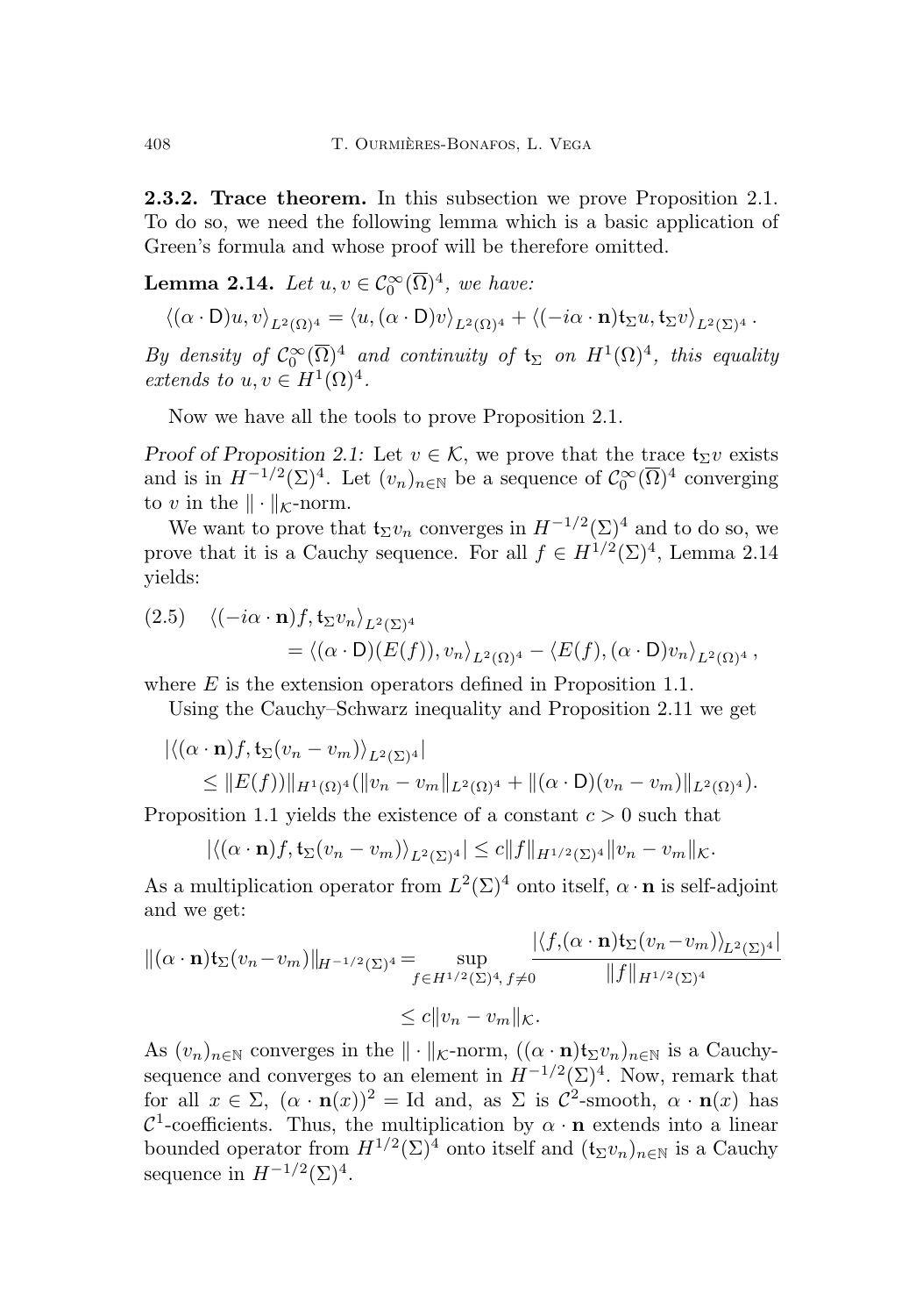**2.3.2. Trace theorem.** In this subsection we prove Proposition 2.1. To do so, we need the following lemma which is a basic application of Green's formula and whose proof will be therefore omitted.

**Lemma 2.14.** *Let $u, v \in \mathcal{C}_0^\infty(\overline{\Omega})^4$, we have:*

$$\langle(\alpha\cdot \mathsf{D})u, v\rangle_{L^2(\Omega)^4} = \langle u, (\alpha\cdot\mathsf{D})v\rangle_{L^2(\Omega)^4} + \langle(-i\alpha\cdot\mathbf{n})\mathsf{t}_\Sigma u, \mathsf{t}_\Sigma v\rangle_{L^2(\Sigma)^4}.$$

*By density of $\mathcal{C}_0^\infty(\overline{\Omega})^4$ and continuity of $\mathsf{t}_\Sigma$ on $H^1(\Omega)^4$, this equality extends to $u, v \in H^1(\Omega)^4$.*

Now we have all the tools to prove Proposition 2.1.

*Proof of Proposition 2.1:* Let $v \in \mathcal{K}$, we prove that the trace $\mathsf{t}_\Sigma v$ exists and is in $H^{-1/2}(\Sigma)^4$. Let $(v_n)_{n\in\mathbb{N}}$ be a sequence of $\mathcal{C}_0^\infty(\overline{\Omega})^4$ converging to $v$ in the $\|\cdot\|_{\mathcal{K}}$-norm.

We want to prove that $\mathsf{t}_\Sigma v_n$ converges in $H^{-1/2}(\Sigma)^4$ and to do so, we prove that it is a Cauchy sequence. For all $f \in H^{1/2}(\Sigma)^4$, Lemma 2.14 yields:

$$\begin{aligned}(2.5)\quad &\langle(-i\alpha\cdot\mathbf{n})f, \mathsf{t}_\Sigma v_n\rangle_{L^2(\Sigma)^4}\\ &\qquad = \langle(\alpha\cdot\mathsf{D})(E(f)), v_n\rangle_{L^2(\Omega)^4} - \langle E(f), (\alpha\cdot\mathsf{D})v_n\rangle_{L^2(\Omega)^4},\end{aligned}$$

where $E$ is the extension operators defined in Proposition 1.1.

Using the Cauchy–Schwarz inequality and Proposition 2.11 we get

$$\begin{aligned}&|\langle(\alpha\cdot\mathbf{n})f, \mathsf{t}_\Sigma(v_n - v_m)\rangle_{L^2(\Sigma)^4}|\\ &\qquad\leq \|E(f))\|_{H^1(\Omega)^4}(\|v_n - v_m\|_{L^2(\Omega)^4} + \|(\alpha\cdot\mathsf{D})(v_n - v_m)\|_{L^2(\Omega)^4}).\end{aligned}$$

Proposition 1.1 yields the existence of a constant $c > 0$ such that

$$|\langle(\alpha\cdot\mathbf{n})f, \mathsf{t}_\Sigma(v_n - v_m)\rangle_{L^2(\Sigma)^4}| \leq c\|f\|_{H^{1/2}(\Sigma)^4}\|v_n - v_m\|_{\mathcal{K}}.$$

As a multiplication operator from $L^2(\Sigma)^4$ onto itself, $\alpha\cdot\mathbf{n}$ is self-adjoint and we get:

$$\begin{aligned}\|(\alpha\cdot\mathbf{n})\mathsf{t}_\Sigma(v_n - v_m)\|_{H^{-1/2}(\Sigma)^4} &= \sup_{f\in H^{1/2}(\Sigma)^4,\, f\neq 0}\frac{|\langle f, (\alpha\cdot\mathbf{n})\mathsf{t}_\Sigma(v_n - v_m)\rangle_{L^2(\Sigma)^4}|}{\|f\|_{H^{1/2}(\Sigma)^4}}\\ &\leq c\|v_n - v_m\|_{\mathcal{K}}.\end{aligned}$$

As $(v_n)_{n\in\mathbb{N}}$ converges in the $\|\cdot\|_{\mathcal{K}}$-norm, $((\alpha\cdot\mathbf{n})\mathsf{t}_\Sigma v_n)_{n\in\mathbb{N}}$ is a Cauchy-sequence and converges to an element in $H^{-1/2}(\Sigma)^4$. Now, remark that for all $x \in \Sigma$, $(\alpha\cdot\mathbf{n}(x))^2 = \mathrm{Id}$ and, as $\Sigma$ is $\mathcal{C}^2$-smooth, $\alpha\cdot\mathbf{n}(x)$ has $\mathcal{C}^1$-coefficients. Thus, the multiplication by $\alpha\cdot\mathbf{n}$ extends into a linear bounded operator from $H^{1/2}(\Sigma)^4$ onto itself and $(\mathsf{t}_\Sigma v_n)_{n\in\mathbb{N}}$ is a Cauchy sequence in $H^{-1/2}(\Sigma)^4$.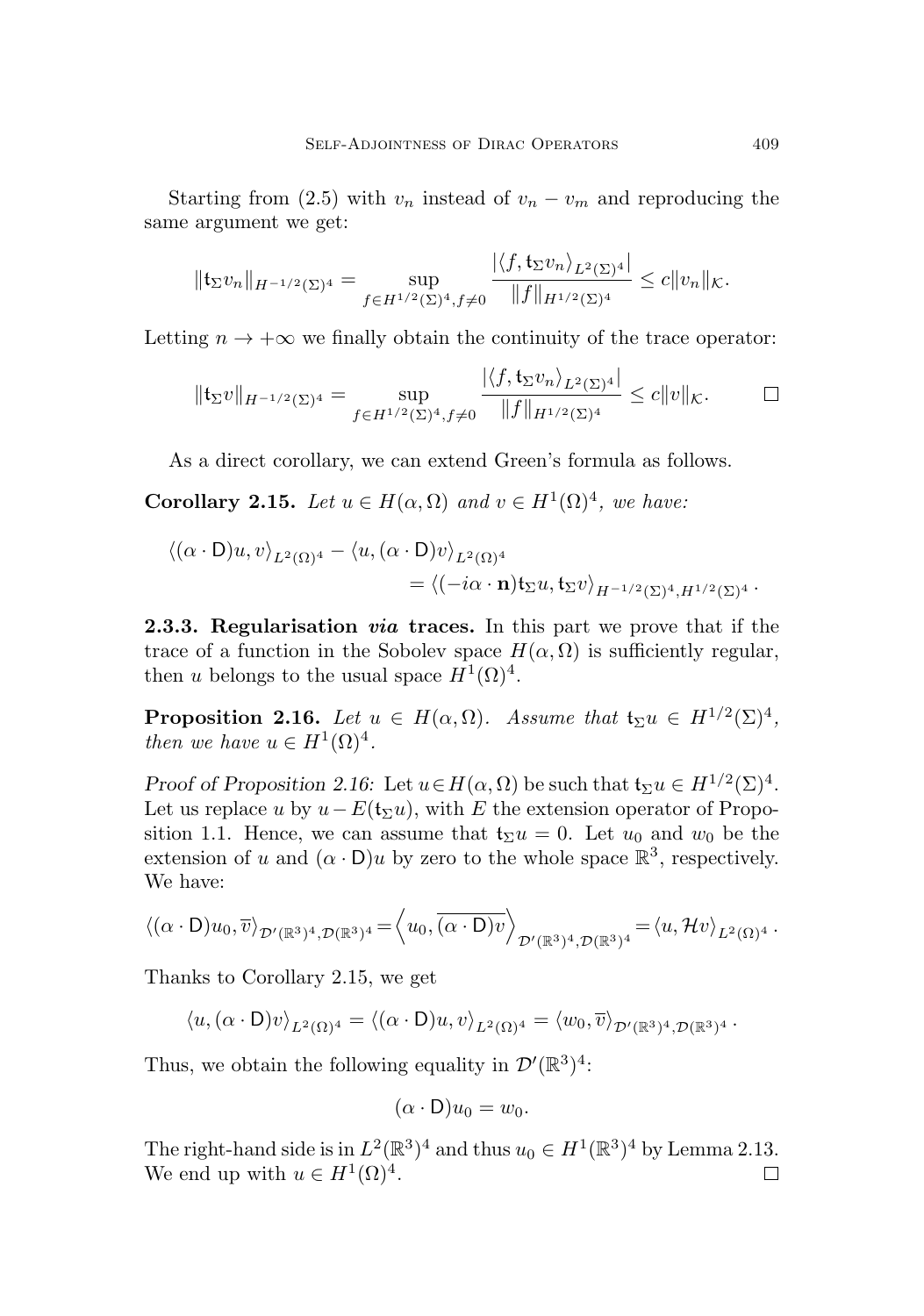Starting from (2.5) with $v_n$ instead of $v_n - v_m$ and reproducing the same argument we get:

$$\|\mathsf{t}_\Sigma v_n\|_{H^{-1/2}(\Sigma)^4} = \sup_{f\in H^{1/2}(\Sigma)^4, f\neq 0} \frac{|\langle f, \mathsf{t}_\Sigma v_n\rangle_{L^2(\Sigma)^4}|}{\|f\|_{H^{1/2}(\Sigma)^4}} \leq c\|v_n\|_{\mathcal{K}}.$$

Letting $n \to +\infty$ we finally obtain the continuity of the trace operator:

$$\|\mathsf{t}_\Sigma v\|_{H^{-1/2}(\Sigma)^4} = \sup_{f\in H^{1/2}(\Sigma)^4, f\neq 0} \frac{|\langle f, \mathsf{t}_\Sigma v_n\rangle_{L^2(\Sigma)^4}|}{\|f\|_{H^{1/2}(\Sigma)^4}} \leq c\|v\|_{\mathcal{K}}. \qquad \square$$

As a direct corollary, we can extend Green's formula as follows.

**Corollary 2.15.** *Let $u \in H(\alpha, \Omega)$ and $v \in H^1(\Omega)^4$, we have:*

$$\begin{aligned}\langle(\alpha\cdot \mathsf{D})u, v\rangle_{L^2(\Omega)^4} &- \langle u, (\alpha\cdot\mathsf{D})v\rangle_{L^2(\Omega)^4}\\ &= \langle(-i\alpha\cdot\mathbf{n})\mathsf{t}_\Sigma u, \mathsf{t}_\Sigma v\rangle_{H^{-1/2}(\Sigma)^4, H^{1/2}(\Sigma)^4}.\end{aligned}$$

**2.3.3. Regularisation *via* traces.** In this part we prove that if the trace of a function in the Sobolev space $H(\alpha,\Omega)$ is sufficiently regular, then $u$ belongs to the usual space $H^1(\Omega)^4$.

**Proposition 2.16.** *Let $u \in H(\alpha,\Omega)$. Assume that $\mathsf{t}_\Sigma u \in H^{1/2}(\Sigma)^4$, then we have $u \in H^1(\Omega)^4$.*

*Proof of Proposition 2.16:* Let $u \in H(\alpha,\Omega)$ be such that $\mathsf{t}_\Sigma u \in H^{1/2}(\Sigma)^4$. Let us replace $u$ by $u - E(\mathsf{t}_\Sigma u)$, with $E$ the extension operator of Proposition 1.1. Hence, we can assume that $\mathsf{t}_\Sigma u = 0$. Let $u_0$ and $w_0$ be the extension of $u$ and $(\alpha\cdot\mathsf{D})u$ by zero to the whole space $\mathbb{R}^3$, respectively. We have:

$$\langle(\alpha\cdot\mathsf{D})u_0, \overline{v}\rangle_{\mathcal{D}'(\mathbb{R}^3)^4, \mathcal{D}(\mathbb{R}^3)^4} = \left\langle u_0, \overline{(\alpha\cdot\mathsf{D})v}\right\rangle_{\mathcal{D}'(\mathbb{R}^3)^4,\mathcal{D}(\mathbb{R}^3)^4} = \langle u, \mathcal{H}v\rangle_{L^2(\Omega)^4}.$$

Thanks to Corollary 2.15, we get

$$\langle u, (\alpha\cdot\mathsf{D})v\rangle_{L^2(\Omega)^4} = \langle(\alpha\cdot\mathsf{D})u, v\rangle_{L^2(\Omega)^4} = \langle w_0, \overline{v}\rangle_{\mathcal{D}'(\mathbb{R}^3)^4,\mathcal{D}(\mathbb{R}^3)^4}.$$

Thus, we obtain the following equality in $\mathcal{D}'(\mathbb{R}^3)^4$:

$$(\alpha\cdot\mathsf{D})u_0 = w_0.$$

The right-hand side is in $L^2(\mathbb{R}^3)^4$ and thus $u_0 \in H^1(\mathbb{R}^3)^4$ by Lemma 2.13. We end up with $u \in H^1(\Omega)^4$. $\square$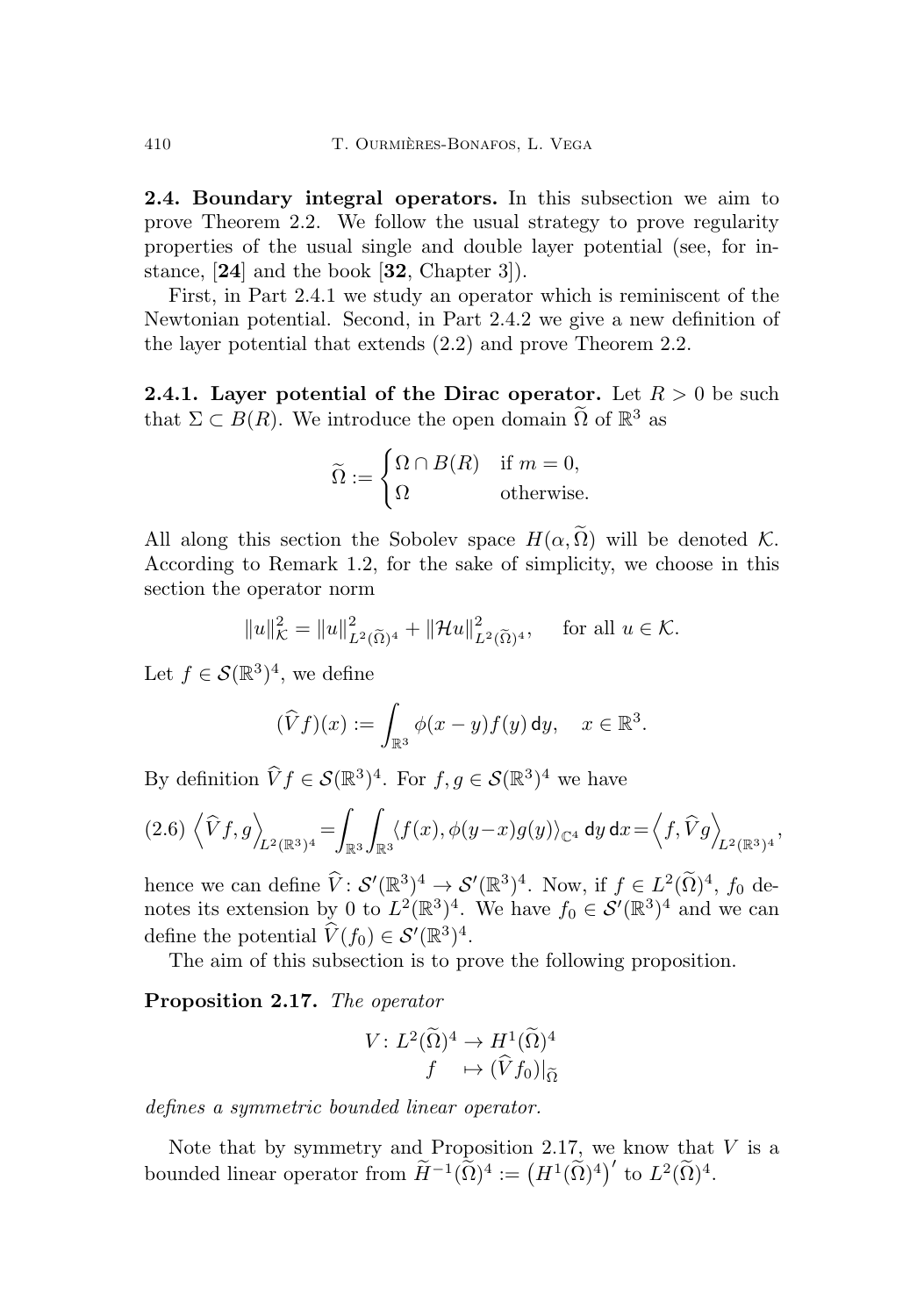**2.4. Boundary integral operators.** In this subsection we aim to prove Theorem 2.2. We follow the usual strategy to prove regularity properties of the usual single and double layer potential (see, for instance, [**24**] and the book [**32**, Chapter 3]).

First, in Part 2.4.1 we study an operator which is reminiscent of the Newtonian potential. Second, in Part 2.4.2 we give a new definition of the layer potential that extends (2.2) and prove Theorem 2.2.

**2.4.1. Layer potential of the Dirac operator.** Let $R > 0$ be such that $\Sigma \subset B(R)$. We introduce the open domain $\widetilde{\Omega}$ of $\mathbb{R}^3$ as

$$\widetilde{\Omega} := \begin{cases} \Omega \cap B(R) & \text{if } m = 0, \\ \Omega & \text{otherwise.} \end{cases}$$

All along this section the Sobolev space $H(\alpha, \widetilde{\Omega})$ will be denoted $\mathcal{K}$. According to Remark 1.2, for the sake of simplicity, we choose in this section the operator norm

$$\|u\|_{\mathcal{K}}^2 = \|u\|_{L^2(\widetilde{\Omega})^4}^2 + \|\mathcal{H}u\|_{L^2(\widetilde{\Omega})^4}^2, \quad \text{for all } u \in \mathcal{K}.$$

Let $f \in \mathcal{S}(\mathbb{R}^3)^4$, we define

$$(\widehat{V}f)(x) := \int_{\mathbb{R}^3} \phi(x-y) f(y)\, \mathsf{d}y, \quad x \in \mathbb{R}^3.$$

By definition $\widehat{V}f \in \mathcal{S}(\mathbb{R}^3)^4$. For $f, g \in \mathcal{S}(\mathbb{R}^3)^4$ we have

$$\left\langle \widehat{V}f, g \right\rangle_{L^2(\mathbb{R}^3)^4} = \int_{\mathbb{R}^3} \int_{\mathbb{R}^3} \langle f(x), \phi(y-x) g(y) \rangle_{\mathbb{C}^4}\, \mathsf{d}y\, \mathsf{d}x = \left\langle f, \widehat{V}g \right\rangle_{L^2(\mathbb{R}^3)^4}, \tag{2.6}$$

hence we can define $\widehat{V} \colon \mathcal{S}'(\mathbb{R}^3)^4 \to \mathcal{S}'(\mathbb{R}^3)^4$. Now, if $f \in L^2(\widetilde{\Omega})^4$, $f_0$ denotes its extension by 0 to $L^2(\mathbb{R}^3)^4$. We have $f_0 \in \mathcal{S}'(\mathbb{R}^3)^4$ and we can define the potential $\widehat{V}(f_0) \in \mathcal{S}'(\mathbb{R}^3)^4$.

The aim of this subsection is to prove the following proposition.

**Proposition 2.17.** *The operator*

$$\begin{aligned} V \colon L^2(\widetilde{\Omega})^4 &\to H^1(\widetilde{\Omega})^4 \\ f &\mapsto (\widehat{V}f_0)|_{\widetilde{\Omega}} \end{aligned}$$

*defines a symmetric bounded linear operator.*

Note that by symmetry and Proposition 2.17, we know that $V$ is a bounded linear operator from $\widetilde{H}^{-1}(\widetilde{\Omega})^4 := \left(H^1(\widetilde{\Omega})^4\right)'$ to $L^2(\widetilde{\Omega})^4$.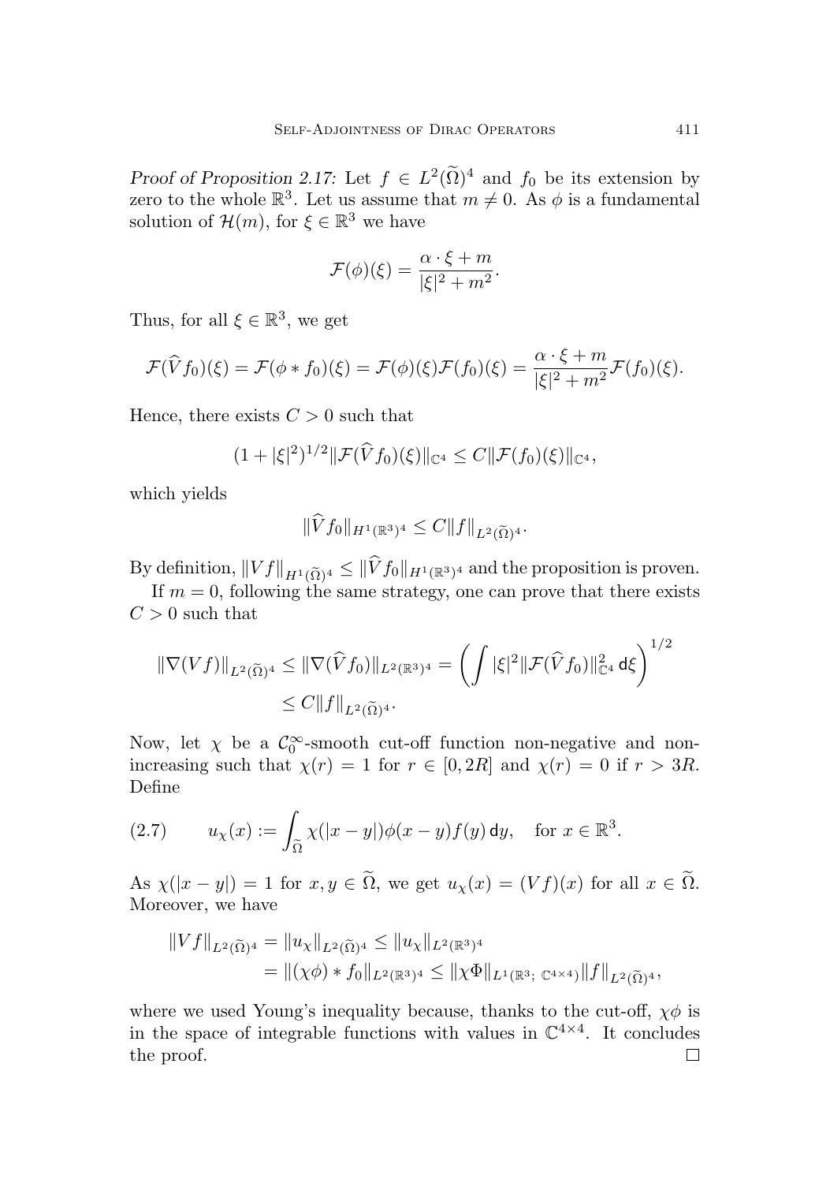*Proof of Proposition 2.17:* Let $f \in L^2(\widetilde{\Omega})^4$ and $f_0$ be its extension by zero to the whole $\mathbb{R}^3$. Let us assume that $m \neq 0$. As $\phi$ is a fundamental solution of $\mathcal{H}(m)$, for $\xi \in \mathbb{R}^3$ we have

$$\mathcal{F}(\phi)(\xi) = \frac{\alpha \cdot \xi + m}{|\xi|^2 + m^2}.$$

Thus, for all $\xi \in \mathbb{R}^3$, we get

$$\mathcal{F}(\widehat{V} f_0)(\xi) = \mathcal{F}(\phi * f_0)(\xi) = \mathcal{F}(\phi)(\xi)\mathcal{F}(f_0)(\xi) = \frac{\alpha \cdot \xi + m}{|\xi|^2 + m^2}\mathcal{F}(f_0)(\xi).$$

Hence, there exists $C > 0$ such that

$$(1 + |\xi|^2)^{1/2} \|\mathcal{F}(\widehat{V} f_0)(\xi)\|_{\mathbb{C}^4} \leq C \|\mathcal{F}(f_0)(\xi)\|_{\mathbb{C}^4},$$

which yields

$$\|\widehat{V} f_0\|_{H^1(\mathbb{R}^3)^4} \leq C \|f\|_{L^2(\widetilde{\Omega})^4}.$$

By definition, $\|Vf\|_{H^1(\widetilde{\Omega})^4} \leq \|\widehat{V} f_0\|_{H^1(\mathbb{R}^3)^4}$ and the proposition is proven.

If $m = 0$, following the same strategy, one can prove that there exists $C > 0$ such that

$$\begin{aligned}
\|\nabla(Vf)\|_{L^2(\widetilde{\Omega})^4} &\leq \|\nabla(\widehat{V} f_0)\|_{L^2(\mathbb{R}^3)^4} = \left( \int |\xi|^2 \|\mathcal{F}(\widehat{V} f_0)\|^2_{\mathbb{C}^4} \, \mathsf{d}\xi \right)^{1/2} \\
&\leq C \|f\|_{L^2(\widetilde{\Omega})^4}.
\end{aligned}$$

Now, let $\chi$ be a $\mathcal{C}_0^\infty$-smooth cut-off function non-negative and non-increasing such that $\chi(r) = 1$ for $r \in [0, 2R]$ and $\chi(r) = 0$ if $r > 3R$. Define

$$u_\chi(x) := \int_{\widetilde{\Omega}} \chi(|x - y|)\phi(x - y) f(y) \, \mathsf{d}y, \quad \text{for } x \in \mathbb{R}^3. \tag{2.7}$$

As $\chi(|x - y|) = 1$ for $x, y \in \widetilde{\Omega}$, we get $u_\chi(x) = (Vf)(x)$ for all $x \in \widetilde{\Omega}$. Moreover, we have

$$\begin{aligned}
\|Vf\|_{L^2(\widetilde{\Omega})^4} &= \|u_\chi\|_{L^2(\widetilde{\Omega})^4} \leq \|u_\chi\|_{L^2(\mathbb{R}^3)^4} \\
&= \|(\chi\phi) * f_0\|_{L^2(\mathbb{R}^3)^4} \leq \|\chi\Phi\|_{L^1(\mathbb{R}^3;\, \mathbb{C}^{4\times 4})} \|f\|_{L^2(\widetilde{\Omega})^4},
\end{aligned}$$

where we used Young's inequality because, thanks to the cut-off, $\chi\phi$ is in the space of integrable functions with values in $\mathbb{C}^{4\times 4}$. It concludes the proof. $\square$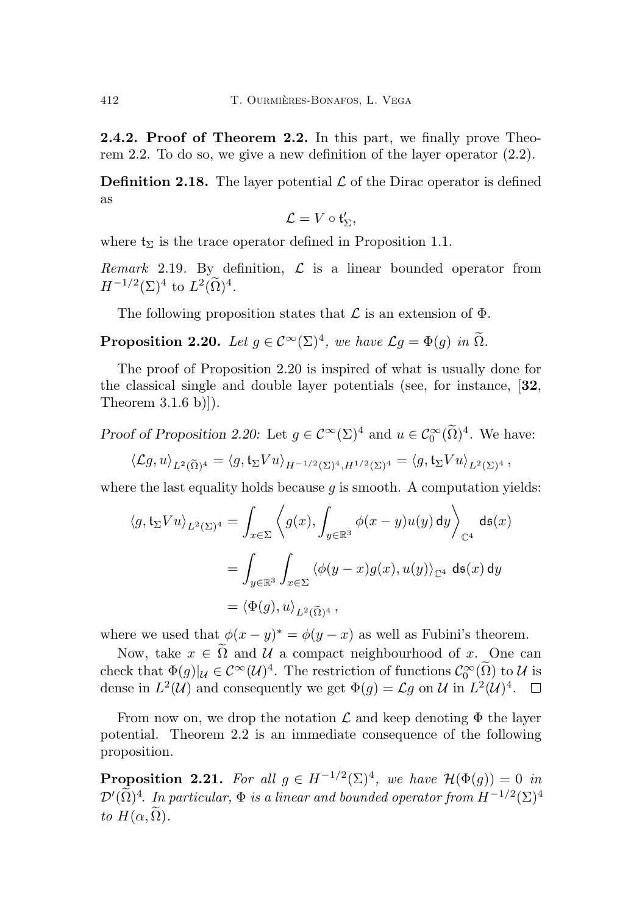**2.4.2. Proof of Theorem 2.2.** In this part, we finally prove Theorem 2.2. To do so, we give a new definition of the layer operator (2.2).

**Definition 2.18.** The layer potential $\mathcal{L}$ of the Dirac operator is defined as

$$\mathcal{L} = V \circ \mathsf{t}_\Sigma',$$

where $\mathsf{t}_\Sigma$ is the trace operator defined in Proposition 1.1.

*Remark* 2.19. By definition, $\mathcal{L}$ is a linear bounded operator from $H^{-1/2}(\Sigma)^4$ to $L^2(\widetilde{\Omega})^4$.

The following proposition states that $\mathcal{L}$ is an extension of $\Phi$.

**Proposition 2.20.** *Let $g \in \mathcal{C}^\infty(\Sigma)^4$, we have $\mathcal{L}g = \Phi(g)$ in $\widetilde{\Omega}$.*

The proof of Proposition 2.20 is inspired of what is usually done for the classical single and double layer potentials (see, for instance, [**32**, Theorem 3.1.6 b)]).

*Proof of Proposition 2.20:* Let $g \in \mathcal{C}^\infty(\Sigma)^4$ and $u \in \mathcal{C}_0^\infty(\widetilde{\Omega})^4$. We have:

$$\langle \mathcal{L}g, u\rangle_{L^2(\widetilde{\Omega})^4} = \langle g, \mathsf{t}_\Sigma V u\rangle_{H^{-1/2}(\Sigma)^4, H^{1/2}(\Sigma)^4} = \langle g, \mathsf{t}_\Sigma V u\rangle_{L^2(\Sigma)^4},$$

where the last equality holds because $g$ is smooth. A computation yields:

$$\begin{aligned}
\langle g, \mathsf{t}_\Sigma V u\rangle_{L^2(\Sigma)^4} &= \int_{x\in\Sigma} \left\langle g(x), \int_{y\in\mathbb{R}^3} \phi(x-y)u(y)\,\mathsf{d}y \right\rangle_{\mathbb{C}^4} \mathsf{d}\mathfrak{s}(x)\\
&= \int_{y\in\mathbb{R}^3}\int_{x\in\Sigma} \langle \phi(y-x)g(x), u(y)\rangle_{\mathbb{C}^4}\,\mathsf{d}\mathfrak{s}(x)\,\mathsf{d}y\\
&= \langle \Phi(g), u\rangle_{L^2(\widetilde{\Omega})^4},
\end{aligned}$$

where we used that $\phi(x-y)^* = \phi(y-x)$ as well as Fubini's theorem.

Now, take $x \in \widetilde{\Omega}$ and $\mathcal{U}$ a compact neighbourhood of $x$. One can check that $\Phi(g)|_{\mathcal{U}} \in \mathcal{C}^\infty(\mathcal{U})^4$. The restriction of functions $\mathcal{C}_0^\infty(\widetilde{\Omega})$ to $\mathcal{U}$ is dense in $L^2(\mathcal{U})$ and consequently we get $\Phi(g) = \mathcal{L}g$ on $\mathcal{U}$ in $L^2(\mathcal{U})^4$. $\square$

From now on, we drop the notation $\mathcal{L}$ and keep denoting $\Phi$ the layer potential. Theorem 2.2 is an immediate consequence of the following proposition.

**Proposition 2.21.** *For all $g \in H^{-1/2}(\Sigma)^4$, we have $\mathcal{H}(\Phi(g)) = 0$ in $\mathcal{D}'(\widetilde{\Omega})^4$. In particular, $\Phi$ is a linear and bounded operator from $H^{-1/2}(\Sigma)^4$ to $H(\alpha, \widetilde{\Omega})$.*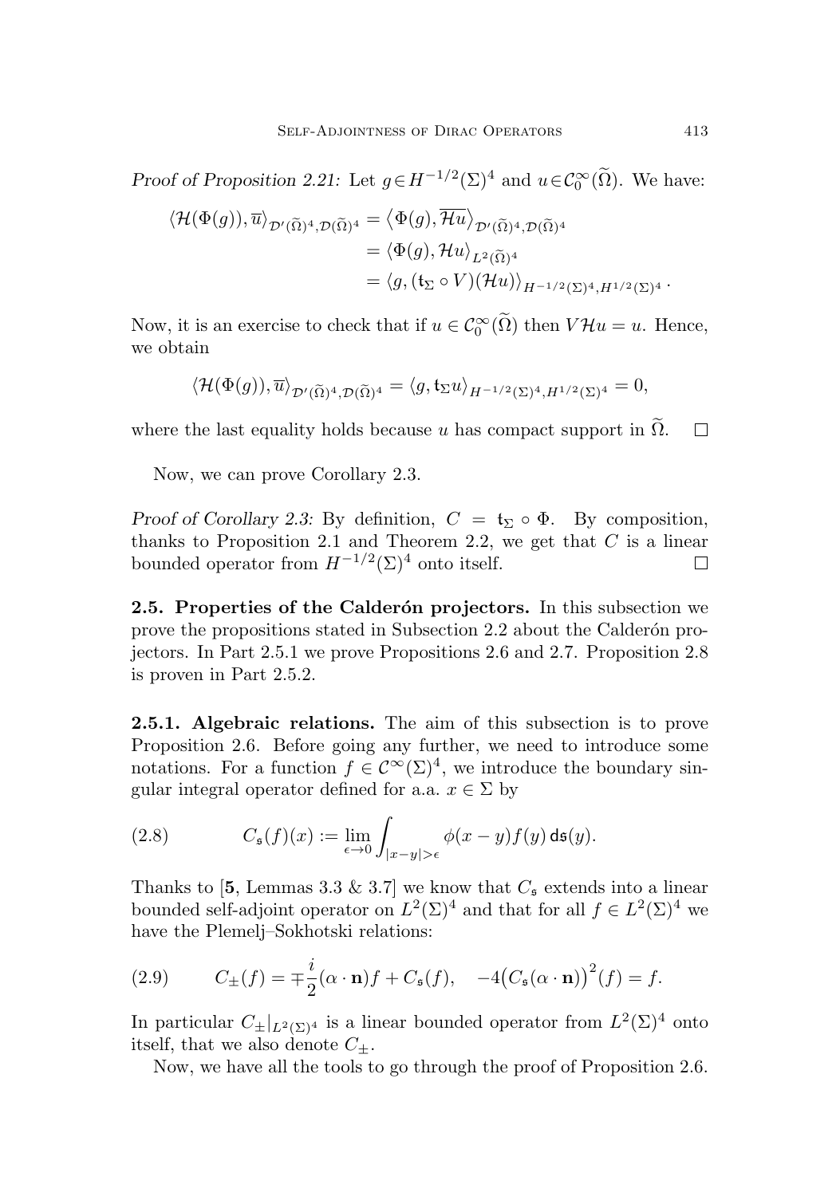*Proof of Proposition 2.21:* Let $g \in H^{-1/2}(\Sigma)^4$ and $u \in \mathcal{C}_0^\infty(\widetilde{\Omega})$. We have:

$$
\begin{aligned}
\langle \mathcal{H}(\Phi(g)), \overline{u} \rangle_{\mathcal{D}'(\widetilde{\Omega})^4, \mathcal{D}(\widetilde{\Omega})^4} &= \left\langle \Phi(g), \overline{\mathcal{H}u} \right\rangle_{\mathcal{D}'(\widetilde{\Omega})^4, \mathcal{D}(\widetilde{\Omega})^4} \\
&= \langle \Phi(g), \mathcal{H}u \rangle_{L^2(\widetilde{\Omega})^4} \\
&= \langle g, (\mathsf{t}_\Sigma \circ V)(\mathcal{H}u) \rangle_{H^{-1/2}(\Sigma)^4, H^{1/2}(\Sigma)^4} .
\end{aligned}
$$

Now, it is an exercise to check that if $u \in \mathcal{C}_0^\infty(\widetilde{\Omega})$ then $V\mathcal{H}u = u$. Hence, we obtain

$$
\langle \mathcal{H}(\Phi(g)), \overline{u} \rangle_{\mathcal{D}'(\widetilde{\Omega})^4, \mathcal{D}(\widetilde{\Omega})^4} = \langle g, \mathsf{t}_\Sigma u \rangle_{H^{-1/2}(\Sigma)^4, H^{1/2}(\Sigma)^4} = 0,
$$

where the last equality holds because $u$ has compact support in $\widetilde{\Omega}$. $\square$

Now, we can prove Corollary 2.3.

*Proof of Corollary 2.3:* By definition, $C = \mathsf{t}_\Sigma \circ \Phi$. By composition, thanks to Proposition 2.1 and Theorem 2.2, we get that $C$ is a linear bounded operator from $H^{-1/2}(\Sigma)^4$ onto itself. $\square$

**2.5. Properties of the Calderón projectors.** In this subsection we prove the propositions stated in Subsection 2.2 about the Calderón projectors. In Part 2.5.1 we prove Propositions 2.6 and 2.7. Proposition 2.8 is proven in Part 2.5.2.

**2.5.1. Algebraic relations.** The aim of this subsection is to prove Proposition 2.6. Before going any further, we need to introduce some notations. For a function $f \in \mathcal{C}^\infty(\Sigma)^4$, we introduce the boundary singular integral operator defined for a.a. $x \in \Sigma$ by

$$
C_{\mathfrak{s}}(f)(x) := \lim_{\epsilon \to 0} \int_{|x-y|>\epsilon} \phi(x-y) f(y) \, \mathsf{d}\mathfrak{s}(y). \tag{2.8}
$$

Thanks to [**5**, Lemmas 3.3 & 3.7] we know that $C_{\mathfrak{s}}$ extends into a linear bounded self-adjoint operator on $L^2(\Sigma)^4$ and that for all $f \in L^2(\Sigma)^4$ we have the Plemelj–Sokhotski relations:

$$
C_\pm(f) = \mp \frac{i}{2}(\alpha \cdot \mathbf{n}) f + C_{\mathfrak{s}}(f), \quad -4\big(C_{\mathfrak{s}}(\alpha \cdot \mathbf{n})\big)^2(f) = f. \tag{2.9}
$$

In particular $C_\pm|_{L^2(\Sigma)^4}$ is a linear bounded operator from $L^2(\Sigma)^4$ onto itself, that we also denote $C_\pm$.

Now, we have all the tools to go through the proof of Proposition 2.6.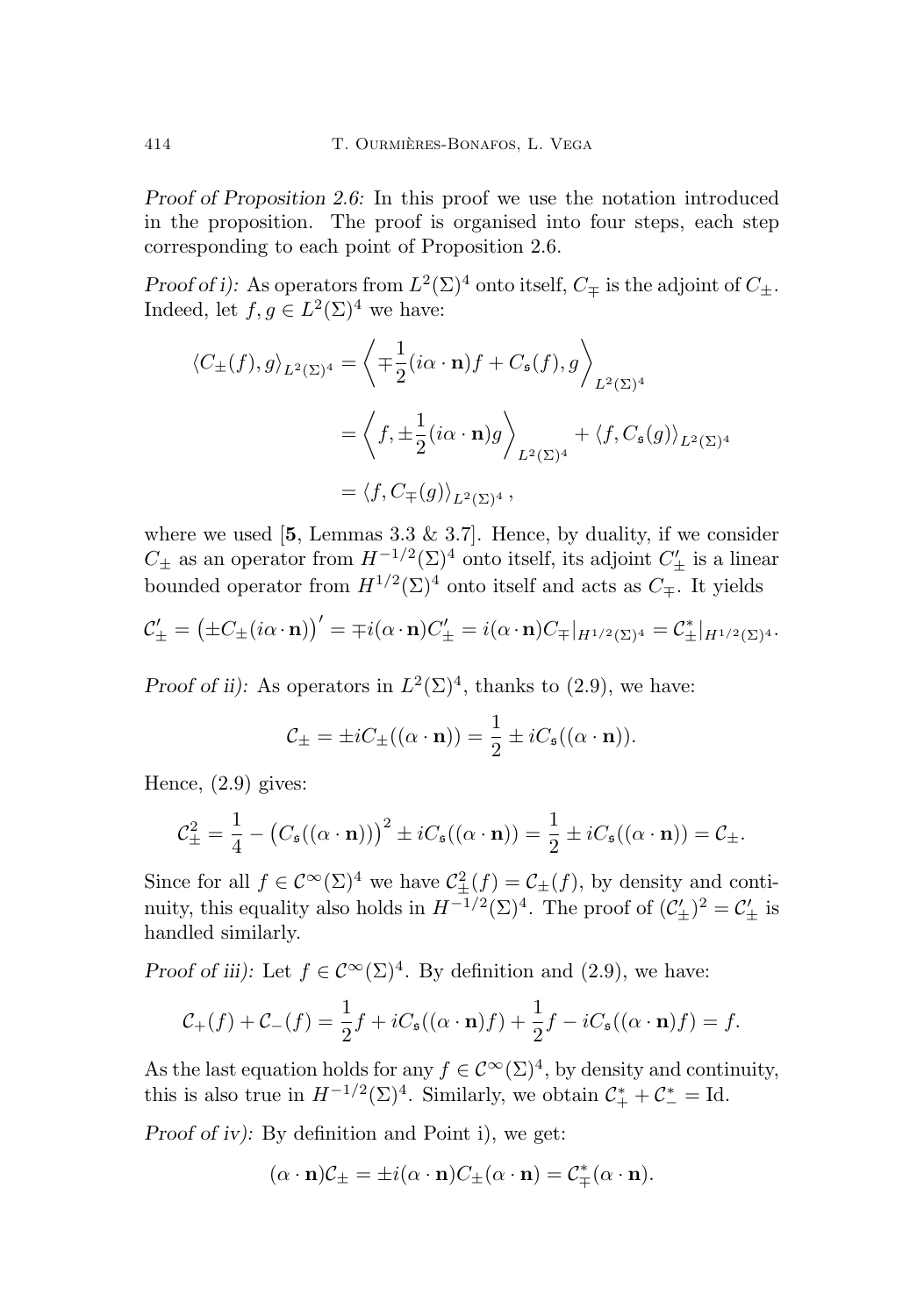*Proof of Proposition 2.6:* In this proof we use the notation introduced in the proposition. The proof is organised into four steps, each step corresponding to each point of Proposition 2.6.

*Proof of i):* As operators from $L^2(\Sigma)^4$ onto itself, $C_\mp$ is the adjoint of $C_\pm$. Indeed, let $f, g \in L^2(\Sigma)^4$ we have:

$$\begin{aligned}
\langle C_\pm(f), g\rangle_{L^2(\Sigma)^4} &= \left\langle \mp\frac{1}{2}(i\alpha\cdot\mathbf{n})f + C_{\mathfrak{s}}(f), g\right\rangle_{L^2(\Sigma)^4} \\
&= \left\langle f, \pm\frac{1}{2}(i\alpha\cdot\mathbf{n})g\right\rangle_{L^2(\Sigma)^4} + \langle f, C_{\mathfrak{s}}(g)\rangle_{L^2(\Sigma)^4} \\
&= \langle f, C_\mp(g)\rangle_{L^2(\Sigma)^4},
\end{aligned}$$

where we used [**5**, Lemmas 3.3 & 3.7]. Hence, by duality, if we consider $C_\pm$ as an operator from $H^{-1/2}(\Sigma)^4$ onto itself, its adjoint $C'_\pm$ is a linear bounded operator from $H^{1/2}(\Sigma)^4$ onto itself and acts as $C_\mp$. It yields

$$\mathcal{C}'_\pm = \big(\pm C_\pm(i\alpha\cdot\mathbf{n})\big)' = \mp i(\alpha\cdot\mathbf{n})C'_\pm = i(\alpha\cdot\mathbf{n})C_\mp|_{H^{1/2}(\Sigma)^4} = \mathcal{C}^*_\pm|_{H^{1/2}(\Sigma)^4}.$$

*Proof of ii):* As operators in $L^2(\Sigma)^4$, thanks to (2.9), we have:

$$\mathcal{C}_\pm = \pm iC_\pm((\alpha\cdot\mathbf{n})) = \frac{1}{2} \pm iC_{\mathfrak{s}}((\alpha\cdot\mathbf{n})).$$

Hence, (2.9) gives:

$$\mathcal{C}^2_\pm = \frac{1}{4} - \big(C_{\mathfrak{s}}((\alpha\cdot\mathbf{n}))\big)^2 \pm iC_{\mathfrak{s}}((\alpha\cdot\mathbf{n})) = \frac{1}{2} \pm iC_{\mathfrak{s}}((\alpha\cdot\mathbf{n})) = \mathcal{C}_\pm.$$

Since for all $f \in \mathcal{C}^\infty(\Sigma)^4$ we have $\mathcal{C}^2_\pm(f) = \mathcal{C}_\pm(f)$, by density and continuity, this equality also holds in $H^{-1/2}(\Sigma)^4$. The proof of $(\mathcal{C}'_\pm)^2 = \mathcal{C}'_\pm$ is handled similarly.

*Proof of iii):* Let $f \in \mathcal{C}^\infty(\Sigma)^4$. By definition and (2.9), we have:

$$\mathcal{C}_+(f) + \mathcal{C}_-(f) = \frac{1}{2}f + iC_{\mathfrak{s}}((\alpha\cdot\mathbf{n})f) + \frac{1}{2}f - iC_{\mathfrak{s}}((\alpha\cdot\mathbf{n})f) = f.$$

As the last equation holds for any $f \in \mathcal{C}^\infty(\Sigma)^4$, by density and continuity, this is also true in $H^{-1/2}(\Sigma)^4$. Similarly, we obtain $\mathcal{C}^*_+ + \mathcal{C}^*_- = \mathrm{Id}$.

*Proof of iv):* By definition and Point i), we get:

$$(\alpha\cdot\mathbf{n})\mathcal{C}_\pm = \pm i(\alpha\cdot\mathbf{n})C_\pm(\alpha\cdot\mathbf{n}) = \mathcal{C}^*_\mp(\alpha\cdot\mathbf{n}).$$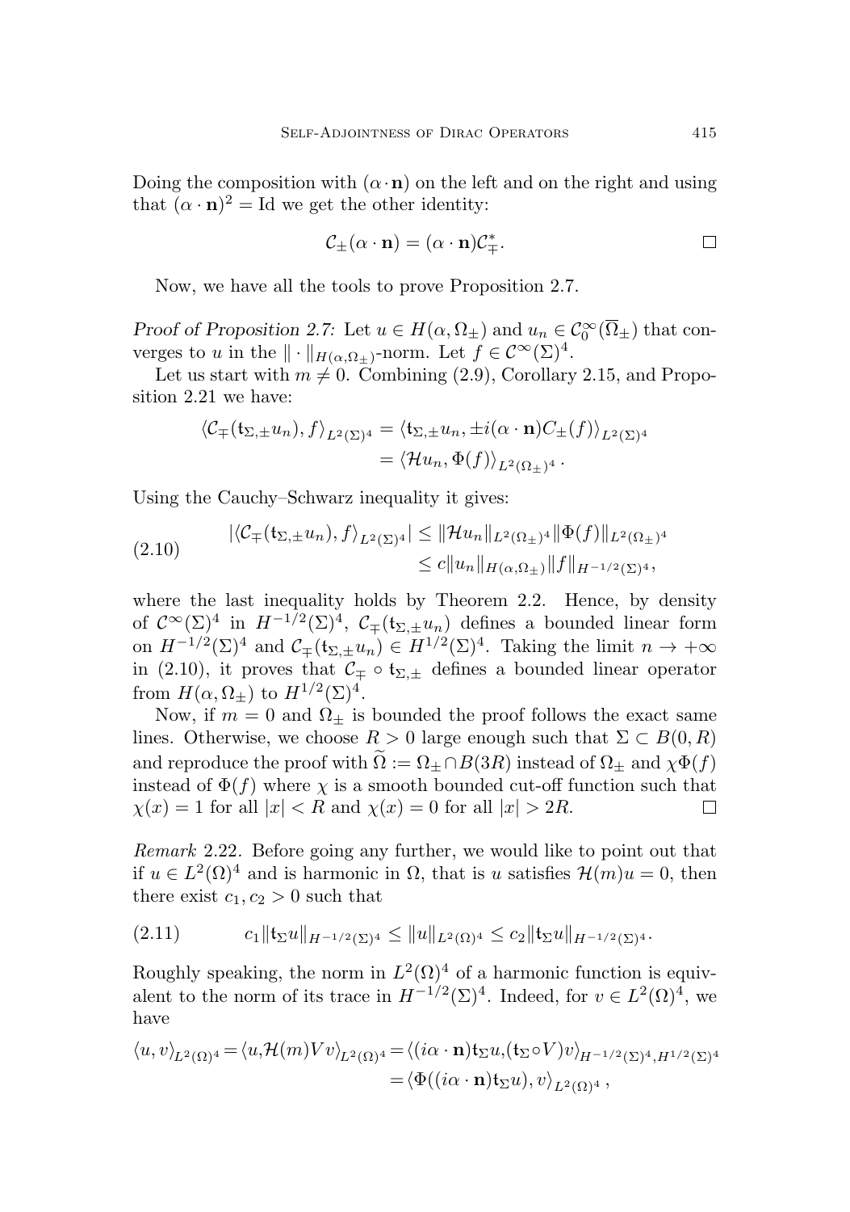Doing the composition with $(\alpha\cdot\mathbf{n})$ on the left and on the right and using that $(\alpha\cdot\mathbf{n})^2 = \mathrm{Id}$ we get the other identity:

$$\mathcal{C}_\pm(\alpha\cdot\mathbf{n}) = (\alpha\cdot\mathbf{n})\mathcal{C}_\mp^*. \qquad \square$$

Now, we have all the tools to prove Proposition 2.7.

*Proof of Proposition 2.7:* Let $u \in H(\alpha,\Omega_\pm)$ and $u_n \in \mathcal{C}_0^\infty(\overline{\Omega}_\pm)$ that converges to $u$ in the $\|\cdot\|_{H(\alpha,\Omega_\pm)}$-norm. Let $f \in \mathcal{C}^\infty(\Sigma)^4$.

Let us start with $m \neq 0$. Combining (2.9), Corollary 2.15, and Proposition 2.21 we have:

$$\begin{aligned}\langle \mathcal{C}_\mp(\mathsf{t}_{\Sigma,\pm}u_n), f\rangle_{L^2(\Sigma)^4} &= \langle \mathsf{t}_{\Sigma,\pm}u_n, \pm i(\alpha\cdot\mathbf{n})C_\pm(f)\rangle_{L^2(\Sigma)^4}\\ &= \langle \mathcal{H}u_n, \Phi(f)\rangle_{L^2(\Omega_\pm)^4}.\end{aligned}$$

Using the Cauchy–Schwarz inequality it gives:

$$\begin{aligned}|\langle \mathcal{C}_\mp(\mathsf{t}_{\Sigma,\pm}u_n), f\rangle_{L^2(\Sigma)^4}| &\leq \|\mathcal{H}u_n\|_{L^2(\Omega_\pm)^4}\|\Phi(f)\|_{L^2(\Omega_\pm)^4}\\ &\leq c\|u_n\|_{H(\alpha,\Omega_\pm)}\|f\|_{H^{-1/2}(\Sigma)^4},\end{aligned} \tag{2.10}$$

where the last inequality holds by Theorem 2.2. Hence, by density of $\mathcal{C}^\infty(\Sigma)^4$ in $H^{-1/2}(\Sigma)^4$, $\mathcal{C}_\mp(\mathsf{t}_{\Sigma,\pm}u_n)$ defines a bounded linear form on $H^{-1/2}(\Sigma)^4$ and $\mathcal{C}_\mp(\mathsf{t}_{\Sigma,\pm}u_n) \in H^{1/2}(\Sigma)^4$. Taking the limit $n \to +\infty$ in (2.10), it proves that $\mathcal{C}_\mp \circ \mathsf{t}_{\Sigma,\pm}$ defines a bounded linear operator from $H(\alpha,\Omega_\pm)$ to $H^{1/2}(\Sigma)^4$.

Now, if $m = 0$ and $\Omega_\pm$ is bounded the proof follows the exact same lines. Otherwise, we choose $R > 0$ large enough such that $\Sigma \subset B(0,R)$ and reproduce the proof with $\widetilde{\Omega} := \Omega_\pm \cap B(3R)$ instead of $\Omega_\pm$ and $\chi\Phi(f)$ instead of $\Phi(f)$ where $\chi$ is a smooth bounded cut-off function such that $\chi(x) = 1$ for all $|x| < R$ and $\chi(x) = 0$ for all $|x| > 2R$. $\square$

*Remark* 2.22. Before going any further, we would like to point out that if $u \in L^2(\Omega)^4$ and is harmonic in $\Omega$, that is $u$ satisfies $\mathcal{H}(m)u = 0$, then there exist $c_1, c_2 > 0$ such that

$$c_1\|\mathsf{t}_\Sigma u\|_{H^{-1/2}(\Sigma)^4} \leq \|u\|_{L^2(\Omega)^4} \leq c_2\|\mathsf{t}_\Sigma u\|_{H^{-1/2}(\Sigma)^4}. \tag{2.11}$$

Roughly speaking, the norm in $L^2(\Omega)^4$ of a harmonic function is equivalent to the norm of its trace in $H^{-1/2}(\Sigma)^4$. Indeed, for $v \in L^2(\Omega)^4$, we have

$$\begin{aligned}\langle u,v\rangle_{L^2(\Omega)^4} = \langle u, \mathcal{H}(m)Vv\rangle_{L^2(\Omega)^4} &= \langle (i\alpha\cdot\mathbf{n})\mathsf{t}_\Sigma u, (\mathsf{t}_\Sigma\circ V)v\rangle_{H^{-1/2}(\Sigma)^4, H^{1/2}(\Sigma)^4}\\ &= \langle \Phi((i\alpha\cdot\mathbf{n})\mathsf{t}_\Sigma u), v\rangle_{L^2(\Omega)^4},\end{aligned}$$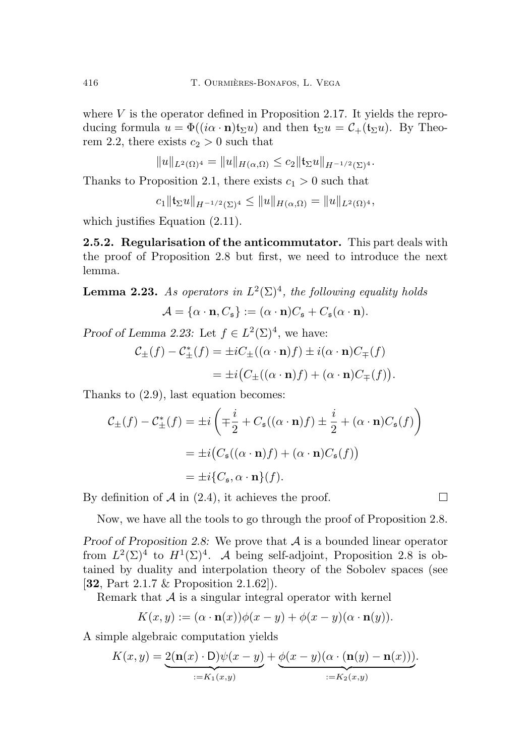where $V$ is the operator defined in Proposition 2.17. It yields the reproducing formula $u = \Phi((i\alpha \cdot \mathbf{n})\mathsf{t}_\Sigma u)$ and then $\mathsf{t}_\Sigma u = \mathcal{C}_+(\mathsf{t}_\Sigma u)$. By Theorem 2.2, there exists $c_2 > 0$ such that

$$\|u\|_{L^2(\Omega)^4} = \|u\|_{H(\alpha,\Omega)} \leq c_2 \|\mathsf{t}_\Sigma u\|_{H^{-1/2}(\Sigma)^4}.$$

Thanks to Proposition 2.1, there exists $c_1 > 0$ such that

$$c_1 \|\mathsf{t}_\Sigma u\|_{H^{-1/2}(\Sigma)^4} \leq \|u\|_{H(\alpha,\Omega)} = \|u\|_{L^2(\Omega)^4},$$

which justifies Equation (2.11).

**2.5.2. Regularisation of the anticommutator.** This part deals with the proof of Proposition 2.8 but first, we need to introduce the next lemma.

**Lemma 2.23.** *As operators in $L^2(\Sigma)^4$, the following equality holds*

$$\mathcal{A} = \{\alpha \cdot \mathbf{n}, C_\mathfrak{s}\} := (\alpha \cdot \mathbf{n}) C_\mathfrak{s} + C_\mathfrak{s}(\alpha \cdot \mathbf{n}).$$

*Proof of Lemma 2.23:* Let $f \in L^2(\Sigma)^4$, we have:

$$\begin{aligned}
\mathcal{C}_\pm(f) - \mathcal{C}_\pm^*(f) &= \pm i C_\pm((\alpha \cdot \mathbf{n})f) \pm i(\alpha \cdot \mathbf{n}) C_\mp(f) \\
&= \pm i\big(C_\pm((\alpha \cdot \mathbf{n})f) + (\alpha \cdot \mathbf{n}) C_\mp(f)\big).
\end{aligned}$$

Thanks to (2.9), last equation becomes:

$$\begin{aligned}
\mathcal{C}_\pm(f) - \mathcal{C}_\pm^*(f) &= \pm i \left( \mp \frac{i}{2} + C_\mathfrak{s}((\alpha \cdot \mathbf{n})f) \pm \frac{i}{2} + (\alpha \cdot \mathbf{n}) C_\mathfrak{s}(f) \right) \\
&= \pm i \big( C_\mathfrak{s}((\alpha \cdot \mathbf{n})f) + (\alpha \cdot \mathbf{n}) C_\mathfrak{s}(f) \big) \\
&= \pm i \{C_\mathfrak{s}, \alpha \cdot \mathbf{n}\}(f).
\end{aligned}$$

By definition of $\mathcal{A}$ in (2.4), it achieves the proof. $\square$

Now, we have all the tools to go through the proof of Proposition 2.8.

*Proof of Proposition 2.8:* We prove that $\mathcal{A}$ is a bounded linear operator from $L^2(\Sigma)^4$ to $H^1(\Sigma)^4$. $\mathcal{A}$ being self-adjoint, Proposition 2.8 is obtained by duality and interpolation theory of the Sobolev spaces (see [**32**, Part 2.1.7 & Proposition 2.1.62]).

Remark that $\mathcal{A}$ is a singular integral operator with kernel

$$K(x,y) := (\alpha \cdot \mathbf{n}(x))\phi(x-y) + \phi(x-y)(\alpha \cdot \mathbf{n}(y)).$$

A simple algebraic computation yields

$$K(x,y) = \underbrace{2(\mathbf{n}(x) \cdot \mathsf{D})\psi(x-y)}_{:=K_1(x,y)} + \underbrace{\phi(x-y)(\alpha \cdot (\mathbf{n}(y) - \mathbf{n}(x)))}_{:=K_2(x,y)}.$$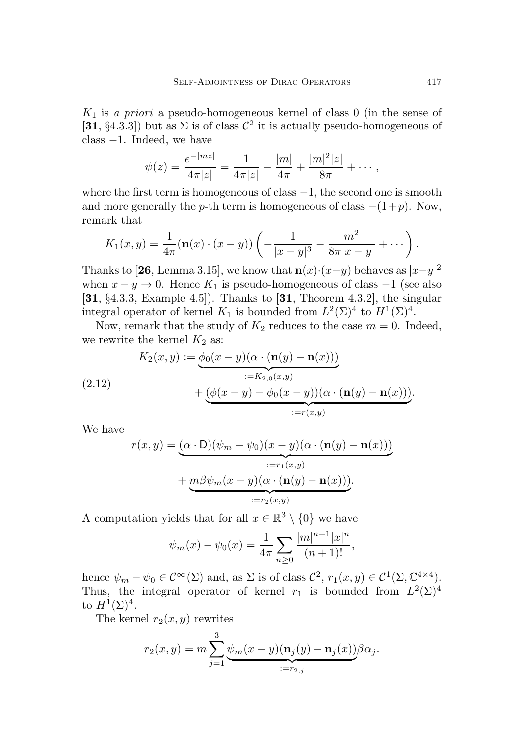$K_1$ is *a priori* a pseudo-homogeneous kernel of class 0 (in the sense of [**31**, §4.3.3]) but as $\Sigma$ is of class $\mathcal{C}^2$ it is actually pseudo-homogeneous of class $-1$. Indeed, we have

$$\psi(z) = \frac{e^{-|mz|}}{4\pi|z|} = \frac{1}{4\pi|z|} - \frac{|m|}{4\pi} + \frac{|m|^2|z|}{8\pi} + \cdots,$$

where the first term is homogeneous of class $-1$, the second one is smooth and more generally the $p$-th term is homogeneous of class $-(1+p)$. Now, remark that

$$K_1(x,y) = \frac{1}{4\pi}(\mathbf{n}(x)\cdot(x-y))\left(-\frac{1}{|x-y|^3} - \frac{m^2}{8\pi|x-y|} + \cdots\right).$$

Thanks to [**26**, Lemma 3.15], we know that $\mathbf{n}(x)\cdot(x-y)$ behaves as $|x-y|^2$ when $x-y\to 0$. Hence $K_1$ is pseudo-homogeneous of class $-1$ (see also [**31**, §4.3.3, Example 4.5]). Thanks to [**31**, Theorem 4.3.2], the singular integral operator of kernel $K_1$ is bounded from $L^2(\Sigma)^4$ to $H^1(\Sigma)^4$.

Now, remark that the study of $K_2$ reduces to the case $m=0$. Indeed, we rewrite the kernel $K_2$ as:

$$\begin{aligned} K_2(x,y) := &\underbrace{\phi_0(x-y)(\alpha\cdot(\mathbf{n}(y)-\mathbf{n}(x)))}_{:=K_{2,0}(x,y)} \\ &+ \underbrace{(\phi(x-y)-\phi_0(x-y))(\alpha\cdot(\mathbf{n}(y)-\mathbf{n}(x)))}_{:=r(x,y)}. \end{aligned} \tag{2.12}$$

We have

$$\begin{aligned} r(x,y) = &\underbrace{(\alpha\cdot\mathsf{D})(\psi_m-\psi_0)(x-y)(\alpha\cdot(\mathbf{n}(y)-\mathbf{n}(x)))}_{:=r_1(x,y)} \\ &+ \underbrace{m\beta\psi_m(x-y)(\alpha\cdot(\mathbf{n}(y)-\mathbf{n}(x)))}_{:=r_2(x,y)}. \end{aligned}$$

A computation yields that for all $x\in\mathbb{R}^3\setminus\{0\}$ we have

$$\psi_m(x)-\psi_0(x) = \frac{1}{4\pi}\sum_{n\geq 0}\frac{|m|^{n+1}|x|^n}{(n+1)!},$$

hence $\psi_m-\psi_0\in\mathcal{C}^\infty(\Sigma)$ and, as $\Sigma$ is of class $\mathcal{C}^2$, $r_1(x,y)\in\mathcal{C}^1(\Sigma,\mathbb{C}^{4\times 4})$. Thus, the integral operator of kernel $r_1$ is bounded from $L^2(\Sigma)^4$ to $H^1(\Sigma)^4$.

The kernel $r_2(x,y)$ rewrites

$$r_2(x,y) = m\sum_{j=1}^{3}\underbrace{\psi_m(x-y)(\mathbf{n}_j(y)-\mathbf{n}_j(x))}_{:=r_{2,j}}\beta\alpha_j.$$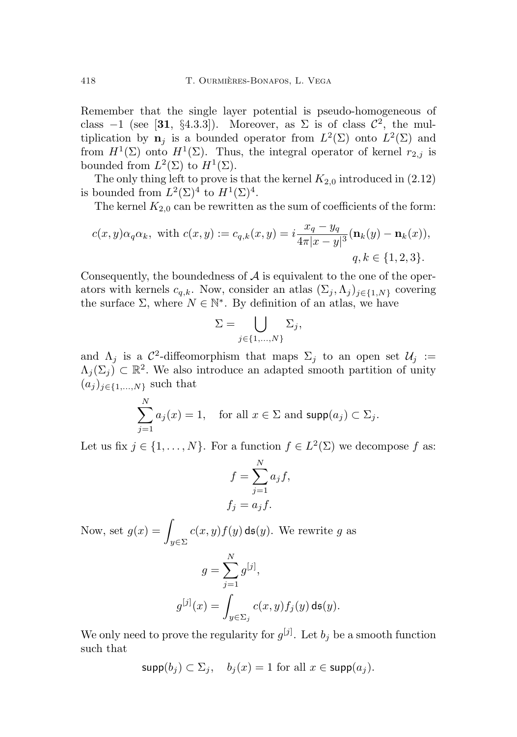Remember that the single layer potential is pseudo-homogeneous of class $-1$ (see [**31**, §4.3.3]). Moreover, as $\Sigma$ is of class $\mathcal{C}^2$, the multiplication by $\mathbf{n}_j$ is a bounded operator from $L^2(\Sigma)$ onto $L^2(\Sigma)$ and from $H^1(\Sigma)$ onto $H^1(\Sigma)$. Thus, the integral operator of kernel $r_{2,j}$ is bounded from $L^2(\Sigma)$ to $H^1(\Sigma)$.

The only thing left to prove is that the kernel $K_{2,0}$ introduced in (2.12) is bounded from $L^2(\Sigma)^4$ to $H^1(\Sigma)^4$.

The kernel $K_{2,0}$ can be rewritten as the sum of coefficients of the form:

$$c(x,y)\alpha_q\alpha_k, \text{ with } c(x,y) := c_{q,k}(x,y) = i\frac{x_q - y_q}{4\pi|x-y|^3}(\mathbf{n}_k(y) - \mathbf{n}_k(x)), \quad q,k \in \{1,2,3\}.$$

Consequently, the boundedness of $\mathcal{A}$ is equivalent to the one of the operators with kernels $c_{q,k}$. Now, consider an atlas $(\Sigma_j, \Lambda_j)_{j\in\{1,N\}}$ covering the surface $\Sigma$, where $N \in \mathbb{N}^*$. By definition of an atlas, we have

$$\Sigma = \bigcup_{j\in\{1,\ldots,N\}} \Sigma_j,$$

and $\Lambda_j$ is a $\mathcal{C}^2$-diffeomorphism that maps $\Sigma_j$ to an open set $\mathcal{U}_j := \Lambda_j(\Sigma_j) \subset \mathbb{R}^2$. We also introduce an adapted smooth partition of unity $(a_j)_{j\in\{1,\ldots,N\}}$ such that

$$\sum_{j=1}^{N} a_j(x) = 1, \quad \text{for all } x \in \Sigma \text{ and } \mathsf{supp}(a_j) \subset \Sigma_j.$$

Let us fix $j \in \{1,\ldots,N\}$. For a function $f \in L^2(\Sigma)$ we decompose $f$ as:

$$f = \sum_{j=1}^{N} a_j f,$$
$$f_j = a_j f.$$

Now, set $g(x) = \displaystyle\int_{y\in\Sigma} c(x,y) f(y)\, \mathsf{ds}(y)$. We rewrite $g$ as

$$g = \sum_{j=1}^{N} g^{[j]},$$
$$g^{[j]}(x) = \int_{y\in\Sigma_j} c(x,y) f_j(y)\, \mathsf{ds}(y).$$

We only need to prove the regularity for $g^{[j]}$. Let $b_j$ be a smooth function such that

$$\mathsf{supp}(b_j) \subset \Sigma_j, \quad b_j(x) = 1 \text{ for all } x \in \mathsf{supp}(a_j).$$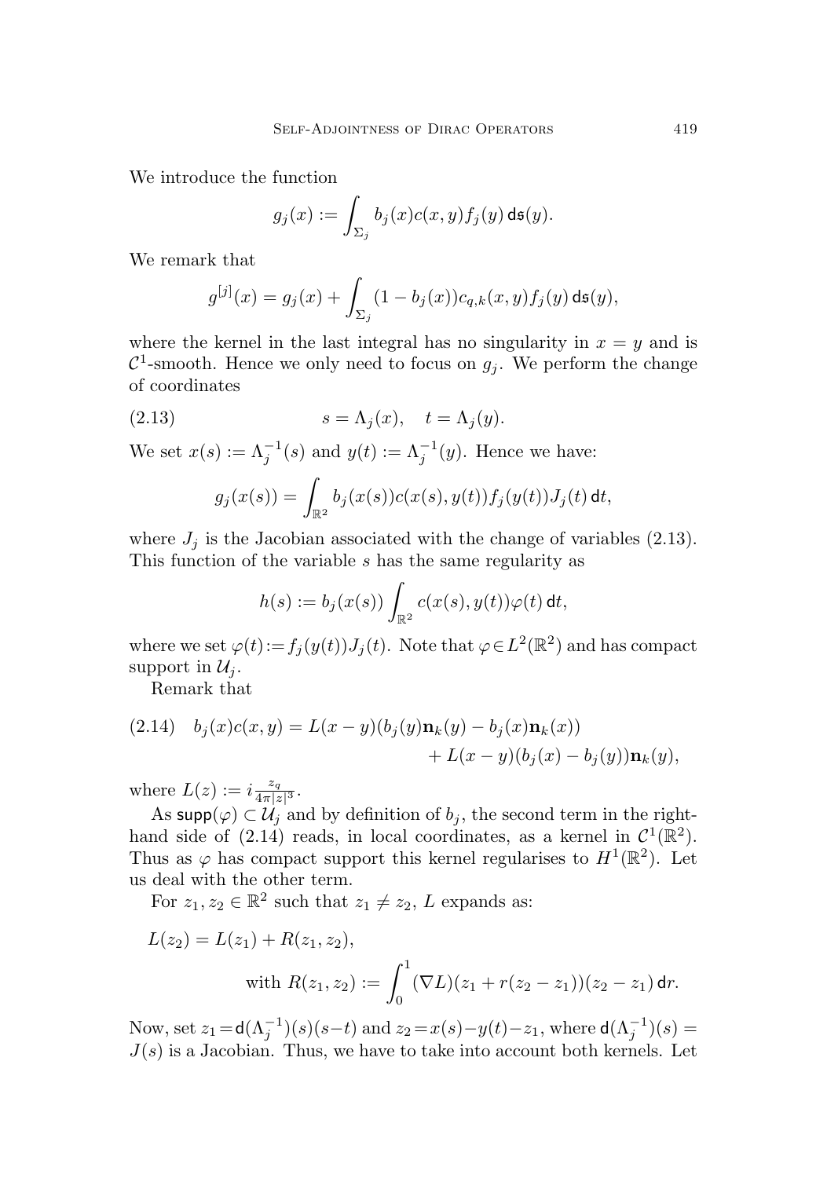We introduce the function

$$g_j(x) := \int_{\Sigma_j} b_j(x) c(x,y) f_j(y)\, \mathsf{d}\mathfrak{s}(y).$$

We remark that

$$g^{[j]}(x) = g_j(x) + \int_{\Sigma_j} (1 - b_j(x)) c_{q,k}(x,y) f_j(y)\, \mathsf{d}\mathfrak{s}(y),$$

where the kernel in the last integral has no singularity in $x = y$ and is $\mathcal{C}^1$-smooth. Hence we only need to focus on $g_j$. We perform the change of coordinates

$$s = \Lambda_j(x), \quad t = \Lambda_j(y). \tag{2.13}$$

We set $x(s) := \Lambda_j^{-1}(s)$ and $y(t) := \Lambda_j^{-1}(y)$. Hence we have:

$$g_j(x(s)) = \int_{\mathbb{R}^2} b_j(x(s)) c(x(s), y(t)) f_j(y(t)) J_j(t)\, \mathsf{d}t,$$

where $J_j$ is the Jacobian associated with the change of variables (2.13). This function of the variable $s$ has the same regularity as

$$h(s) := b_j(x(s)) \int_{\mathbb{R}^2} c(x(s), y(t)) \varphi(t)\, \mathsf{d}t,$$

where we set $\varphi(t) := f_j(y(t)) J_j(t)$. Note that $\varphi \in L^2(\mathbb{R}^2)$ and has compact support in $\mathcal{U}_j$.

Remark that

$$\begin{aligned} b_j(x) c(x,y) = L(x-y)(b_j(y)\mathbf{n}_k(y) - b_j(x)\mathbf{n}_k(x)) \\ + L(x-y)(b_j(x) - b_j(y))\mathbf{n}_k(y), \end{aligned} \tag{2.14}$$

where $L(z) := i\frac{z_q}{4\pi|z|^3}$.

As $\mathsf{supp}(\varphi) \subset \mathcal{U}_j$ and by definition of $b_j$, the second term in the right-hand side of (2.14) reads, in local coordinates, as a kernel in $\mathcal{C}^1(\mathbb{R}^2)$. Thus as $\varphi$ has compact support this kernel regularises to $H^1(\mathbb{R}^2)$. Let us deal with the other term.

For $z_1, z_2 \in \mathbb{R}^2$ such that $z_1 \neq z_2$, $L$ expands as:

$$\begin{aligned} L(z_2) &= L(z_1) + R(z_1, z_2), \\ &\quad \text{with } R(z_1, z_2) := \int_0^1 (\nabla L)(z_1 + r(z_2 - z_1))(z_2 - z_1)\, \mathsf{d}r. \end{aligned}$$

Now, set $z_1 = \mathsf{d}(\Lambda_j^{-1})(s)(s-t)$ and $z_2 = x(s) - y(t) - z_1$, where $\mathsf{d}(\Lambda_j^{-1})(s) = J(s)$ is a Jacobian. Thus, we have to take into account both kernels. Let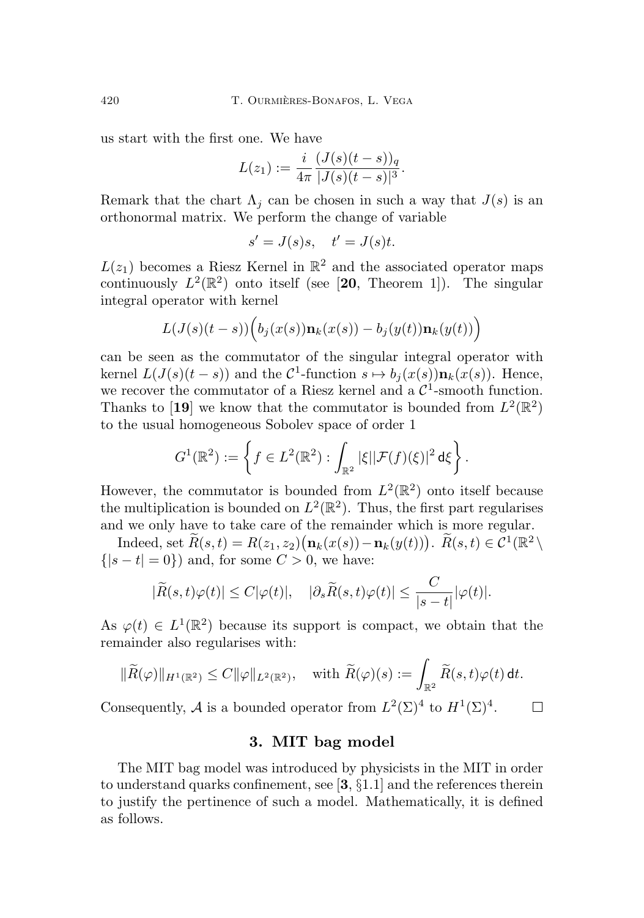us start with the first one. We have

$$L(z_1) := \frac{i}{4\pi} \frac{(J(s)(t-s))_q}{|J(s)(t-s)|^3}.$$

Remark that the chart $\Lambda_j$ can be chosen in such a way that $J(s)$ is an orthonormal matrix. We perform the change of variable

$$s' = J(s)s, \quad t' = J(s)t.$$

$L(z_1)$ becomes a Riesz Kernel in $\mathbb{R}^2$ and the associated operator maps continuously $L^2(\mathbb{R}^2)$ onto itself (see [**20**, Theorem 1]). The singular integral operator with kernel

$$L(J(s)(t-s))\Big(b_j(x(s))\mathbf{n}_k(x(s)) - b_j(y(t))\mathbf{n}_k(y(t))\Big)$$

can be seen as the commutator of the singular integral operator with kernel $L(J(s)(t-s))$ and the $\mathcal{C}^1$-function $s \mapsto b_j(x(s))\mathbf{n}_k(x(s))$. Hence, we recover the commutator of a Riesz kernel and a $\mathcal{C}^1$-smooth function. Thanks to [**19**] we know that the commutator is bounded from $L^2(\mathbb{R}^2)$ to the usual homogeneous Sobolev space of order 1

$$G^1(\mathbb{R}^2) := \left\{ f \in L^2(\mathbb{R}^2) : \int_{\mathbb{R}^2} |\xi||\mathcal{F}(f)(\xi)|^2 \, \mathsf{d}\xi \right\}.$$

However, the commutator is bounded from $L^2(\mathbb{R}^2)$ onto itself because the multiplication is bounded on $L^2(\mathbb{R}^2)$. Thus, the first part regularises and we only have to take care of the remainder which is more regular.

Indeed, set $\widetilde{R}(s,t) = R(z_1, z_2)\big(\mathbf{n}_k(x(s)) - \mathbf{n}_k(y(t))\big)$. $\widetilde{R}(s,t) \in \mathcal{C}^1(\mathbb{R}^2 \setminus \{|s-t| = 0\})$ and, for some $C > 0$, we have:

$$|\widetilde{R}(s,t)\varphi(t)| \leq C|\varphi(t)|, \quad |\partial_s \widetilde{R}(s,t)\varphi(t)| \leq \frac{C}{|s-t|}|\varphi(t)|.$$

As $\varphi(t) \in L^1(\mathbb{R}^2)$ because its support is compact, we obtain that the remainder also regularises with:

$$\|\widetilde{R}(\varphi)\|_{H^1(\mathbb{R}^2)} \leq C\|\varphi\|_{L^2(\mathbb{R}^2)}, \quad \text{with } \widetilde{R}(\varphi)(s) := \int_{\mathbb{R}^2} \widetilde{R}(s,t)\varphi(t) \, \mathsf{d}t.$$

Consequently, $\mathcal{A}$ is a bounded operator from $L^2(\Sigma)^4$ to $H^1(\Sigma)^4$. □

## 3. MIT bag model

The MIT bag model was introduced by physicists in the MIT in order to understand quarks confinement, see [**3**, §1.1] and the references therein to justify the pertinence of such a model. Mathematically, it is defined as follows.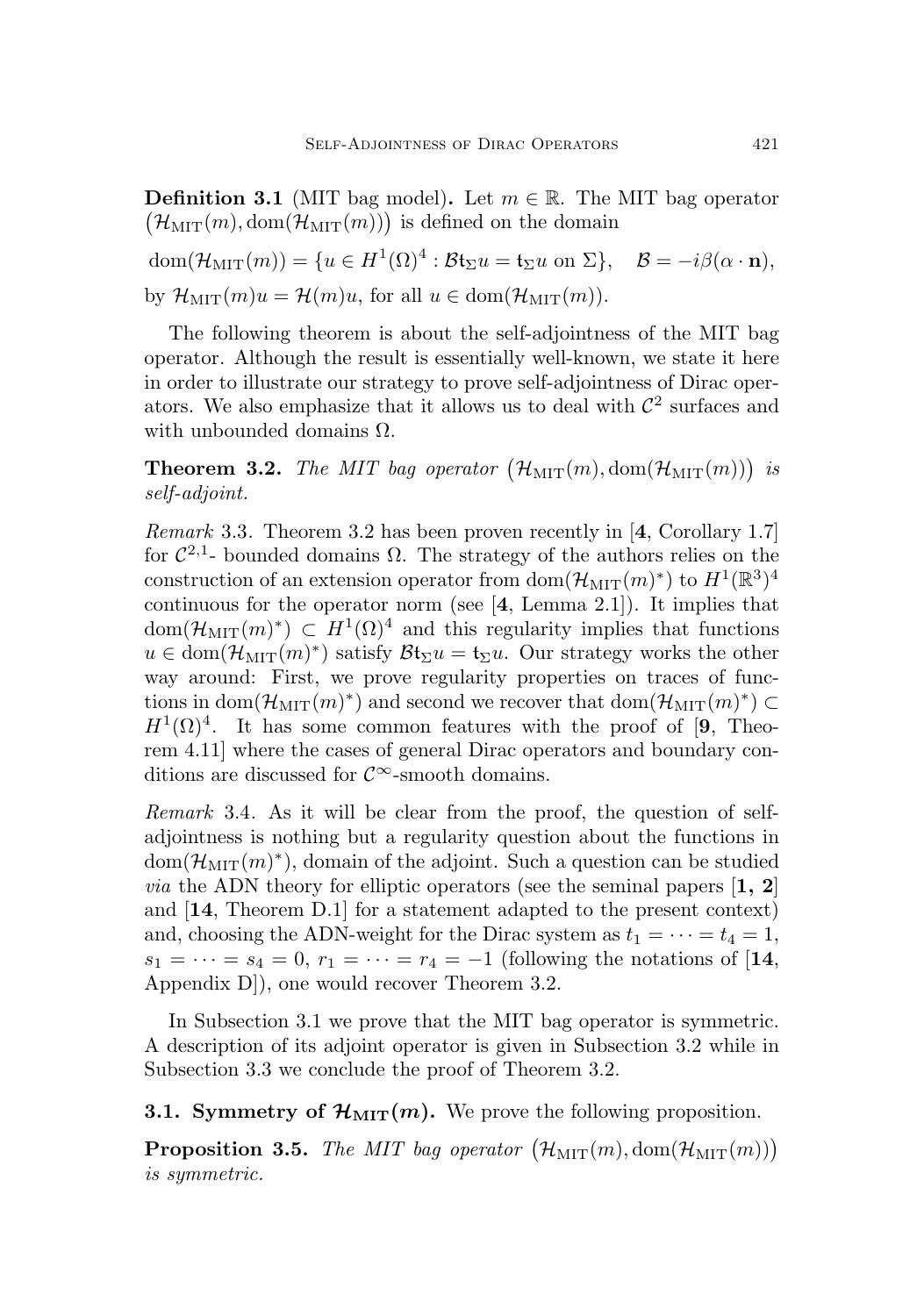**Definition 3.1** (MIT bag model)**.** Let $m \in \mathbb{R}$. The MIT bag operator $\big(\mathcal{H}_{\mathrm{MIT}}(m), \mathrm{dom}(\mathcal{H}_{\mathrm{MIT}}(m))\big)$ is defined on the domain

$$\mathrm{dom}(\mathcal{H}_{\mathrm{MIT}}(m)) = \{u \in H^1(\Omega)^4 : \mathcal{B}\mathfrak{t}_\Sigma u = \mathfrak{t}_\Sigma u \text{ on } \Sigma\}, \quad \mathcal{B} = -i\beta(\alpha \cdot \mathbf{n}),$$

by $\mathcal{H}_{\mathrm{MIT}}(m)u = \mathcal{H}(m)u$, for all $u \in \mathrm{dom}(\mathcal{H}_{\mathrm{MIT}}(m))$.

The following theorem is about the self-adjointness of the MIT bag operator. Although the result is essentially well-known, we state it here in order to illustrate our strategy to prove self-adjointness of Dirac operators. We also emphasize that it allows us to deal with $\mathcal{C}^2$ surfaces and with unbounded domains $\Omega$.

**Theorem 3.2.** *The MIT bag operator* $\big(\mathcal{H}_{\mathrm{MIT}}(m), \mathrm{dom}(\mathcal{H}_{\mathrm{MIT}}(m))\big)$ *is self-adjoint.*

*Remark* 3.3. Theorem 3.2 has been proven recently in [**4**, Corollary 1.7] for $\mathcal{C}^{2,1}$- bounded domains $\Omega$. The strategy of the authors relies on the construction of an extension operator from $\mathrm{dom}(\mathcal{H}_{\mathrm{MIT}}(m)^*)$ to $H^1(\mathbb{R}^3)^4$ continuous for the operator norm (see [**4**, Lemma 2.1]). It implies that $\mathrm{dom}(\mathcal{H}_{\mathrm{MIT}}(m)^*) \subset H^1(\Omega)^4$ and this regularity implies that functions $u \in \mathrm{dom}(\mathcal{H}_{\mathrm{MIT}}(m)^*)$ satisfy $\mathcal{B}\mathfrak{t}_\Sigma u = \mathfrak{t}_\Sigma u$. Our strategy works the other way around: First, we prove regularity properties on traces of functions in $\mathrm{dom}(\mathcal{H}_{\mathrm{MIT}}(m)^*)$ and second we recover that $\mathrm{dom}(\mathcal{H}_{\mathrm{MIT}}(m)^*) \subset H^1(\Omega)^4$. It has some common features with the proof of [**9**, Theorem 4.11] where the cases of general Dirac operators and boundary conditions are discussed for $\mathcal{C}^\infty$-smooth domains.

*Remark* 3.4. As it will be clear from the proof, the question of self-adjointness is nothing but a regularity question about the functions in $\mathrm{dom}(\mathcal{H}_{\mathrm{MIT}}(m)^*)$, domain of the adjoint. Such a question can be studied *via* the ADN theory for elliptic operators (see the seminal papers [**1, 2**] and [**14**, Theorem D.1] for a statement adapted to the present context) and, choosing the ADN-weight for the Dirac system as $t_1 = \cdots = t_4 = 1$, $s_1 = \cdots = s_4 = 0$, $r_1 = \cdots = r_4 = -1$ (following the notations of [**14**, Appendix D]), one would recover Theorem 3.2.

In Subsection 3.1 we prove that the MIT bag operator is symmetric. A description of its adjoint operator is given in Subsection 3.2 while in Subsection 3.3 we conclude the proof of Theorem 3.2.

### 3.1. Symmetry of $\mathcal{H}_{\mathrm{MIT}}(m)$.

We prove the following proposition.

**Proposition 3.5.** *The MIT bag operator* $\big(\mathcal{H}_{\mathrm{MIT}}(m), \mathrm{dom}(\mathcal{H}_{\mathrm{MIT}}(m))\big)$ *is symmetric.*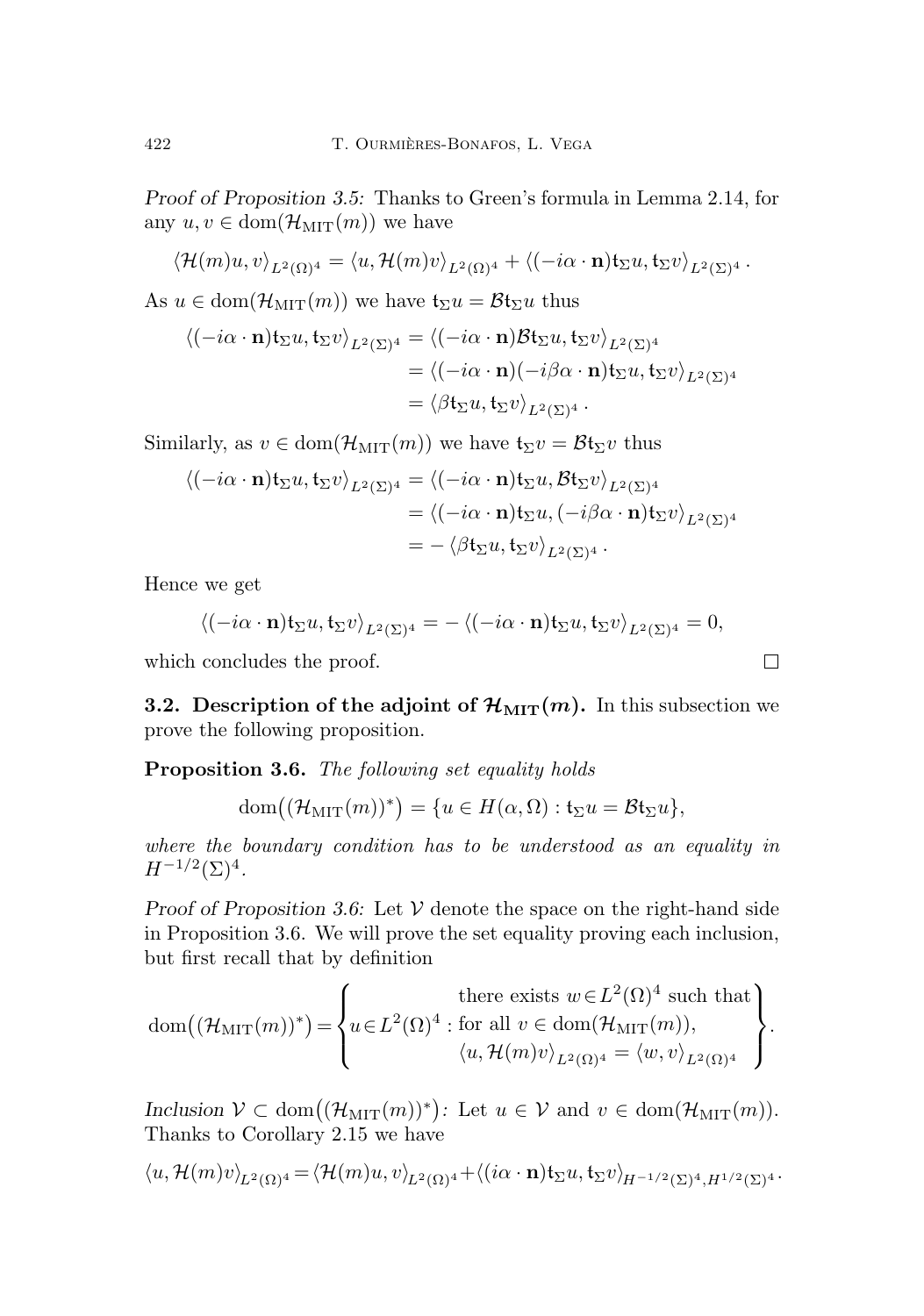*Proof of Proposition 3.5:* Thanks to Green's formula in Lemma 2.14, for any $u, v \in \mathrm{dom}(\mathcal{H}_{\mathrm{MIT}}(m))$ we have

$$\langle \mathcal{H}(m)u, v\rangle_{L^2(\Omega)^4} = \langle u, \mathcal{H}(m)v\rangle_{L^2(\Omega)^4} + \langle (-i\alpha\cdot\mathbf{n})\mathsf{t}_\Sigma u, \mathsf{t}_\Sigma v\rangle_{L^2(\Sigma)^4}.$$

As $u \in \mathrm{dom}(\mathcal{H}_{\mathrm{MIT}}(m))$ we have $\mathsf{t}_\Sigma u = \mathcal{B}\mathsf{t}_\Sigma u$ thus

$$\begin{aligned}
\langle (-i\alpha\cdot\mathbf{n})\mathsf{t}_\Sigma u, \mathsf{t}_\Sigma v\rangle_{L^2(\Sigma)^4} &= \langle (-i\alpha\cdot\mathbf{n})\mathcal{B}\mathsf{t}_\Sigma u, \mathsf{t}_\Sigma v\rangle_{L^2(\Sigma)^4}\\
&= \langle (-i\alpha\cdot\mathbf{n})(-i\beta\alpha\cdot\mathbf{n})\mathsf{t}_\Sigma u, \mathsf{t}_\Sigma v\rangle_{L^2(\Sigma)^4}\\
&= \langle \beta\mathsf{t}_\Sigma u, \mathsf{t}_\Sigma v\rangle_{L^2(\Sigma)^4}.
\end{aligned}$$

Similarly, as $v \in \mathrm{dom}(\mathcal{H}_{\mathrm{MIT}}(m))$ we have $\mathsf{t}_\Sigma v = \mathcal{B}\mathsf{t}_\Sigma v$ thus

$$\begin{aligned}
\langle (-i\alpha\cdot\mathbf{n})\mathsf{t}_\Sigma u, \mathsf{t}_\Sigma v\rangle_{L^2(\Sigma)^4} &= \langle (-i\alpha\cdot\mathbf{n})\mathsf{t}_\Sigma u, \mathcal{B}\mathsf{t}_\Sigma v\rangle_{L^2(\Sigma)^4}\\
&= \langle (-i\alpha\cdot\mathbf{n})\mathsf{t}_\Sigma u, (-i\beta\alpha\cdot\mathbf{n})\mathsf{t}_\Sigma v\rangle_{L^2(\Sigma)^4}\\
&= -\langle \beta\mathsf{t}_\Sigma u, \mathsf{t}_\Sigma v\rangle_{L^2(\Sigma)^4}.
\end{aligned}$$

Hence we get

$$\langle (-i\alpha\cdot\mathbf{n})\mathsf{t}_\Sigma u, \mathsf{t}_\Sigma v\rangle_{L^2(\Sigma)^4} = -\langle (-i\alpha\cdot\mathbf{n})\mathsf{t}_\Sigma u, \mathsf{t}_\Sigma v\rangle_{L^2(\Sigma)^4} = 0,$$

which concludes the proof. $\square$

### 3.2. Description of the adjoint of $\mathcal{H}_{\mathrm{MIT}}(m)$.

In this subsection we prove the following proposition.

**Proposition 3.6.** *The following set equality holds*

$$\mathrm{dom}\big((\mathcal{H}_{\mathrm{MIT}}(m))^*\big) = \{u \in H(\alpha,\Omega) : \mathsf{t}_\Sigma u = \mathcal{B}\mathsf{t}_\Sigma u\},$$

*where the boundary condition has to be understood as an equality in* $H^{-1/2}(\Sigma)^4$.

*Proof of Proposition 3.6:* Let $\mathcal{V}$ denote the space on the right-hand side in Proposition 3.6. We will prove the set equality proving each inclusion, but first recall that by definition

$$\mathrm{dom}\big((\mathcal{H}_{\mathrm{MIT}}(m))^*\big) = \left\{ u \in L^2(\Omega)^4 : \begin{array}{l} \text{there exists } w \in L^2(\Omega)^4 \text{ such that}\\ \text{for all } v \in \mathrm{dom}(\mathcal{H}_{\mathrm{MIT}}(m)),\\ \langle u, \mathcal{H}(m)v\rangle_{L^2(\Omega)^4} = \langle w, v\rangle_{L^2(\Omega)^4} \end{array}\right\}.$$

*Inclusion* $\mathcal{V} \subset \mathrm{dom}\big((\mathcal{H}_{\mathrm{MIT}}(m))^*\big)$*:* Let $u \in \mathcal{V}$ and $v \in \mathrm{dom}(\mathcal{H}_{\mathrm{MIT}}(m))$. Thanks to Corollary 2.15 we have

$$\langle u, \mathcal{H}(m)v\rangle_{L^2(\Omega)^4} = \langle \mathcal{H}(m)u, v\rangle_{L^2(\Omega)^4} + \langle (i\alpha\cdot\mathbf{n})\mathsf{t}_\Sigma u, \mathsf{t}_\Sigma v\rangle_{H^{-1/2}(\Sigma)^4, H^{1/2}(\Sigma)^4}.$$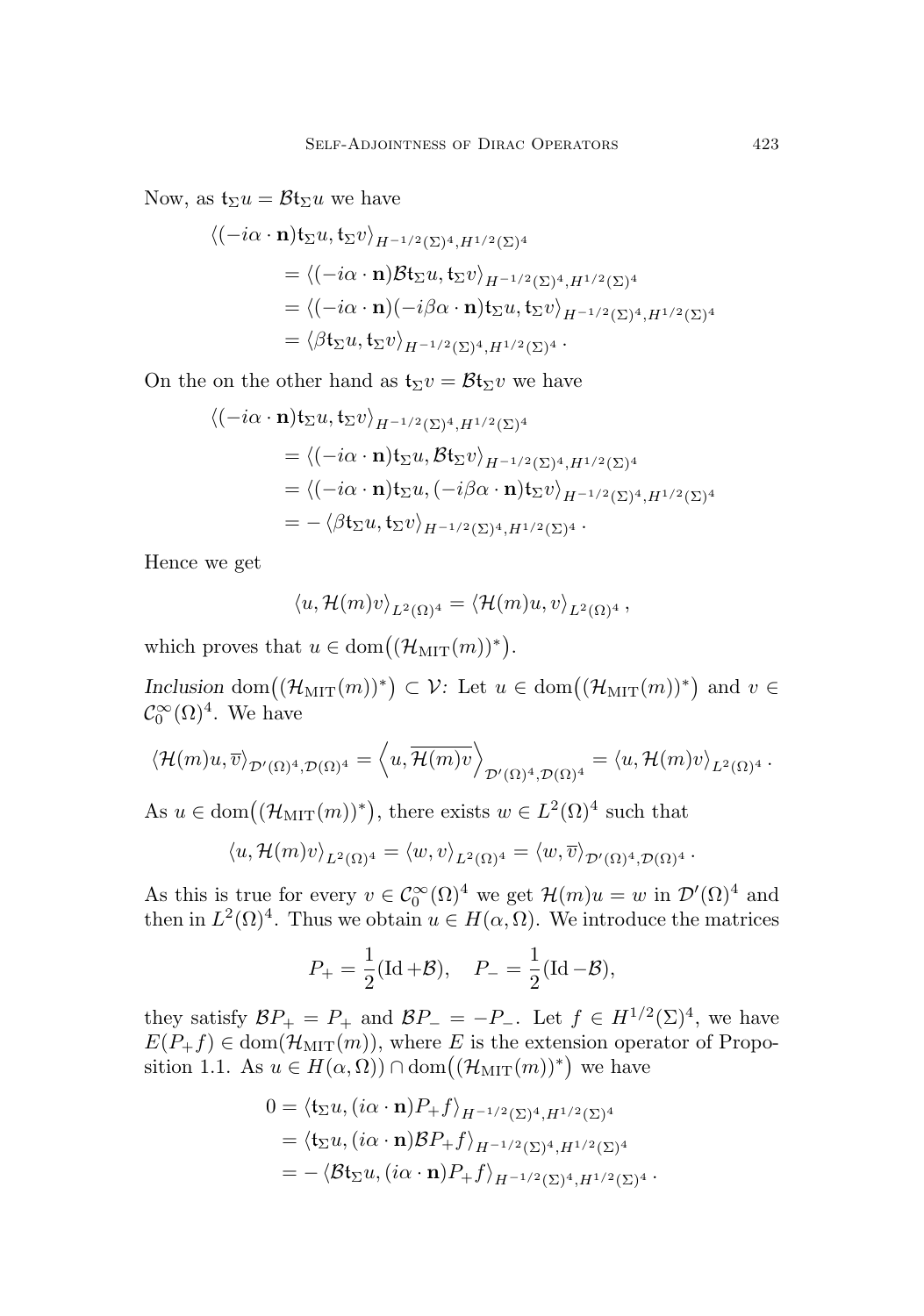Now, as $\mathsf{t}_\Sigma u = \mathcal{B}\mathsf{t}_\Sigma u$ we have

$$\begin{aligned}
\langle(-i\alpha\cdot\mathbf{n})\mathsf{t}_\Sigma u, \mathsf{t}_\Sigma v\rangle_{H^{-1/2}(\Sigma)^4,H^{1/2}(\Sigma)^4}
&= \langle(-i\alpha\cdot\mathbf{n})\mathcal{B}\mathsf{t}_\Sigma u, \mathsf{t}_\Sigma v\rangle_{H^{-1/2}(\Sigma)^4,H^{1/2}(\Sigma)^4}\\
&= \langle(-i\alpha\cdot\mathbf{n})(-i\beta\alpha\cdot\mathbf{n})\mathsf{t}_\Sigma u, \mathsf{t}_\Sigma v\rangle_{H^{-1/2}(\Sigma)^4,H^{1/2}(\Sigma)^4}\\
&= \langle\beta\mathsf{t}_\Sigma u, \mathsf{t}_\Sigma v\rangle_{H^{-1/2}(\Sigma)^4,H^{1/2}(\Sigma)^4}.
\end{aligned}$$

On the on the other hand as $\mathsf{t}_\Sigma v = \mathcal{B}\mathsf{t}_\Sigma v$ we have

$$\begin{aligned}
\langle(-i\alpha\cdot\mathbf{n})\mathsf{t}_\Sigma u, \mathsf{t}_\Sigma v\rangle_{H^{-1/2}(\Sigma)^4,H^{1/2}(\Sigma)^4}
&= \langle(-i\alpha\cdot\mathbf{n})\mathsf{t}_\Sigma u, \mathcal{B}\mathsf{t}_\Sigma v\rangle_{H^{-1/2}(\Sigma)^4,H^{1/2}(\Sigma)^4}\\
&= \langle(-i\alpha\cdot\mathbf{n})\mathsf{t}_\Sigma u, (-i\beta\alpha\cdot\mathbf{n})\mathsf{t}_\Sigma v\rangle_{H^{-1/2}(\Sigma)^4,H^{1/2}(\Sigma)^4}\\
&= -\langle\beta\mathsf{t}_\Sigma u, \mathsf{t}_\Sigma v\rangle_{H^{-1/2}(\Sigma)^4,H^{1/2}(\Sigma)^4}.
\end{aligned}$$

Hence we get

$$\langle u, \mathcal{H}(m)v\rangle_{L^2(\Omega)^4} = \langle \mathcal{H}(m)u, v\rangle_{L^2(\Omega)^4},$$

which proves that $u \in \mathrm{dom}\big((\mathcal{H}_{\mathrm{MIT}}(m))^*\big)$.

*Inclusion* $\mathrm{dom}\big((\mathcal{H}_{\mathrm{MIT}}(m))^*\big) \subset \mathcal{V}$: Let $u \in \mathrm{dom}\big((\mathcal{H}_{\mathrm{MIT}}(m))^*\big)$ and $v \in \mathcal{C}_0^\infty(\Omega)^4$. We have

$$\langle \mathcal{H}(m)u, \overline{v}\rangle_{\mathcal{D}'(\Omega)^4,\mathcal{D}(\Omega)^4} = \left\langle u, \overline{\mathcal{H}(m)v}\right\rangle_{\mathcal{D}'(\Omega)^4,\mathcal{D}(\Omega)^4} = \langle u, \mathcal{H}(m)v\rangle_{L^2(\Omega)^4}.$$

As $u \in \mathrm{dom}\big((\mathcal{H}_{\mathrm{MIT}}(m))^*\big)$, there exists $w \in L^2(\Omega)^4$ such that

$$\langle u, \mathcal{H}(m)v\rangle_{L^2(\Omega)^4} = \langle w, v\rangle_{L^2(\Omega)^4} = \langle w, \overline{v}\rangle_{\mathcal{D}'(\Omega)^4,\mathcal{D}(\Omega)^4}.$$

As this is true for every $v \in \mathcal{C}_0^\infty(\Omega)^4$ we get $\mathcal{H}(m)u = w$ in $\mathcal{D}'(\Omega)^4$ and then in $L^2(\Omega)^4$. Thus we obtain $u \in H(\alpha,\Omega)$. We introduce the matrices

$$P_+ = \frac{1}{2}(\mathrm{Id} + \mathcal{B}), \quad P_- = \frac{1}{2}(\mathrm{Id} - \mathcal{B}),$$

they satisfy $\mathcal{B}P_+ = P_+$ and $\mathcal{B}P_- = -P_-$. Let $f \in H^{1/2}(\Sigma)^4$, we have $E(P_+f) \in \mathrm{dom}(\mathcal{H}_{\mathrm{MIT}}(m))$, where $E$ is the extension operator of Proposition 1.1. As $u \in H(\alpha,\Omega)) \cap \mathrm{dom}\big((\mathcal{H}_{\mathrm{MIT}}(m))^*\big)$ we have

$$\begin{aligned}
0 &= \langle \mathsf{t}_\Sigma u, (i\alpha\cdot\mathbf{n})P_+f\rangle_{H^{-1/2}(\Sigma)^4,H^{1/2}(\Sigma)^4}\\
&= \langle \mathsf{t}_\Sigma u, (i\alpha\cdot\mathbf{n})\mathcal{B}P_+f\rangle_{H^{-1/2}(\Sigma)^4,H^{1/2}(\Sigma)^4}\\
&= -\langle \mathcal{B}\mathsf{t}_\Sigma u, (i\alpha\cdot\mathbf{n})P_+f\rangle_{H^{-1/2}(\Sigma)^4,H^{1/2}(\Sigma)^4}.
\end{aligned}$$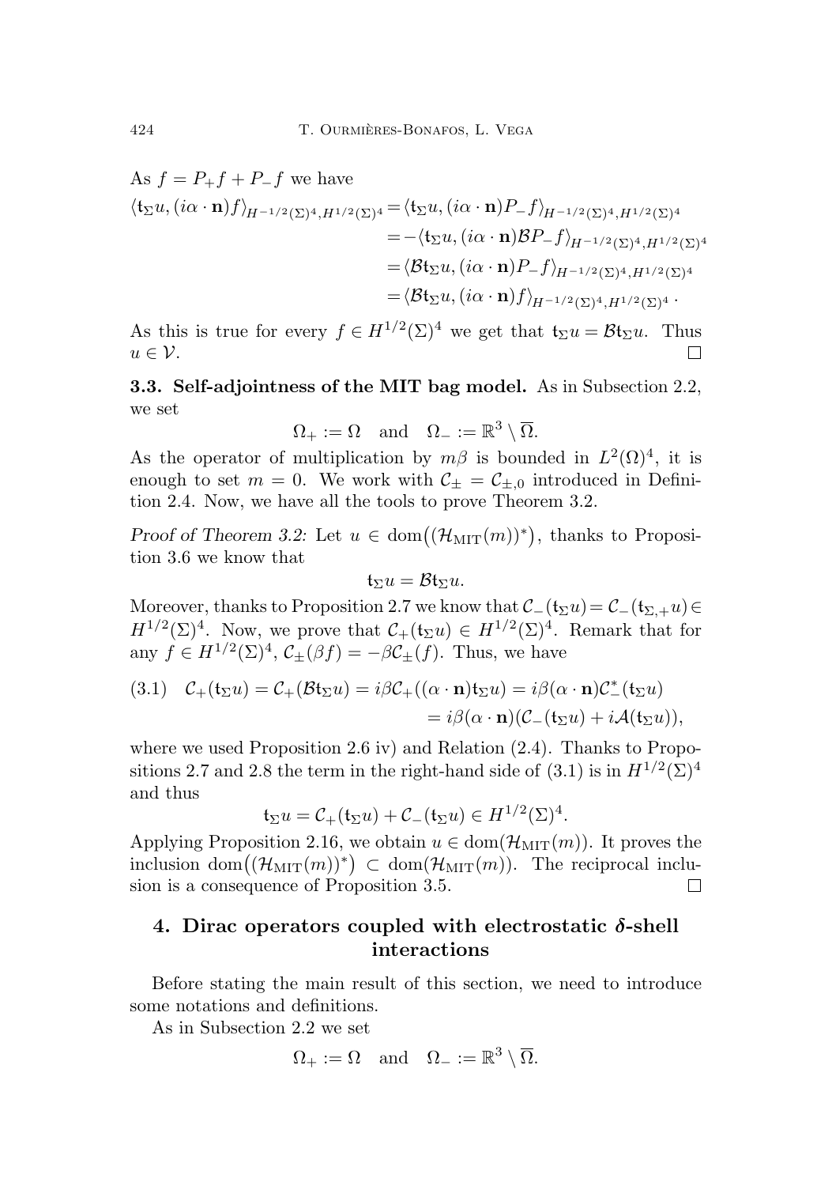As $f = P_+ f + P_- f$ we have

$$
\begin{aligned}
\langle \mathsf{t}_\Sigma u, (i\alpha\cdot \mathbf{n}) f\rangle_{H^{-1/2}(\Sigma)^4, H^{1/2}(\Sigma)^4} &= \langle \mathsf{t}_\Sigma u, (i\alpha\cdot \mathbf{n}) P_- f\rangle_{H^{-1/2}(\Sigma)^4, H^{1/2}(\Sigma)^4}\\
&= -\langle \mathsf{t}_\Sigma u, (i\alpha\cdot \mathbf{n}) \mathcal{B} P_- f\rangle_{H^{-1/2}(\Sigma)^4, H^{1/2}(\Sigma)^4}\\
&= \langle \mathcal{B}\mathsf{t}_\Sigma u, (i\alpha\cdot \mathbf{n}) P_- f\rangle_{H^{-1/2}(\Sigma)^4, H^{1/2}(\Sigma)^4}\\
&= \langle \mathcal{B}\mathsf{t}_\Sigma u, (i\alpha\cdot \mathbf{n}) f\rangle_{H^{-1/2}(\Sigma)^4, H^{1/2}(\Sigma)^4}\,.
\end{aligned}
$$

As this is true for every $f\in H^{1/2}(\Sigma)^4$ we get that $\mathsf{t}_\Sigma u = \mathcal{B}\mathsf{t}_\Sigma u$. Thus $u\in\mathcal{V}$. $\square$

**3.3. Self-adjointness of the MIT bag model.** As in Subsection 2.2, we set

$$\Omega_+ := \Omega \quad \text{and} \quad \Omega_- := \mathbb{R}^3\setminus\overline{\Omega}.$$

As the operator of multiplication by $m\beta$ is bounded in $L^2(\Omega)^4$, it is enough to set $m=0$. We work with $\mathcal{C}_\pm = \mathcal{C}_{\pm,0}$ introduced in Definition 2.4. Now, we have all the tools to prove Theorem 3.2.

*Proof of Theorem 3.2:* Let $u\in \operatorname{dom}\big((\mathcal{H}_{\mathrm{MIT}}(m))^*\big)$, thanks to Proposition 3.6 we know that

$$\mathsf{t}_\Sigma u = \mathcal{B}\mathsf{t}_\Sigma u.$$

Moreover, thanks to Proposition 2.7 we know that $\mathcal{C}_-(\mathsf{t}_\Sigma u) = \mathcal{C}_-(\mathsf{t}_{\Sigma,+}u)\in H^{1/2}(\Sigma)^4$. Now, we prove that $\mathcal{C}_+(\mathsf{t}_\Sigma u)\in H^{1/2}(\Sigma)^4$. Remark that for any $f\in H^{1/2}(\Sigma)^4$, $\mathcal{C}_\pm(\beta f) = -\beta\mathcal{C}_\pm(f)$. Thus, we have

$$
\begin{aligned}
(3.1)\quad \mathcal{C}_+(\mathsf{t}_\Sigma u) = \mathcal{C}_+(\mathcal{B}\mathsf{t}_\Sigma u) = i\beta\mathcal{C}_+((\alpha\cdot\mathbf{n})\mathsf{t}_\Sigma u) &= i\beta(\alpha\cdot\mathbf{n})\mathcal{C}_-^*(\mathsf{t}_\Sigma u)\\
&= i\beta(\alpha\cdot\mathbf{n})(\mathcal{C}_-(\mathsf{t}_\Sigma u) + i\mathcal{A}(\mathsf{t}_\Sigma u)),
\end{aligned}
$$

where we used Proposition 2.6 iv) and Relation (2.4). Thanks to Propositions 2.7 and 2.8 the term in the right-hand side of (3.1) is in $H^{1/2}(\Sigma)^4$ and thus

$$\mathsf{t}_\Sigma u = \mathcal{C}_+(\mathsf{t}_\Sigma u) + \mathcal{C}_-(\mathsf{t}_\Sigma u)\in H^{1/2}(\Sigma)^4.$$

Applying Proposition 2.16, we obtain $u\in\operatorname{dom}(\mathcal{H}_{\mathrm{MIT}}(m))$. It proves the inclusion $\operatorname{dom}\big((\mathcal{H}_{\mathrm{MIT}}(m))^*\big)\subset\operatorname{dom}(\mathcal{H}_{\mathrm{MIT}}(m))$. The reciprocal inclusion is a consequence of Proposition 3.5. $\square$

## 4. Dirac operators coupled with electrostatic $\delta$-shell interactions

Before stating the main result of this section, we need to introduce some notations and definitions.

As in Subsection 2.2 we set

$$\Omega_+ := \Omega \quad \text{and} \quad \Omega_- := \mathbb{R}^3\setminus\overline{\Omega}.$$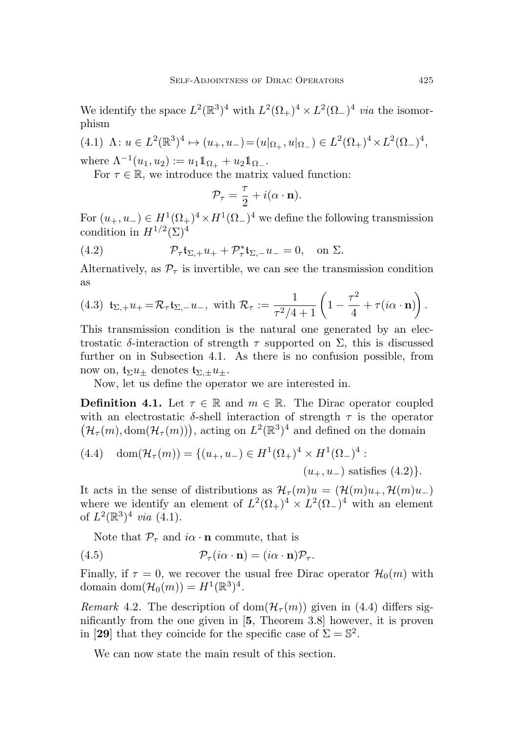We identify the space $L^2(\mathbb{R}^3)^4$ with $L^2(\Omega_+)^4 \times L^2(\Omega_-)^4$ *via* the isomorphism

$$\text{(4.1)}\quad \Lambda\colon u \in L^2(\mathbb{R}^3)^4 \mapsto (u_+, u_-) = (u|_{\Omega_+}, u|_{\Omega_-}) \in L^2(\Omega_+)^4 \times L^2(\Omega_-)^4,$$

where $\Lambda^{-1}(u_1, u_2) := u_1 \mathbb{1}_{\Omega_+} + u_2 \mathbb{1}_{\Omega_-}$.

For $\tau \in \mathbb{R}$, we introduce the matrix valued function:

$$\mathcal{P}_\tau = \frac{\tau}{2} + i(\alpha \cdot \mathbf{n}).$$

For $(u_+, u_-) \in H^1(\Omega_+)^4 \times H^1(\Omega_-)^4$ we define the following transmission condition in $H^{1/2}(\Sigma)^4$

$$\mathcal{P}_\tau \mathfrak{t}_{\Sigma,+} u_+ + \mathcal{P}_\tau^* \mathfrak{t}_{\Sigma,-} u_- = 0, \quad \text{on } \Sigma. \tag{4.2}$$

Alternatively, as $\mathcal{P}_\tau$ is invertible, we can see the transmission condition as

$$\text{(4.3)}\quad \mathfrak{t}_{\Sigma,+} u_+ = \mathcal{R}_\tau \mathfrak{t}_{\Sigma,-} u_-, \text{ with } \mathcal{R}_\tau := \frac{1}{\tau^2/4 + 1}\left(1 - \frac{\tau^2}{4} + \tau(i\alpha \cdot \mathbf{n})\right).$$

This transmission condition is the natural one generated by an electrostatic $\delta$-interaction of strength $\tau$ supported on $\Sigma$, this is discussed further on in Subsection 4.1. As there is no confusion possible, from now on, $\mathfrak{t}_\Sigma u_\pm$ denotes $\mathfrak{t}_{\Sigma,\pm} u_\pm$.

Now, let us define the operator we are interested in.

**Definition 4.1.** Let $\tau \in \mathbb{R}$ and $m \in \mathbb{R}$. The Dirac operator coupled with an electrostatic $\delta$-shell interaction of strength $\tau$ is the operator $\big(\mathcal{H}_\tau(m), \mathrm{dom}(\mathcal{H}_\tau(m))\big)$, acting on $L^2(\mathbb{R}^3)^4$ and defined on the domain

$$\text{(4.4)}\quad \mathrm{dom}(\mathcal{H}_\tau(m)) = \{(u_+, u_-) \in H^1(\Omega_+)^4 \times H^1(\Omega_-)^4 : (u_+, u_-) \text{ satisfies (4.2)}\}.$$

It acts in the sense of distributions as $\mathcal{H}_\tau(m)u = (\mathcal{H}(m)u_+, \mathcal{H}(m)u_-)$ where we identify an element of $L^2(\Omega_+)^4 \times L^2(\Omega_-)^4$ with an element of $L^2(\mathbb{R}^3)^4$ *via* (4.1).

Note that $\mathcal{P}_\tau$ and $i\alpha \cdot \mathbf{n}$ commute, that is

$$\mathcal{P}_\tau(i\alpha \cdot \mathbf{n}) = (i\alpha \cdot \mathbf{n})\mathcal{P}_\tau. \tag{4.5}$$

Finally, if $\tau = 0$, we recover the usual free Dirac operator $\mathcal{H}_0(m)$ with domain $\mathrm{dom}(\mathcal{H}_0(m)) = H^1(\mathbb{R}^3)^4$.

*Remark* 4.2. The description of $\mathrm{dom}(\mathcal{H}_\tau(m))$ given in (4.4) differs significantly from the one given in [**5**, Theorem 3.8] however, it is proven in [**29**] that they coincide for the specific case of $\Sigma = \mathbb{S}^2$.

We can now state the main result of this section.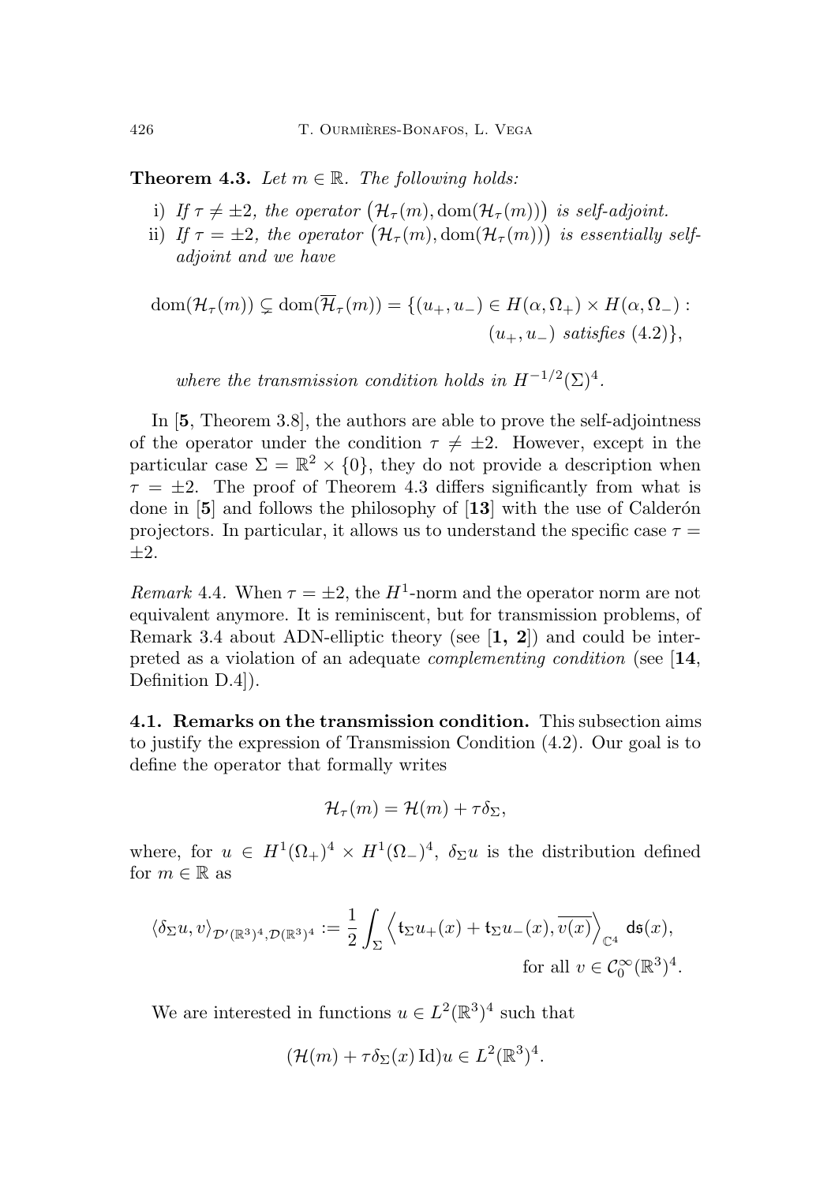**Theorem 4.3.** *Let $m \in \mathbb{R}$. The following holds:*

i) *If $\tau \neq \pm 2$, the operator $\big(\mathcal{H}_\tau(m), \mathrm{dom}(\mathcal{H}_\tau(m))\big)$ is self-adjoint.*
ii) *If $\tau = \pm 2$, the operator $\big(\mathcal{H}_\tau(m), \mathrm{dom}(\mathcal{H}_\tau(m))\big)$ is essentially self-adjoint and we have*

$$\mathrm{dom}(\mathcal{H}_\tau(m)) \subsetneq \mathrm{dom}(\overline{\mathcal{H}}_\tau(m)) = \{(u_+, u_-) \in H(\alpha, \Omega_+) \times H(\alpha, \Omega_-) : (u_+, u_-) \text{ satisfies } (4.2)\},$$

*where the transmission condition holds in $H^{-1/2}(\Sigma)^4$.*

In [**5**, Theorem 3.8], the authors are able to prove the self-adjointness of the operator under the condition $\tau \neq \pm 2$. However, except in the particular case $\Sigma = \mathbb{R}^2 \times \{0\}$, they do not provide a description when $\tau = \pm 2$. The proof of Theorem 4.3 differs significantly from what is done in [**5**] and follows the philosophy of [**13**] with the use of Calderón projectors. In particular, it allows us to understand the specific case $\tau = \pm 2$.

*Remark* 4.4. When $\tau = \pm 2$, the $H^1$-norm and the operator norm are not equivalent anymore. It is reminiscent, but for transmission problems, of Remark 3.4 about ADN-elliptic theory (see [**1, 2**]) and could be interpreted as a violation of an adequate *complementing condition* (see [**14**, Definition D.4]).

**4.1. Remarks on the transmission condition.** This subsection aims to justify the expression of Transmission Condition (4.2). Our goal is to define the operator that formally writes

$$\mathcal{H}_\tau(m) = \mathcal{H}(m) + \tau \delta_\Sigma,$$

where, for $u \in H^1(\Omega_+)^4 \times H^1(\Omega_-)^4$, $\delta_\Sigma u$ is the distribution defined for $m \in \mathbb{R}$ as

$$\langle \delta_\Sigma u, v\rangle_{\mathcal{D}'(\mathbb{R}^3)^4, \mathcal{D}(\mathbb{R}^3)^4} := \frac{1}{2} \int_\Sigma \Big\langle \mathfrak{t}_\Sigma u_+(x) + \mathfrak{t}_\Sigma u_-(x), \overline{v(x)} \Big\rangle_{\mathbb{C}^4} \, \mathsf{d}\mathfrak{s}(x), \quad \text{for all } v \in \mathcal{C}_0^\infty(\mathbb{R}^3)^4.$$

We are interested in functions $u \in L^2(\mathbb{R}^3)^4$ such that

$$(\mathcal{H}(m) + \tau \delta_\Sigma(x)\,\mathrm{Id})u \in L^2(\mathbb{R}^3)^4.$$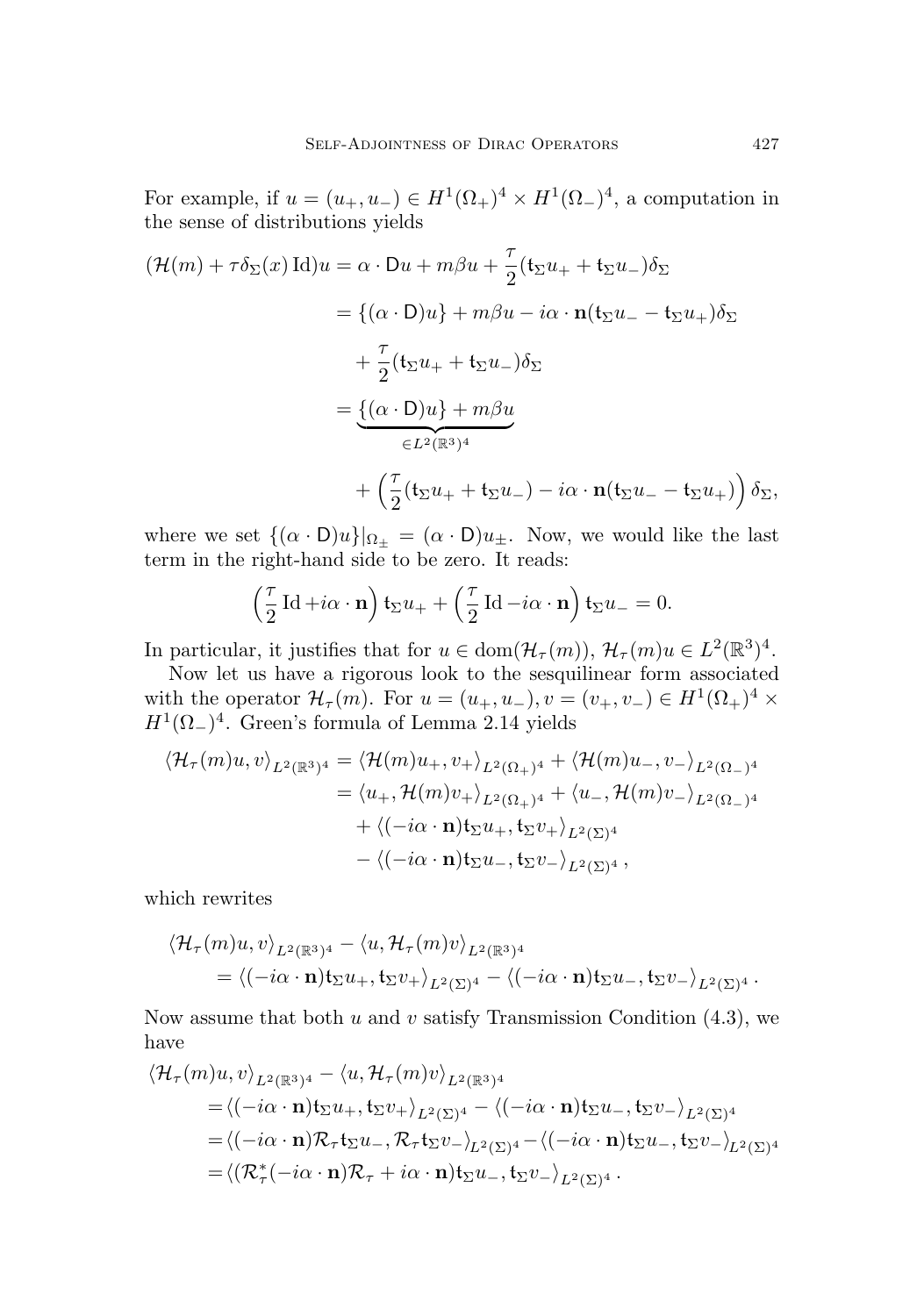For example, if $u = (u_+, u_-) \in H^1(\Omega_+)^4 \times H^1(\Omega_-)^4$, a computation in the sense of distributions yields

$$
\begin{aligned}
(\mathcal{H}(m) + \tau\delta_\Sigma(x)\,\mathrm{Id})u &= \alpha \cdot \mathsf{D}u + m\beta u + \frac{\tau}{2}(\mathsf{t}_\Sigma u_+ + \mathsf{t}_\Sigma u_-)\delta_\Sigma \\
&= \{(\alpha\cdot\mathsf{D})u\} + m\beta u - i\alpha\cdot\mathbf{n}(\mathsf{t}_\Sigma u_- - \mathsf{t}_\Sigma u_+)\delta_\Sigma \\
&\quad + \frac{\tau}{2}(\mathsf{t}_\Sigma u_+ + \mathsf{t}_\Sigma u_-)\delta_\Sigma \\
&= \underbrace{\{(\alpha\cdot\mathsf{D})u\} + m\beta u}_{\in L^2(\mathbb{R}^3)^4} \\
&\quad + \Big(\frac{\tau}{2}(\mathsf{t}_\Sigma u_+ + \mathsf{t}_\Sigma u_-) - i\alpha\cdot\mathbf{n}(\mathsf{t}_\Sigma u_- - \mathsf{t}_\Sigma u_+)\Big)\delta_\Sigma,
\end{aligned}
$$

where we set $\{(\alpha\cdot\mathsf{D})u\}|_{\Omega_\pm} = (\alpha\cdot\mathsf{D})u_\pm$. Now, we would like the last term in the right-hand side to be zero. It reads:

$$
\Big(\frac{\tau}{2}\,\mathrm{Id} + i\alpha\cdot\mathbf{n}\Big)\,\mathsf{t}_\Sigma u_+ + \Big(\frac{\tau}{2}\,\mathrm{Id} - i\alpha\cdot\mathbf{n}\Big)\,\mathsf{t}_\Sigma u_- = 0.
$$

In particular, it justifies that for $u \in \mathrm{dom}(\mathcal{H}_\tau(m))$, $\mathcal{H}_\tau(m)u \in L^2(\mathbb{R}^3)^4$.

Now let us have a rigorous look to the sesquilinear form associated with the operator $\mathcal{H}_\tau(m)$. For $u = (u_+, u_-), v = (v_+, v_-) \in H^1(\Omega_+)^4 \times H^1(\Omega_-)^4$. Green's formula of Lemma 2.14 yields

$$
\begin{aligned}
\langle \mathcal{H}_\tau(m)u, v\rangle_{L^2(\mathbb{R}^3)^4} &= \langle \mathcal{H}(m)u_+, v_+\rangle_{L^2(\Omega_+)^4} + \langle \mathcal{H}(m)u_-, v_-\rangle_{L^2(\Omega_-)^4} \\
&= \langle u_+, \mathcal{H}(m)v_+\rangle_{L^2(\Omega_+)^4} + \langle u_-, \mathcal{H}(m)v_-\rangle_{L^2(\Omega_-)^4} \\
&\quad + \langle (-i\alpha\cdot\mathbf{n})\mathsf{t}_\Sigma u_+, \mathsf{t}_\Sigma v_+\rangle_{L^2(\Sigma)^4} \\
&\quad - \langle (-i\alpha\cdot\mathbf{n})\mathsf{t}_\Sigma u_-, \mathsf{t}_\Sigma v_-\rangle_{L^2(\Sigma)^4},
\end{aligned}
$$

which rewrites

$$
\begin{aligned}
&\langle \mathcal{H}_\tau(m)u, v\rangle_{L^2(\mathbb{R}^3)^4} - \langle u, \mathcal{H}_\tau(m)v\rangle_{L^2(\mathbb{R}^3)^4} \\
&\quad = \langle (-i\alpha\cdot\mathbf{n})\mathsf{t}_\Sigma u_+, \mathsf{t}_\Sigma v_+\rangle_{L^2(\Sigma)^4} - \langle (-i\alpha\cdot\mathbf{n})\mathsf{t}_\Sigma u_-, \mathsf{t}_\Sigma v_-\rangle_{L^2(\Sigma)^4}.
\end{aligned}
$$

Now assume that both $u$ and $v$ satisfy Transmission Condition (4.3), we have

$$
\begin{aligned}
&\langle \mathcal{H}_\tau(m)u, v\rangle_{L^2(\mathbb{R}^3)^4} - \langle u, \mathcal{H}_\tau(m)v\rangle_{L^2(\mathbb{R}^3)^4} \\
&= \langle (-i\alpha\cdot\mathbf{n})\mathsf{t}_\Sigma u_+, \mathsf{t}_\Sigma v_+\rangle_{L^2(\Sigma)^4} - \langle (-i\alpha\cdot\mathbf{n})\mathsf{t}_\Sigma u_-, \mathsf{t}_\Sigma v_-\rangle_{L^2(\Sigma)^4} \\
&= \langle (-i\alpha\cdot\mathbf{n})\mathcal{R}_\tau\mathsf{t}_\Sigma u_-, \mathcal{R}_\tau\mathsf{t}_\Sigma v_-\rangle_{L^2(\Sigma)^4} - \langle (-i\alpha\cdot\mathbf{n})\mathsf{t}_\Sigma u_-, \mathsf{t}_\Sigma v_-\rangle_{L^2(\Sigma)^4} \\
&= \langle (\mathcal{R}_\tau^*(-i\alpha\cdot\mathbf{n})\mathcal{R}_\tau + i\alpha\cdot\mathbf{n})\mathsf{t}_\Sigma u_-, \mathsf{t}_\Sigma v_-\rangle_{L^2(\Sigma)^4}.
\end{aligned}
$$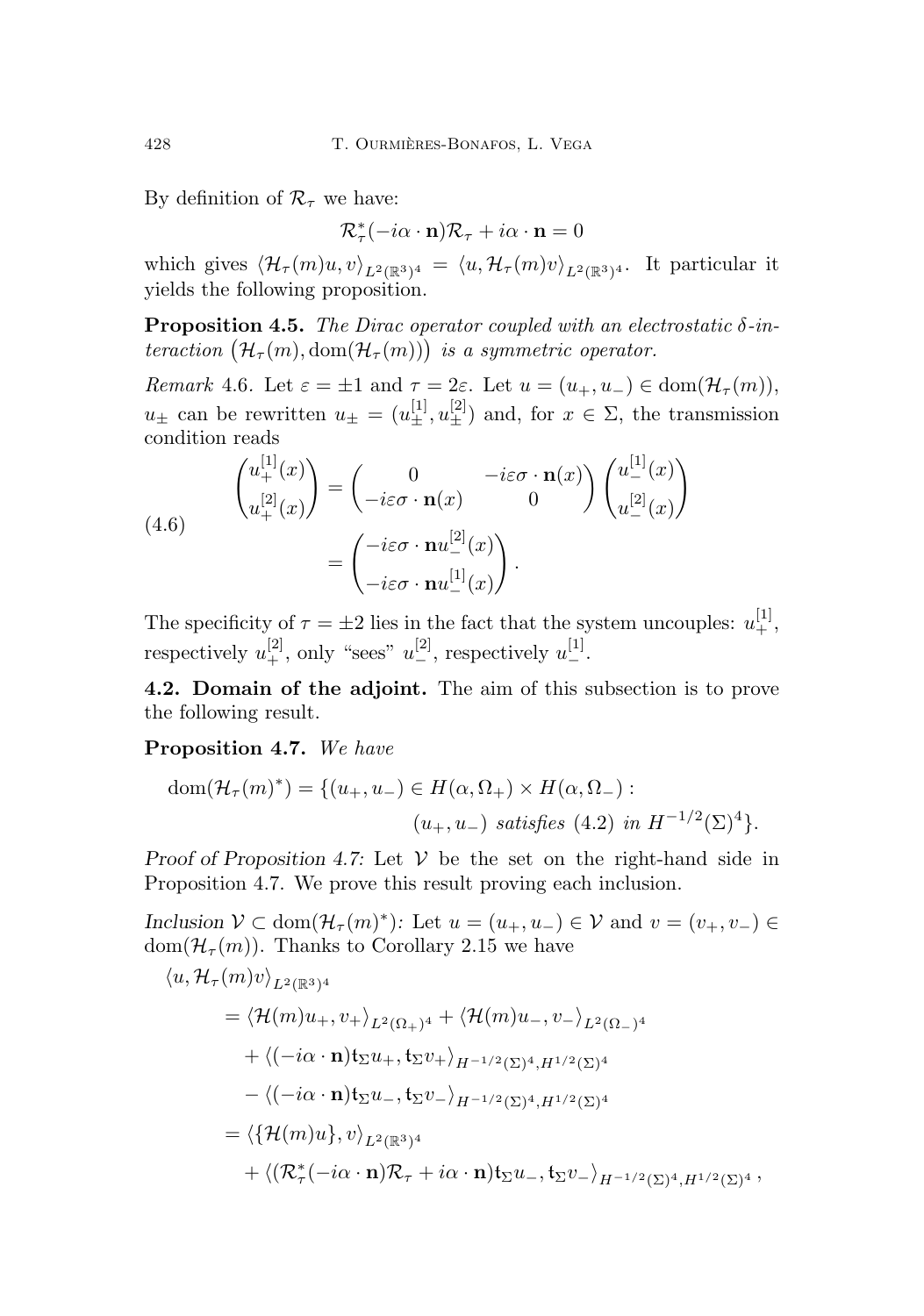By definition of $\mathcal{R}_\tau$ we have:

$$\mathcal{R}_\tau^*(-i\alpha\cdot\mathbf{n})\mathcal{R}_\tau + i\alpha\cdot\mathbf{n} = 0$$

which gives $\langle \mathcal{H}_\tau(m)u, v\rangle_{L^2(\mathbb{R}^3)^4} = \langle u, \mathcal{H}_\tau(m)v\rangle_{L^2(\mathbb{R}^3)^4}$. It particular it yields the following proposition.

**Proposition 4.5.** *The Dirac operator coupled with an electrostatic $\delta$-interaction $\big(\mathcal{H}_\tau(m), \mathrm{dom}(\mathcal{H}_\tau(m))\big)$ is a symmetric operator.*

*Remark* 4.6. Let $\varepsilon = \pm 1$ and $\tau = 2\varepsilon$. Let $u = (u_+, u_-) \in \mathrm{dom}(\mathcal{H}_\tau(m))$, $u_\pm$ can be rewritten $u_\pm = (u_\pm^{[1]}, u_\pm^{[2]})$ and, for $x \in \Sigma$, the transmission condition reads

$$\begin{aligned}\begin{pmatrix} u_+^{[1]}(x) \\ u_+^{[2]}(x)\end{pmatrix} &= \begin{pmatrix} 0 & -i\varepsilon\sigma\cdot\mathbf{n}(x) \\ -i\varepsilon\sigma\cdot\mathbf{n}(x) & 0\end{pmatrix}\begin{pmatrix} u_-^{[1]}(x) \\ u_-^{[2]}(x)\end{pmatrix} \\ &= \begin{pmatrix} -i\varepsilon\sigma\cdot\mathbf{n}u_-^{[2]}(x) \\ -i\varepsilon\sigma\cdot\mathbf{n}u_-^{[1]}(x)\end{pmatrix}.\end{aligned} \tag{4.6}$$

The specificity of $\tau = \pm 2$ lies in the fact that the system uncouples: $u_+^{[1]}$, respectively $u_+^{[2]}$, only "sees" $u_-^{[2]}$, respectively $u_-^{[1]}$.

### 4.2. Domain of the adjoint.

The aim of this subsection is to prove the following result.

**Proposition 4.7.** *We have*

$$\begin{aligned}\mathrm{dom}(\mathcal{H}_\tau(m)^*) = \{(u_+, u_-) \in H(\alpha, \Omega_+) \times H(\alpha, \Omega_-) :\\ (u_+, u_-) \textit{ satisfies } (4.2) \textit{ in } H^{-1/2}(\Sigma)^4\}.\end{aligned}$$

*Proof of Proposition 4.7:* Let $\mathcal{V}$ be the set on the right-hand side in Proposition 4.7. We prove this result proving each inclusion.

*Inclusion $\mathcal{V} \subset \mathrm{dom}(\mathcal{H}_\tau(m)^*)$:* Let $u = (u_+, u_-) \in \mathcal{V}$ and $v = (v_+, v_-) \in \mathrm{dom}(\mathcal{H}_\tau(m))$. Thanks to Corollary 2.15 we have

$$\begin{aligned}&\langle u, \mathcal{H}_\tau(m)v\rangle_{L^2(\mathbb{R}^3)^4} \\ &\quad= \langle \mathcal{H}(m)u_+, v_+\rangle_{L^2(\Omega_+)^4} + \langle \mathcal{H}(m)u_-, v_-\rangle_{L^2(\Omega_-)^4} \\ &\qquad+ \langle (-i\alpha\cdot\mathbf{n})\mathsf{t}_\Sigma u_+, \mathsf{t}_\Sigma v_+\rangle_{H^{-1/2}(\Sigma)^4, H^{1/2}(\Sigma)^4} \\ &\qquad- \langle (-i\alpha\cdot\mathbf{n})\mathsf{t}_\Sigma u_-, \mathsf{t}_\Sigma v_-\rangle_{H^{-1/2}(\Sigma)^4, H^{1/2}(\Sigma)^4} \\ &\quad= \langle \{\mathcal{H}(m)u\}, v\rangle_{L^2(\mathbb{R}^3)^4} \\ &\qquad+ \langle (\mathcal{R}_\tau^*(-i\alpha\cdot\mathbf{n})\mathcal{R}_\tau + i\alpha\cdot\mathbf{n})\mathsf{t}_\Sigma u_-, \mathsf{t}_\Sigma v_-\rangle_{H^{-1/2}(\Sigma)^4, H^{1/2}(\Sigma)^4},\end{aligned}$$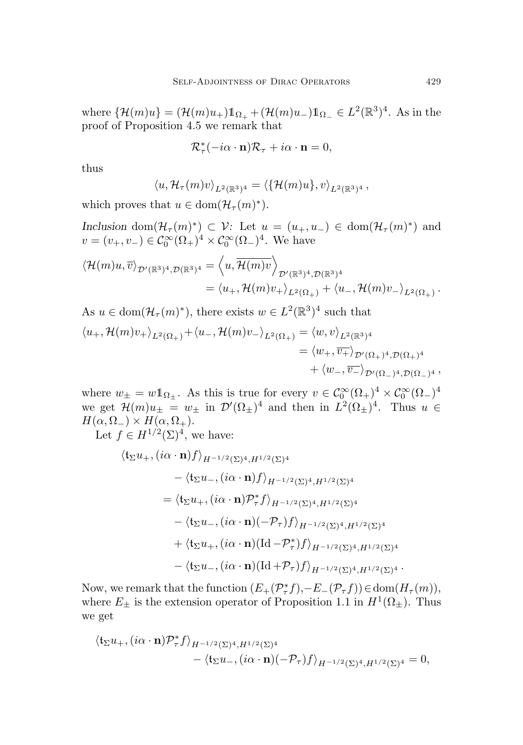where $\{\mathcal{H}(m)u\} = (\mathcal{H}(m)u_+)\mathbb{1}_{\Omega_+} + (\mathcal{H}(m)u_-)\mathbb{1}_{\Omega_-} \in L^2(\mathbb{R}^3)^4$. As in the proof of Proposition 4.5 we remark that

$$\mathcal{R}_\tau^*(-i\alpha\cdot\mathbf{n})\mathcal{R}_\tau + i\alpha\cdot\mathbf{n} = 0,$$

thus

$$\langle u, \mathcal{H}_\tau(m)v\rangle_{L^2(\mathbb{R}^3)^4} = \langle\{\mathcal{H}(m)u\}, v\rangle_{L^2(\mathbb{R}^3)^4},$$

which proves that $u \in \mathrm{dom}(\mathcal{H}_\tau(m)^*)$.

*Inclusion* $\mathrm{dom}(\mathcal{H}_\tau(m)^*) \subset \mathcal{V}$*:* Let $u = (u_+, u_-) \in \mathrm{dom}(\mathcal{H}_\tau(m)^*)$ and $v = (v_+, v_-) \in \mathcal{C}_0^\infty(\Omega_+)^4 \times \mathcal{C}_0^\infty(\Omega_-)^4$. We have

$$\begin{aligned}
\langle \mathcal{H}(m)u, \overline{v}\rangle_{\mathcal{D}'(\mathbb{R}^3)^4, \mathcal{D}(\mathbb{R}^3)^4} &= \left\langle u, \overline{\mathcal{H}(m)v}\right\rangle_{\mathcal{D}'(\mathbb{R}^3)^4, \mathcal{D}(\mathbb{R}^3)^4} \\
&= \langle u_+, \mathcal{H}(m)v_+\rangle_{L^2(\Omega_+)} + \langle u_-, \mathcal{H}(m)v_-\rangle_{L^2(\Omega_+)}.
\end{aligned}$$

As $u \in \mathrm{dom}(\mathcal{H}_\tau(m)^*)$, there exists $w \in L^2(\mathbb{R}^3)^4$ such that

$$\begin{aligned}
\langle u_+, \mathcal{H}(m)v_+\rangle_{L^2(\Omega_+)} + \langle u_-, \mathcal{H}(m)v_-\rangle_{L^2(\Omega_+)} &= \langle w, v\rangle_{L^2(\mathbb{R}^3)^4} \\
&= \langle w_+, \overline{v_+}\rangle_{\mathcal{D}'(\Omega_+)^4, \mathcal{D}(\Omega_+)^4} \\
&\quad + \langle w_-, \overline{v_-}\rangle_{\mathcal{D}'(\Omega_-)^4, \mathcal{D}(\Omega_-)^4},
\end{aligned}$$

where $w_\pm = w\mathbb{1}_{\Omega_\pm}$. As this is true for every $v \in \mathcal{C}_0^\infty(\Omega_+)^4 \times \mathcal{C}_0^\infty(\Omega_-)^4$ we get $\mathcal{H}(m)u_\pm = w_\pm$ in $\mathcal{D}'(\Omega_\pm)^4$ and then in $L^2(\Omega_\pm)^4$. Thus $u \in H(\alpha, \Omega_-) \times H(\alpha, \Omega_+)$.

Let $f \in H^{1/2}(\Sigma)^4$, we have:

$$\begin{aligned}
&\langle \mathsf{t}_\Sigma u_+, (i\alpha\cdot\mathbf{n})f\rangle_{H^{-1/2}(\Sigma)^4, H^{1/2}(\Sigma)^4} \\
&\qquad - \langle \mathsf{t}_\Sigma u_-, (i\alpha\cdot\mathbf{n})f\rangle_{H^{-1/2}(\Sigma)^4, H^{1/2}(\Sigma)^4} \\
&\quad = \langle \mathsf{t}_\Sigma u_+, (i\alpha\cdot\mathbf{n})\mathcal{P}_\tau^* f\rangle_{H^{-1/2}(\Sigma)^4, H^{1/2}(\Sigma)^4} \\
&\qquad - \langle \mathsf{t}_\Sigma u_-, (i\alpha\cdot\mathbf{n})(-\mathcal{P}_\tau) f\rangle_{H^{-1/2}(\Sigma)^4, H^{1/2}(\Sigma)^4} \\
&\qquad + \langle \mathsf{t}_\Sigma u_+, (i\alpha\cdot\mathbf{n})(\mathrm{Id} - \mathcal{P}_\tau^*) f\rangle_{H^{-1/2}(\Sigma)^4, H^{1/2}(\Sigma)^4} \\
&\qquad - \langle \mathsf{t}_\Sigma u_-, (i\alpha\cdot\mathbf{n})(\mathrm{Id} + \mathcal{P}_\tau) f\rangle_{H^{-1/2}(\Sigma)^4, H^{1/2}(\Sigma)^4}.
\end{aligned}$$

Now, we remark that the function $(E_+(\mathcal{P}_\tau^* f), -E_-(\mathcal{P}_\tau f)) \in \mathrm{dom}(H_\tau(m))$, where $E_\pm$ is the extension operator of Proposition 1.1 in $H^1(\Omega_\pm)$. Thus we get

$$\begin{aligned}
&\langle \mathsf{t}_\Sigma u_+, (i\alpha\cdot\mathbf{n})\mathcal{P}_\tau^* f\rangle_{H^{-1/2}(\Sigma)^4, H^{1/2}(\Sigma)^4} \\
&\qquad\qquad - \langle \mathsf{t}_\Sigma u_-, (i\alpha\cdot\mathbf{n})(-\mathcal{P}_\tau) f\rangle_{H^{-1/2}(\Sigma)^4, H^{1/2}(\Sigma)^4} = 0,
\end{aligned}$$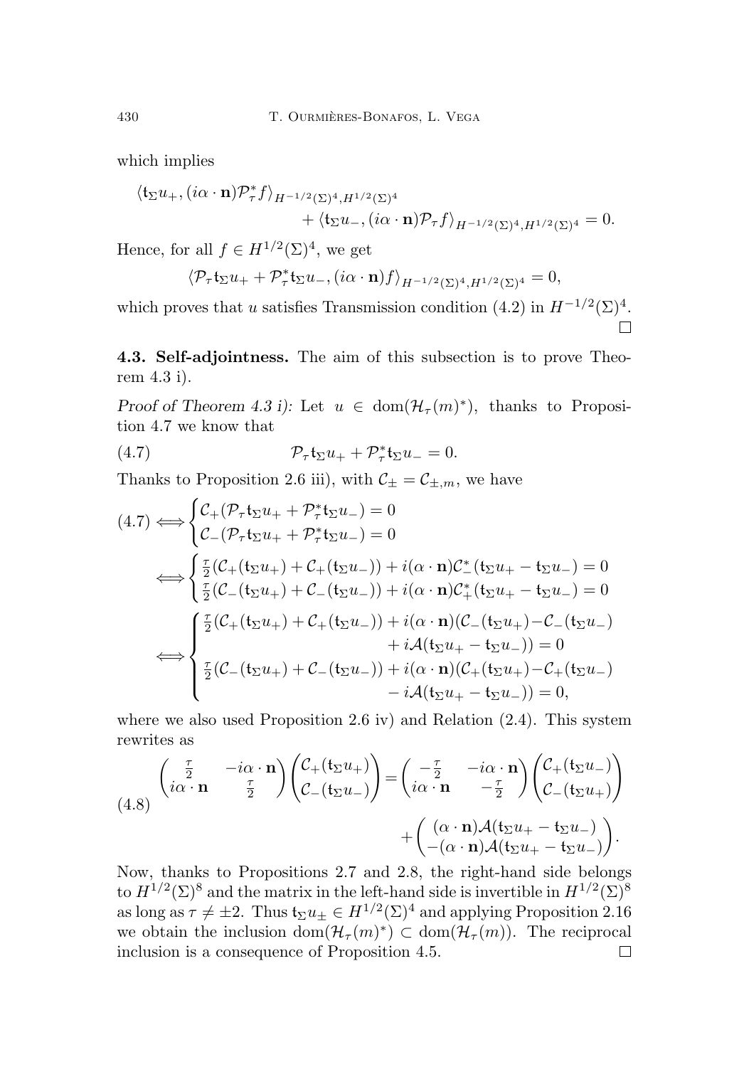which implies

$$\langle \mathsf{t}_\Sigma u_+, (i\alpha\cdot\mathbf{n})\mathcal{P}_\tau^* f\rangle_{H^{-1/2}(\Sigma)^4,H^{1/2}(\Sigma)^4} + \langle \mathsf{t}_\Sigma u_-, (i\alpha\cdot\mathbf{n})\mathcal{P}_\tau f\rangle_{H^{-1/2}(\Sigma)^4,H^{1/2}(\Sigma)^4} = 0.$$

Hence, for all $f\in H^{1/2}(\Sigma)^4$, we get

$$\langle \mathcal{P}_\tau \mathsf{t}_\Sigma u_+ + \mathcal{P}_\tau^*\mathsf{t}_\Sigma u_-, (i\alpha\cdot\mathbf{n})f\rangle_{H^{-1/2}(\Sigma)^4,H^{1/2}(\Sigma)^4} = 0,$$

which proves that $u$ satisfies Transmission condition (4.2) in $H^{-1/2}(\Sigma)^4$. ∎

**4.3. Self-adjointness.** The aim of this subsection is to prove Theorem 4.3 i).

*Proof of Theorem 4.3 i):* Let $u\in\mathrm{dom}(\mathcal{H}_\tau(m)^*)$, thanks to Proposition 4.7 we know that

$$\mathcal{P}_\tau \mathsf{t}_\Sigma u_+ + \mathcal{P}_\tau^*\mathsf{t}_\Sigma u_- = 0. \tag{4.7}$$

Thanks to Proposition 2.6 iii), with $\mathcal{C}_\pm = \mathcal{C}_{\pm,m}$, we have

$$
\begin{aligned}
(4.7) &\iff \begin{cases} \mathcal{C}_+(\mathcal{P}_\tau \mathsf{t}_\Sigma u_+ + \mathcal{P}_\tau^*\mathsf{t}_\Sigma u_-) = 0\\ \mathcal{C}_-(\mathcal{P}_\tau \mathsf{t}_\Sigma u_+ + \mathcal{P}_\tau^*\mathsf{t}_\Sigma u_-) = 0\end{cases}\\
&\iff \begin{cases} \frac{\tau}{2}(\mathcal{C}_+(\mathsf{t}_\Sigma u_+) + \mathcal{C}_+(\mathsf{t}_\Sigma u_-)) + i(\alpha\cdot\mathbf{n})\mathcal{C}_-^*(\mathsf{t}_\Sigma u_+ - \mathsf{t}_\Sigma u_-) = 0\\ \frac{\tau}{2}(\mathcal{C}_-(\mathsf{t}_\Sigma u_+) + \mathcal{C}_-(\mathsf{t}_\Sigma u_-)) + i(\alpha\cdot\mathbf{n})\mathcal{C}_+^*(\mathsf{t}_\Sigma u_+ - \mathsf{t}_\Sigma u_-) = 0\end{cases}\\
&\iff \begin{cases} \frac{\tau}{2}(\mathcal{C}_+(\mathsf{t}_\Sigma u_+) + \mathcal{C}_+(\mathsf{t}_\Sigma u_-)) + i(\alpha\cdot\mathbf{n})(\mathcal{C}_-(\mathsf{t}_\Sigma u_+) - \mathcal{C}_-(\mathsf{t}_\Sigma u_-)\\ \qquad\qquad + i\mathcal{A}(\mathsf{t}_\Sigma u_+ - \mathsf{t}_\Sigma u_-)) = 0\\ \frac{\tau}{2}(\mathcal{C}_-(\mathsf{t}_\Sigma u_+) + \mathcal{C}_-(\mathsf{t}_\Sigma u_-)) + i(\alpha\cdot\mathbf{n})(\mathcal{C}_+(\mathsf{t}_\Sigma u_+) - \mathcal{C}_+(\mathsf{t}_\Sigma u_-)\\ \qquad\qquad - i\mathcal{A}(\mathsf{t}_\Sigma u_+ - \mathsf{t}_\Sigma u_-)) = 0,\end{cases}
\end{aligned}
$$

where we also used Proposition 2.6 iv) and Relation (2.4). This system rewrites as

$$
\begin{pmatrix} \frac{\tau}{2} & -i\alpha\cdot\mathbf{n}\\ i\alpha\cdot\mathbf{n} & \frac{\tau}{2}\end{pmatrix}\begin{pmatrix}\mathcal{C}_+(\mathsf{t}_\Sigma u_+)\\ \mathcal{C}_-(\mathsf{t}_\Sigma u_-)\end{pmatrix} = \begin{pmatrix} -\frac{\tau}{2} & -i\alpha\cdot\mathbf{n}\\ i\alpha\cdot\mathbf{n} & -\frac{\tau}{2}\end{pmatrix}\begin{pmatrix}\mathcal{C}_+(\mathsf{t}_\Sigma u_-)\\ \mathcal{C}_-(\mathsf{t}_\Sigma u_+)\end{pmatrix} + \begin{pmatrix} (\alpha\cdot\mathbf{n})\mathcal{A}(\mathsf{t}_\Sigma u_+ - \mathsf{t}_\Sigma u_-)\\ -(\alpha\cdot\mathbf{n})\mathcal{A}(\mathsf{t}_\Sigma u_+ - \mathsf{t}_\Sigma u_-)\end{pmatrix}. \tag{4.8}
$$

Now, thanks to Propositions 2.7 and 2.8, the right-hand side belongs to $H^{1/2}(\Sigma)^8$ and the matrix in the left-hand side is invertible in $H^{1/2}(\Sigma)^8$ as long as $\tau\neq\pm2$. Thus $\mathsf{t}_\Sigma u_\pm\in H^{1/2}(\Sigma)^4$ and applying Proposition 2.16 we obtain the inclusion $\mathrm{dom}(\mathcal{H}_\tau(m)^*)\subset\mathrm{dom}(\mathcal{H}_\tau(m))$. The reciprocal inclusion is a consequence of Proposition 4.5. ∎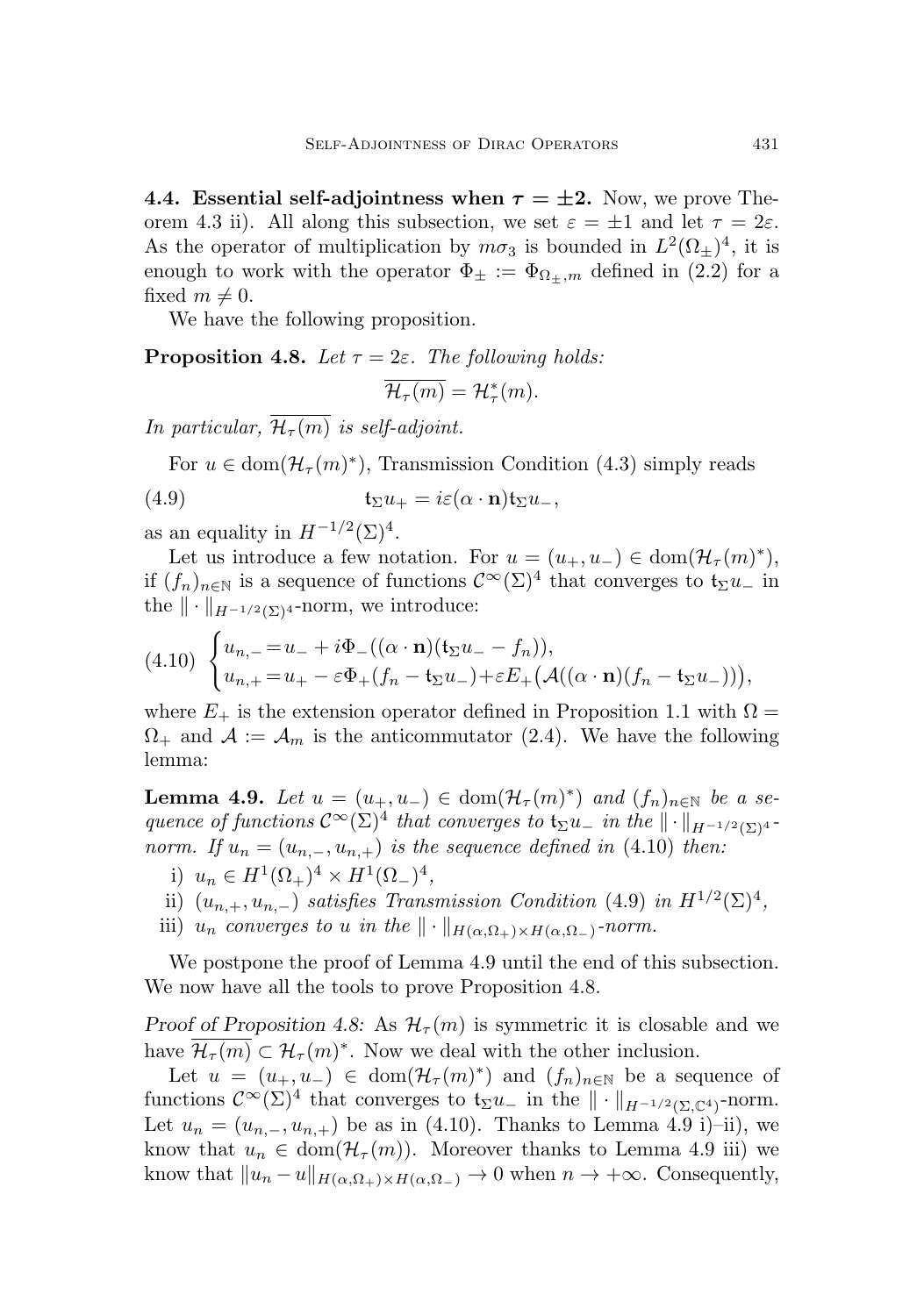**4.4. Essential self-adjointness when $\tau = \pm 2$.** Now, we prove Theorem 4.3 ii). All along this subsection, we set $\varepsilon = \pm 1$ and let $\tau = 2\varepsilon$. As the operator of multiplication by $m\sigma_3$ is bounded in $L^2(\Omega_\pm)^4$, it is enough to work with the operator $\Phi_\pm := \Phi_{\Omega_\pm, m}$ defined in (2.2) for a fixed $m \neq 0$.

We have the following proposition.

**Proposition 4.8.** *Let $\tau = 2\varepsilon$. The following holds:*

$$\overline{\mathcal{H}_\tau(m)} = \mathcal{H}_\tau^*(m).$$

*In particular, $\overline{\mathcal{H}_\tau(m)}$ is self-adjoint.*

For $u \in \operatorname{dom}(\mathcal{H}_\tau(m)^*)$, Transmission Condition (4.3) simply reads

$$\mathfrak{t}_\Sigma u_+ = i\varepsilon(\alpha \cdot \mathbf{n})\mathfrak{t}_\Sigma u_-, \tag{4.9}$$

as an equality in $H^{-1/2}(\Sigma)^4$.

Let us introduce a few notation. For $u = (u_+, u_-) \in \operatorname{dom}(\mathcal{H}_\tau(m)^*)$, if $(f_n)_{n\in\mathbb{N}}$ is a sequence of functions $\mathcal{C}^\infty(\Sigma)^4$ that converges to $\mathfrak{t}_\Sigma u_-$ in the $\|\cdot\|_{H^{-1/2}(\Sigma)^4}$-norm, we introduce:

$$\begin{cases} u_{n,-} = u_- + i\Phi_-((\alpha\cdot\mathbf{n})(\mathfrak{t}_\Sigma u_- - f_n)), \\ u_{n,+} = u_+ - \varepsilon\Phi_+(f_n - \mathfrak{t}_\Sigma u_-) + \varepsilon E_+\big(\mathcal{A}((\alpha\cdot\mathbf{n})(f_n - \mathfrak{t}_\Sigma u_-))\big), \end{cases} \tag{4.10}$$

where $E_+$ is the extension operator defined in Proposition 1.1 with $\Omega = \Omega_+$ and $\mathcal{A} := \mathcal{A}_m$ is the anticommutator (2.4). We have the following lemma:

**Lemma 4.9.** *Let $u = (u_+, u_-) \in \operatorname{dom}(\mathcal{H}_\tau(m)^*)$ and $(f_n)_{n\in\mathbb{N}}$ be a sequence of functions $\mathcal{C}^\infty(\Sigma)^4$ that converges to $\mathfrak{t}_\Sigma u_-$ in the $\|\cdot\|_{H^{-1/2}(\Sigma)^4}$-norm. If $u_n = (u_{n,-}, u_{n,+})$ is the sequence defined in (4.10) then:*

i) *$u_n \in H^1(\Omega_+)^4 \times H^1(\Omega_-)^4$,*

ii) *$(u_{n,+}, u_{n,-})$ satisfies Transmission Condition (4.9) in $H^{1/2}(\Sigma)^4$,*

iii) *$u_n$ converges to $u$ in the $\|\cdot\|_{H(\alpha,\Omega_+)\times H(\alpha,\Omega_-)}$-norm.*

We postpone the proof of Lemma 4.9 until the end of this subsection. We now have all the tools to prove Proposition 4.8.

*Proof of Proposition 4.8:* As $\mathcal{H}_\tau(m)$ is symmetric it is closable and we have $\overline{\mathcal{H}_\tau(m)} \subset \mathcal{H}_\tau(m)^*$. Now we deal with the other inclusion.

Let $u = (u_+, u_-) \in \operatorname{dom}(\mathcal{H}_\tau(m)^*)$ and $(f_n)_{n\in\mathbb{N}}$ be a sequence of functions $\mathcal{C}^\infty(\Sigma)^4$ that converges to $\mathfrak{t}_\Sigma u_-$ in the $\|\cdot\|_{H^{-1/2}(\Sigma,\mathbb{C}^4)}$-norm. Let $u_n = (u_{n,-}, u_{n,+})$ be as in (4.10). Thanks to Lemma 4.9 i)–ii), we know that $u_n \in \operatorname{dom}(\mathcal{H}_\tau(m))$. Moreover thanks to Lemma 4.9 iii) we know that $\|u_n - u\|_{H(\alpha,\Omega_+)\times H(\alpha,\Omega_-)} \to 0$ when $n \to +\infty$. Consequently,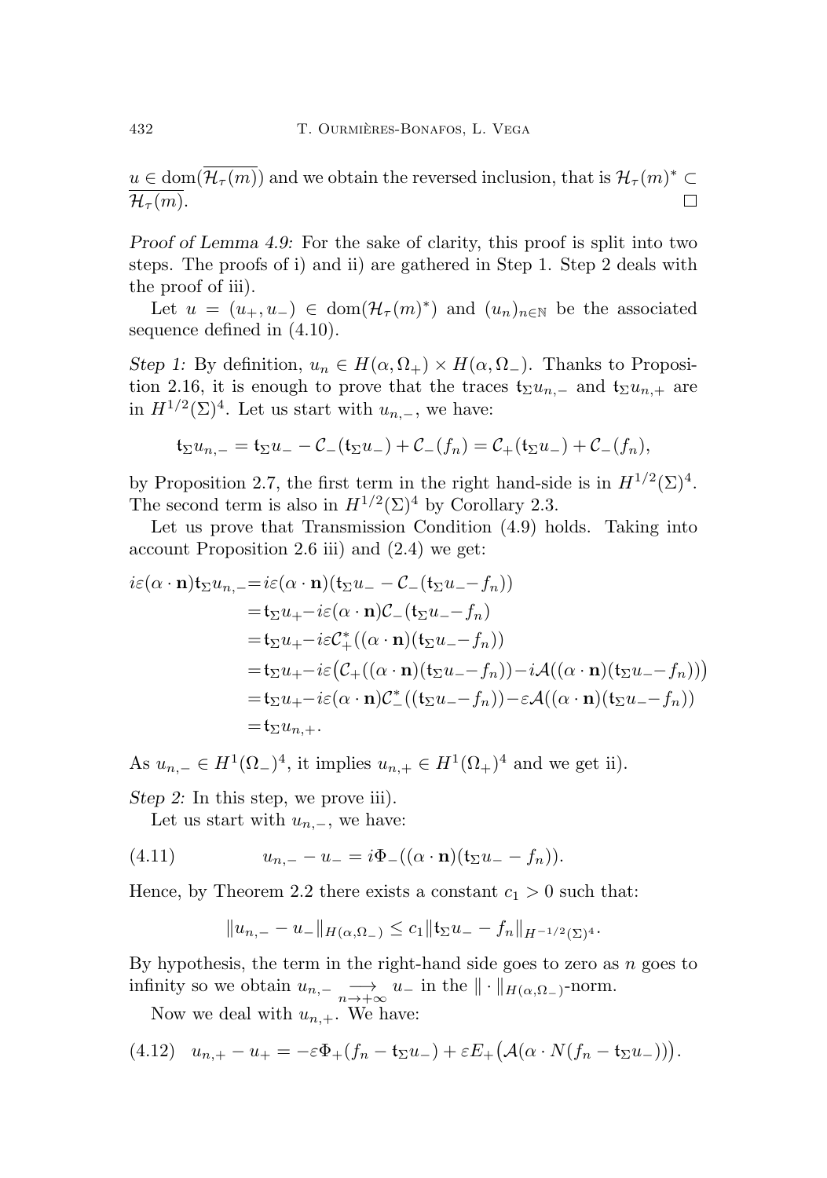$u \in \operatorname{dom}(\overline{\mathcal{H}_\tau(m)})$ and we obtain the reversed inclusion, that is $\mathcal{H}_\tau(m)^* \subset \overline{\mathcal{H}_\tau(m)}$. $\square$

*Proof of Lemma 4.9:* For the sake of clarity, this proof is split into two steps. The proofs of i) and ii) are gathered in Step 1. Step 2 deals with the proof of iii).

Let $u = (u_+, u_-) \in \operatorname{dom}(\mathcal{H}_\tau(m)^*)$ and $(u_n)_{n\in\mathbb{N}}$ be the associated sequence defined in (4.10).

*Step 1:* By definition, $u_n \in H(\alpha, \Omega_+) \times H(\alpha, \Omega_-)$. Thanks to Proposition 2.16, it is enough to prove that the traces $\mathfrak{t}_\Sigma u_{n,-}$ and $\mathfrak{t}_\Sigma u_{n,+}$ are in $H^{1/2}(\Sigma)^4$. Let us start with $u_{n,-}$, we have:

$$\mathfrak{t}_\Sigma u_{n,-} = \mathfrak{t}_\Sigma u_- - \mathcal{C}_-(\mathfrak{t}_\Sigma u_-) + \mathcal{C}_-(f_n) = \mathcal{C}_+(\mathfrak{t}_\Sigma u_-) + \mathcal{C}_-(f_n),$$

by Proposition 2.7, the first term in the right hand-side is in $H^{1/2}(\Sigma)^4$. The second term is also in $H^{1/2}(\Sigma)^4$ by Corollary 2.3.

Let us prove that Transmission Condition (4.9) holds. Taking into account Proposition 2.6 iii) and (2.4) we get:

$$\begin{aligned}
i\varepsilon(\alpha\cdot\mathbf{n})\mathfrak{t}_\Sigma u_{n,-} &= i\varepsilon(\alpha\cdot\mathbf{n})(\mathfrak{t}_\Sigma u_- - \mathcal{C}_-(\mathfrak{t}_\Sigma u_- - f_n))\\
&= \mathfrak{t}_\Sigma u_+ - i\varepsilon(\alpha\cdot\mathbf{n})\mathcal{C}_-(\mathfrak{t}_\Sigma u_- - f_n)\\
&= \mathfrak{t}_\Sigma u_+ - i\varepsilon\mathcal{C}_+^*((\alpha\cdot\mathbf{n})(\mathfrak{t}_\Sigma u_- - f_n))\\
&= \mathfrak{t}_\Sigma u_+ - i\varepsilon\big(\mathcal{C}_+((\alpha\cdot\mathbf{n})(\mathfrak{t}_\Sigma u_- - f_n)) - i\mathcal{A}((\alpha\cdot\mathbf{n})(\mathfrak{t}_\Sigma u_- - f_n))\big)\\
&= \mathfrak{t}_\Sigma u_+ - i\varepsilon(\alpha\cdot\mathbf{n})\mathcal{C}_-^*((\mathfrak{t}_\Sigma u_- - f_n)) - \varepsilon\mathcal{A}((\alpha\cdot\mathbf{n})(\mathfrak{t}_\Sigma u_- - f_n))\\
&= \mathfrak{t}_\Sigma u_{n,+}.
\end{aligned}$$

As $u_{n,-} \in H^1(\Omega_-)^4$, it implies $u_{n,+} \in H^1(\Omega_+)^4$ and we get ii).

*Step 2:* In this step, we prove iii).

Let us start with $u_{n,-}$, we have:

$$u_{n,-} - u_- = i\Phi_-((\alpha\cdot\mathbf{n})(\mathfrak{t}_\Sigma u_- - f_n)). \tag{4.11}$$

Hence, by Theorem 2.2 there exists a constant $c_1 > 0$ such that:

$$\|u_{n,-} - u_-\|_{H(\alpha,\Omega_-)} \le c_1 \|\mathfrak{t}_\Sigma u_- - f_n\|_{H^{-1/2}(\Sigma)^4}.$$

By hypothesis, the term in the right-hand side goes to zero as $n$ goes to infinity so we obtain $u_{n,-} \underset{n\to+\infty}{\longrightarrow} u_-$ in the $\|\cdot\|_{H(\alpha,\Omega_-)}$-norm.

Now we deal with $u_{n,+}$. We have:

$$u_{n,+} - u_+ = -\varepsilon\Phi_+(f_n - \mathfrak{t}_\Sigma u_-) + \varepsilon E_+\big(\mathcal{A}(\alpha\cdot N(f_n - \mathfrak{t}_\Sigma u_-))\big). \tag{4.12}$$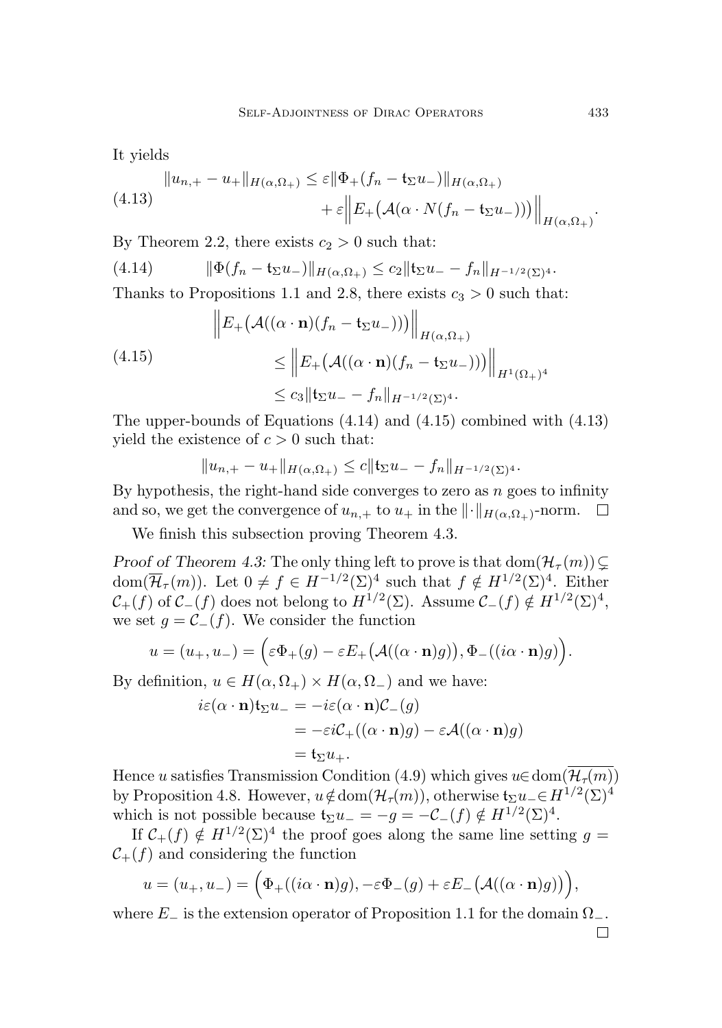It yields

$$
\begin{aligned}
\|u_{n,+} - u_+\|_{H(\alpha,\Omega_+)} &\le \varepsilon \|\Phi_+(f_n - \mathsf{t}_\Sigma u_-)\|_{H(\alpha,\Omega_+)} \\
&\quad + \varepsilon \Big\| E_+\big(\mathcal{A}(\alpha \cdot N(f_n - \mathsf{t}_\Sigma u_-))\big)\Big\|_{H(\alpha,\Omega_+)}.
\end{aligned} \tag{4.13}
$$

By Theorem 2.2, there exists $c_2 > 0$ such that:

$$
\|\Phi(f_n - \mathsf{t}_\Sigma u_-)\|_{H(\alpha,\Omega_+)} \le c_2 \|\mathsf{t}_\Sigma u_- - f_n\|_{H^{-1/2}(\Sigma)^4}. \tag{4.14}
$$

Thanks to Propositions 1.1 and 2.8, there exists $c_3 > 0$ such that:

$$
\begin{aligned}
&\Big\| E_+\big(\mathcal{A}((\alpha \cdot \mathbf{n})(f_n - \mathsf{t}_\Sigma u_-))\big)\Big\|_{H(\alpha,\Omega_+)} \\
&\qquad \le \Big\| E_+\big(\mathcal{A}((\alpha \cdot \mathbf{n})(f_n - \mathsf{t}_\Sigma u_-))\big)\Big\|_{H^1(\Omega_+)^4} \\
&\qquad \le c_3 \|\mathsf{t}_\Sigma u_- - f_n\|_{H^{-1/2}(\Sigma)^4}.
\end{aligned} \tag{4.15}
$$

The upper-bounds of Equations (4.14) and (4.15) combined with (4.13) yield the existence of $c > 0$ such that:

$$
\|u_{n,+} - u_+\|_{H(\alpha,\Omega_+)} \le c \|\mathsf{t}_\Sigma u_- - f_n\|_{H^{-1/2}(\Sigma)^4}.
$$

By hypothesis, the right-hand side converges to zero as $n$ goes to infinity and so, we get the convergence of $u_{n,+}$ to $u_+$ in the $\|\cdot\|_{H(\alpha,\Omega_+)}$-norm. □

We finish this subsection proving Theorem 4.3.

*Proof of Theorem 4.3:* The only thing left to prove is that $\mathrm{dom}(\mathcal{H}_\tau(m)) \subsetneq \mathrm{dom}(\overline{\mathcal{H}}_\tau(m))$. Let $0 \ne f \in H^{-1/2}(\Sigma)^4$ such that $f \notin H^{1/2}(\Sigma)^4$. Either $\mathcal{C}_+(f)$ of $\mathcal{C}_-(f)$ does not belong to $H^{1/2}(\Sigma)$. Assume $\mathcal{C}_-(f) \notin H^{1/2}(\Sigma)^4$, we set $g = \mathcal{C}_-(f)$. We consider the function

$$
u = (u_+, u_-) = \Big(\varepsilon \Phi_+(g) - \varepsilon E_+\big(\mathcal{A}((\alpha \cdot \mathbf{n})g)\big), \Phi_-((i\alpha \cdot \mathbf{n})g)\Big).
$$

By definition, $u \in H(\alpha,\Omega_+) \times H(\alpha,\Omega_-)$ and we have:

$$
\begin{aligned}
i\varepsilon(\alpha \cdot \mathbf{n})\mathsf{t}_\Sigma u_- &= -i\varepsilon(\alpha \cdot \mathbf{n})\mathcal{C}_-(g) \\
&= -\varepsilon i \mathcal{C}_+((\alpha \cdot \mathbf{n})g) - \varepsilon \mathcal{A}((\alpha \cdot \mathbf{n})g) \\
&= \mathsf{t}_\Sigma u_+.
\end{aligned}
$$

Hence $u$ satisfies Transmission Condition (4.9) which gives $u \in \mathrm{dom}(\overline{\mathcal{H}_\tau(m)})$ by Proposition 4.8. However, $u \notin \mathrm{dom}(\mathcal{H}_\tau(m))$, otherwise $\mathsf{t}_\Sigma u_- \in H^{1/2}(\Sigma)^4$ which is not possible because $\mathsf{t}_\Sigma u_- = -g = -\mathcal{C}_-(f) \notin H^{1/2}(\Sigma)^4$.

If $\mathcal{C}_+(f) \notin H^{1/2}(\Sigma)^4$ the proof goes along the same line setting $g = \mathcal{C}_+(f)$ and considering the function

$$
u = (u_+, u_-) = \Big(\Phi_+((i\alpha \cdot \mathbf{n})g), -\varepsilon \Phi_-(g) + \varepsilon E_-\big(\mathcal{A}((\alpha \cdot \mathbf{n})g)\big)\Big),
$$

where $E_-$ is the extension operator of Proposition 1.1 for the domain $\Omega_-$. □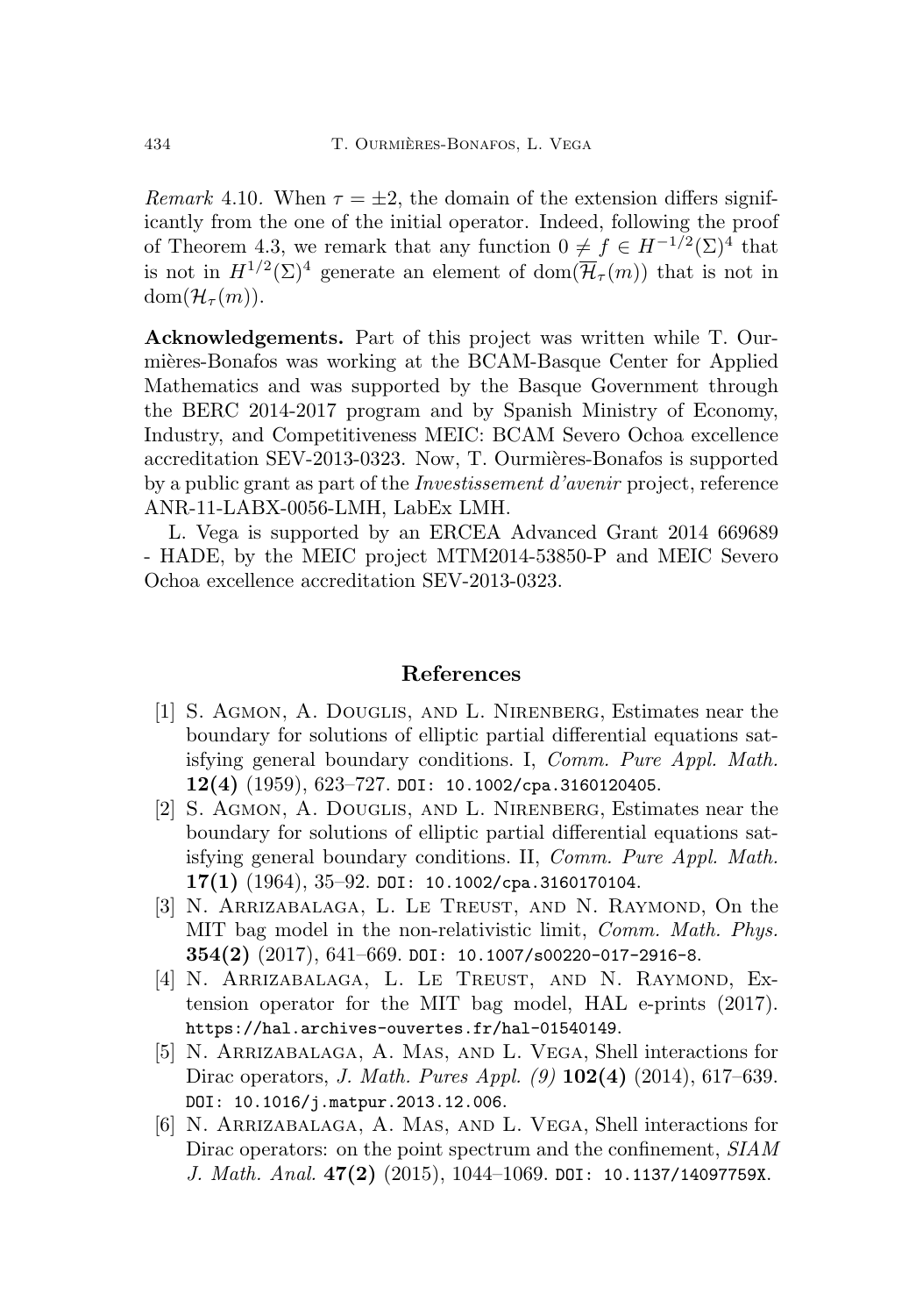*Remark* 4.10. When $\tau = \pm 2$, the domain of the extension differs significantly from the one of the initial operator. Indeed, following the proof of Theorem 4.3, we remark that any function $0 \neq f \in H^{-1/2}(\Sigma)^4$ that is not in $H^{1/2}(\Sigma)^4$ generate an element of $\mathrm{dom}(\overline{\mathcal{H}}_\tau(m))$ that is not in $\mathrm{dom}(\mathcal{H}_\tau(m))$.

**Acknowledgements.** Part of this project was written while T. Ourmières-Bonafos was working at the BCAM-Basque Center for Applied Mathematics and was supported by the Basque Government through the BERC 2014-2017 program and by Spanish Ministry of Economy, Industry, and Competitiveness MEIC: BCAM Severo Ochoa excellence accreditation SEV-2013-0323. Now, T. Ourmières-Bonafos is supported by a public grant as part of the *Investissement d'avenir* project, reference ANR-11-LABX-0056-LMH, LabEx LMH.

L. Vega is supported by an ERCEA Advanced Grant 2014 669689 - HADE, by the MEIC project MTM2014-53850-P and MEIC Severo Ochoa excellence accreditation SEV-2013-0323.

## References

[1] S. Agmon, A. Douglis, and L. Nirenberg, Estimates near the boundary for solutions of elliptic partial differential equations satisfying general boundary conditions. I, *Comm. Pure Appl. Math.* **12(4)** (1959), 623–727. DOI: 10.1002/cpa.3160120405.

[2] S. Agmon, A. Douglis, and L. Nirenberg, Estimates near the boundary for solutions of elliptic partial differential equations satisfying general boundary conditions. II, *Comm. Pure Appl. Math.* **17(1)** (1964), 35–92. DOI: 10.1002/cpa.3160170104.

[3] N. Arrizabalaga, L. Le Treust, and N. Raymond, On the MIT bag model in the non-relativistic limit, *Comm. Math. Phys.* **354(2)** (2017), 641–669. DOI: 10.1007/s00220-017-2916-8.

[4] N. Arrizabalaga, L. Le Treust, and N. Raymond, Extension operator for the MIT bag model, HAL e-prints (2017). https://hal.archives-ouvertes.fr/hal-01540149.

[5] N. Arrizabalaga, A. Mas, and L. Vega, Shell interactions for Dirac operators, *J. Math. Pures Appl. (9)* **102(4)** (2014), 617–639. DOI: 10.1016/j.matpur.2013.12.006.

[6] N. Arrizabalaga, A. Mas, and L. Vega, Shell interactions for Dirac operators: on the point spectrum and the confinement, *SIAM J. Math. Anal.* **47(2)** (2015), 1044–1069. DOI: 10.1137/14097759X.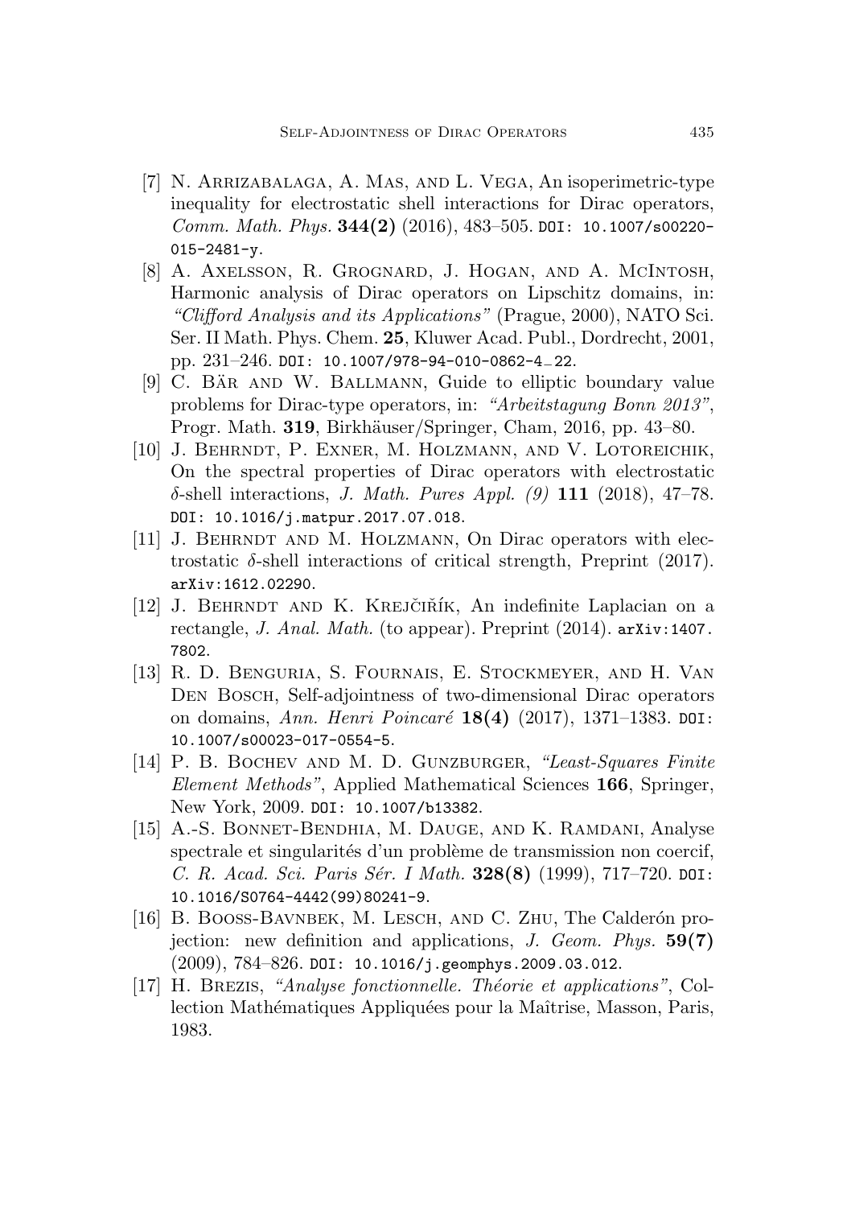[7] N. Arrizabalaga, A. Mas, and L. Vega, An isoperimetric-type inequality for electrostatic shell interactions for Dirac operators, *Comm. Math. Phys.* **344(2)** (2016), 483–505. DOI: 10.1007/s00220-015-2481-y.

[8] A. Axelsson, R. Grognard, J. Hogan, and A. McIntosh, Harmonic analysis of Dirac operators on Lipschitz domains, in: *"Clifford Analysis and its Applications"* (Prague, 2000), NATO Sci. Ser. II Math. Phys. Chem. **25**, Kluwer Acad. Publ., Dordrecht, 2001, pp. 231–246. DOI: 10.1007/978-94-010-0862-4_22.

[9] C. Bär and W. Ballmann, Guide to elliptic boundary value problems for Dirac-type operators, in: *"Arbeitstagung Bonn 2013"*, Progr. Math. **319**, Birkhäuser/Springer, Cham, 2016, pp. 43–80.

[10] J. Behrndt, P. Exner, M. Holzmann, and V. Lotoreichik, On the spectral properties of Dirac operators with electrostatic $\delta$-shell interactions, *J. Math. Pures Appl. (9)* **111** (2018), 47–78. DOI: 10.1016/j.matpur.2017.07.018.

[11] J. Behrndt and M. Holzmann, On Dirac operators with electrostatic $\delta$-shell interactions of critical strength, Preprint (2017). arXiv:1612.02290.

[12] J. Behrndt and K. Krejčiřík, An indefinite Laplacian on a rectangle, *J. Anal. Math.* (to appear). Preprint (2014). arXiv:1407.7802.

[13] R. D. Benguria, S. Fournais, E. Stockmeyer, and H. Van Den Bosch, Self-adjointness of two-dimensional Dirac operators on domains, *Ann. Henri Poincaré* **18(4)** (2017), 1371–1383. DOI: 10.1007/s00023-017-0554-5.

[14] P. B. Bochev and M. D. Gunzburger, *"Least-Squares Finite Element Methods"*, Applied Mathematical Sciences **166**, Springer, New York, 2009. DOI: 10.1007/b13382.

[15] A.-S. Bonnet-Bendhia, M. Dauge, and K. Ramdani, Analyse spectrale et singularités d'un problème de transmission non coercif, *C. R. Acad. Sci. Paris Sér. I Math.* **328(8)** (1999), 717–720. DOI: 10.1016/S0764-4442(99)80241-9.

[16] B. Booss-Bavnbek, M. Lesch, and C. Zhu, The Calderón projection: new definition and applications, *J. Geom. Phys.* **59(7)** (2009), 784–826. DOI: 10.1016/j.geomphys.2009.03.012.

[17] H. Brezis, *"Analyse fonctionnelle. Théorie et applications"*, Collection Mathématiques Appliquées pour la Maîtrise, Masson, Paris, 1983.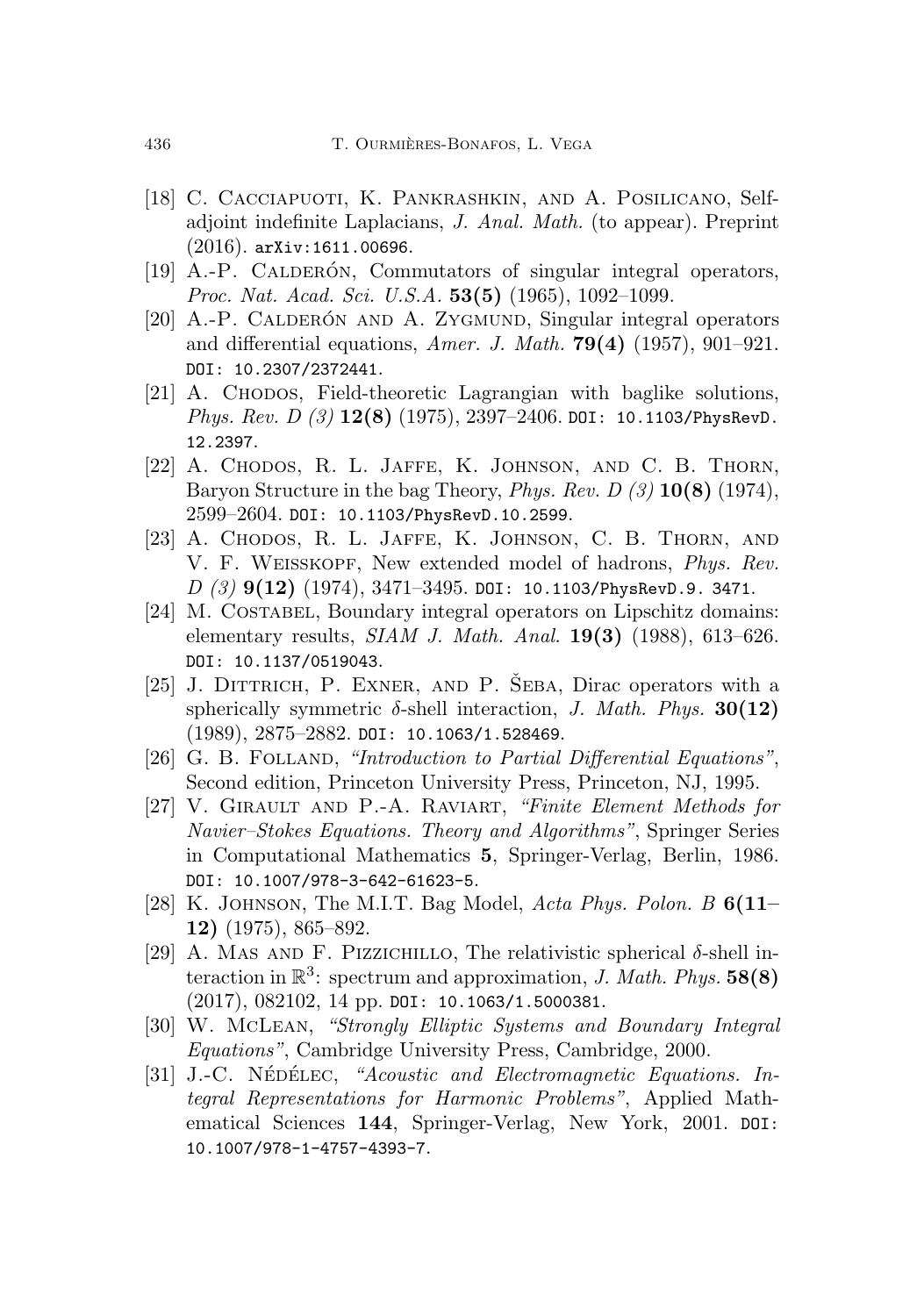[18] C. Cacciapuoti, K. Pankrashkin, and A. Posilicano, Self-adjoint indefinite Laplacians, *J. Anal. Math.* (to appear). Preprint (2016). arXiv:1611.00696.

[19] A.-P. Calderón, Commutators of singular integral operators, *Proc. Nat. Acad. Sci. U.S.A.* **53(5)** (1965), 1092–1099.

[20] A.-P. Calderón and A. Zygmund, Singular integral operators and differential equations, *Amer. J. Math.* **79(4)** (1957), 901–921. DOI: 10.2307/2372441.

[21] A. Chodos, Field-theoretic Lagrangian with baglike solutions, *Phys. Rev. D (3)* **12(8)** (1975), 2397–2406. DOI: 10.1103/PhysRevD.12.2397.

[22] A. Chodos, R. L. Jaffe, K. Johnson, and C. B. Thorn, Baryon Structure in the bag Theory, *Phys. Rev. D (3)* **10(8)** (1974), 2599–2604. DOI: 10.1103/PhysRevD.10.2599.

[23] A. Chodos, R. L. Jaffe, K. Johnson, C. B. Thorn, and V. F. Weisskopf, New extended model of hadrons, *Phys. Rev. D (3)* **9(12)** (1974), 3471–3495. DOI: 10.1103/PhysRevD.9.3471.

[24] M. Costabel, Boundary integral operators on Lipschitz domains: elementary results, *SIAM J. Math. Anal.* **19(3)** (1988), 613–626. DOI: 10.1137/0519043.

[25] J. Dittrich, P. Exner, and P. Šeba, Dirac operators with a spherically symmetric $\delta$-shell interaction, *J. Math. Phys.* **30(12)** (1989), 2875–2882. DOI: 10.1063/1.528469.

[26] G. B. Folland, *"Introduction to Partial Differential Equations"*, Second edition, Princeton University Press, Princeton, NJ, 1995.

[27] V. Girault and P.-A. Raviart, *"Finite Element Methods for Navier–Stokes Equations. Theory and Algorithms"*, Springer Series in Computational Mathematics **5**, Springer-Verlag, Berlin, 1986. DOI: 10.1007/978-3-642-61623-5.

[28] K. Johnson, The M.I.T. Bag Model, *Acta Phys. Polon. B* **6(11–12)** (1975), 865–892.

[29] A. Mas and F. Pizzichillo, The relativistic spherical $\delta$-shell interaction in $\mathbb{R}^3$: spectrum and approximation, *J. Math. Phys.* **58(8)** (2017), 082102, 14 pp. DOI: 10.1063/1.5000381.

[30] W. McLean, *"Strongly Elliptic Systems and Boundary Integral Equations"*, Cambridge University Press, Cambridge, 2000.

[31] J.-C. Nédélec, *"Acoustic and Electromagnetic Equations. Integral Representations for Harmonic Problems"*, Applied Mathematical Sciences **144**, Springer-Verlag, New York, 2001. DOI: 10.1007/978-1-4757-4393-7.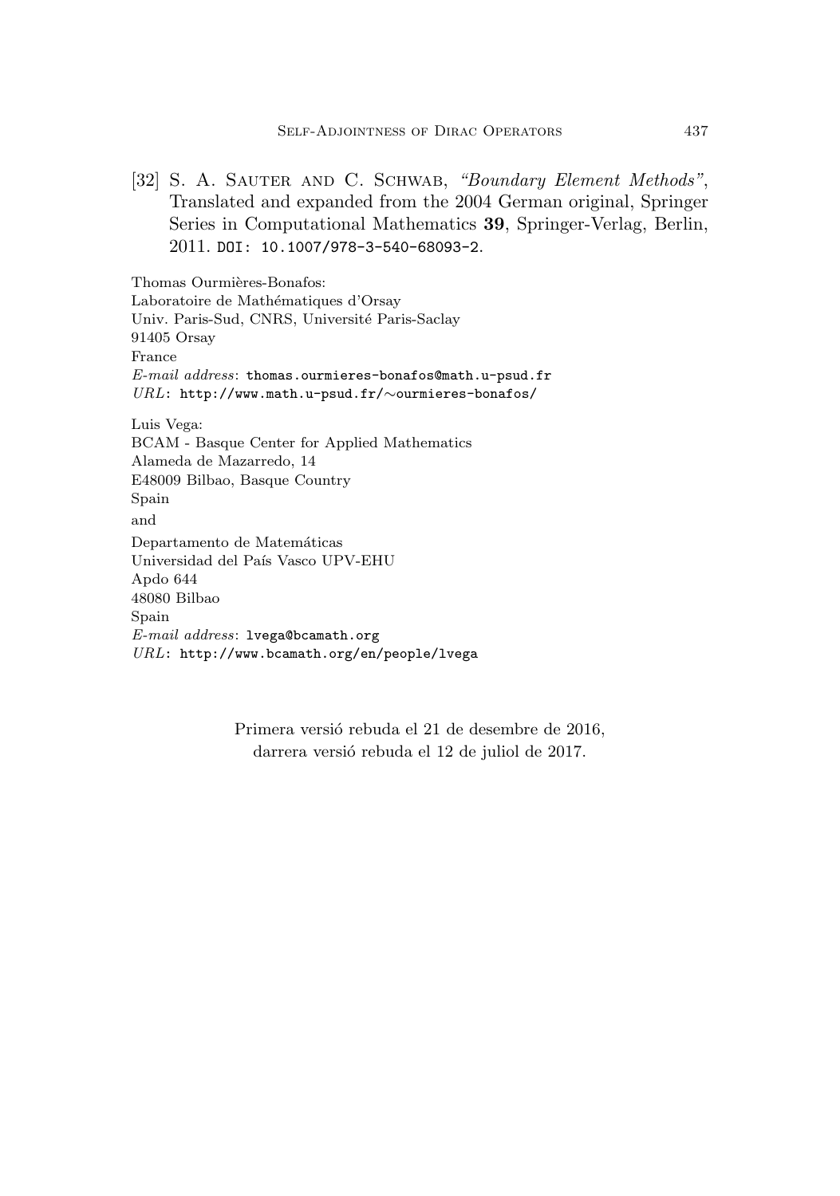[32] S. A. Sauter and C. Schwab, *"Boundary Element Methods"*, Translated and expanded from the 2004 German original, Springer Series in Computational Mathematics **39**, Springer-Verlag, Berlin, 2011. DOI: 10.1007/978-3-540-68093-2.

Thomas Ourmières-Bonafos:
Laboratoire de Mathématiques d'Orsay
Univ. Paris-Sud, CNRS, Université Paris-Saclay
91405 Orsay
France
*E-mail address*: thomas.ourmieres-bonafos@math.u-psud.fr
*URL*: http://www.math.u-psud.fr/∼ourmieres-bonafos/

Luis Vega:
BCAM - Basque Center for Applied Mathematics
Alameda de Mazarredo, 14
E48009 Bilbao, Basque Country
Spain
and
Departamento de Matemáticas
Universidad del País Vasco UPV-EHU
Apdo 644
48080 Bilbao
Spain
*E-mail address*: lvega@bcamath.org
*URL*: http://www.bcamath.org/en/people/lvega

Primera versió rebuda el 21 de desembre de 2016,
darrera versió rebuda el 12 de juliol de 2017.